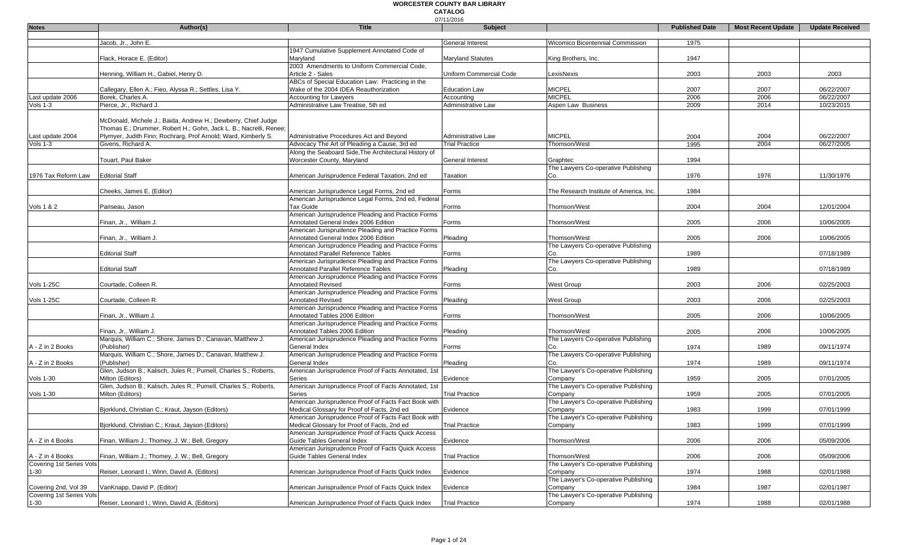# WORCESTER COUNTY BAR LIBRARY

**CATALOG**

07/11/2016

| Notes | Author(s) | Title | Subject | | Published Date | Most Recent Update | Update Received |
|---|---|---|---|---|---|---|---|
| | Jacob, Jr., John E. | | General Interest | Wicomico Bicentennial Commission | 1975 | | |
| | Flack, Horace E. (Editor) | 1947 Cumulative Supplement Annotated Code of Maryland | Maryland Statutes | King Brothers, Inc. | 1947 | | |
| | Henning, William H., Gabiel, Henry D. | 2003 Amendments to Uniform Commercial Code, Article 2 - Sales | Uniform Commercial Code | LexisNexis | 2003 | 2003 | 2003 |
| | Callegary, Ellen A.; Fieo, Alyssa R.; Settles, Lisa Y. | ABCs of Special Education Law: Practicing in the Wake of the 2004 IDEA Reauthorization | Education Law | MICPEL | 2007 | 2007 | 06/22/2007 |
| Last update 2006 | Borek, Charles A. | Accounting for Lawyers | Accounting | MICPEL | 2006 | 2006 | 06/22/2007 |
| Vols 1-3 | Pierce, Jr., Richard J. | Administrative Law Treatise, 5th ed | Administrative Law | Aspen Law Business | 2009 | 2014 | 10/23/2015 |
| Last update 2004 | McDonald, Michele J.; Baida, Andrew H.; Dewberry, Chief Judge Thomas E.; Drummer, Robert H.; Gohn, Jack L. B.; Nacrelli, Renee; Plymyer, Judith Finn; Rochrarg, Prof Arnold; Ward, Kimberly S. | Administrative Procedures Act and Beyond | Administrative Law | MICPEL | 2004 | 2004 | 06/22/2007 |
| Vols 1-3 | Givens, Richard A. | Advocacy The Art of Pleading a Cause, 3rd ed | Trial Practice | Thomson/West | 1995 | 2004 | 06/27/2005 |
| | Touart, Paul Baker | Along the Seaboard Side,The Architectural History of Worcester County, Maryland | General Interest | Graphtec | 1994 | | |
| 1976 Tax Reform Law | Editorial Staff | American Jurisprudence Federal Taxation, 2nd ed | Taxation | The Lawyers Co-operative Publishing Co. | 1976 | 1976 | 11/30/1976 |
| | Cheeks, James E. (Editor) | American Jurisprudence Legal Forms, 2nd ed | Forms | The Research Institute of America, Inc. | 1984 | | |
| Vols 1 & 2 | Pariseau, Jason | American Jurisprudence Legal Forms, 2nd ed, Federal Tax Guide | Forms | Thomson/West | 2004 | 2004 | 12/01/2004 |
| | Finan, Jr., William J. | American Jurisprudence Pleading and Practice Forms Annotated General Index 2006 Edition | Forms | Thomson/West | 2005 | 2006 | 10/06/2005 |
| | Finan, Jr., William J. | American Jurisprudence Pleading and Practice Forms Annotated General Index 2006 Edition | Pleading | Thomson/West | 2005 | 2006 | 10/06/2005 |
| | Editorial Staff | American Jurisprudence Pleading and Practice Forms Annotated Parallel Reference Tables | Forms | The Lawyers Co-operative Publishing Co. | 1989 | | 07/18/1989 |
| | Editorial Staff | American Jurisprudence Pleading and Practice Forms Annotated Parallel Reference Tables | Pleading | The Lawyers Co-operative Publishing Co. | 1989 | | 07/18/1989 |
| Vols 1-25C | Courtade, Colleen R. | American Jurisprudence Pleading and Practice Forms Annotated Revised | Forms | West Group | 2003 | 2006 | 02/25/2003 |
| Vols 1-25C | Courtade, Colleen R. | American Jurisprudence Pleading and Practice Forms Annotated Revised | Pleading | West Group | 2003 | 2006 | 02/25/2003 |
| | Finan, Jr., William J. | American Jurisprudence Pleading and Practice Forms Annotated Tables 2006 Edition | Forms | Thomson/West | 2005 | 2006 | 10/06/2005 |
| | Finan, Jr., William J. | American Jurisprudence Pleading and Practice Forms Annotated Tables 2006 Edition | Pleading | Thomson/West | 2005 | 2006 | 10/06/2005 |
| A - Z in 2 Books | Marquis, William C.; Shore, James D.; Canavan, Matthew J. (Publisher) | American Jurisprudence Pleading and Practice Forms General Index | Forms | The Lawyers Co-operative Publishing Co. | 1974 | 1989 | 09/11/1974 |
| A - Z in 2 Books | Marquis, William C.; Shore, James D.; Canavan, Matthew J. (Publisher) | American Jurisprudence Pleading and Practice Forms General Index | Pleading | The Lawyers Co-operative Publishing Co. | 1974 | 1989 | 09/11/1974 |
| Vols 1-30 | Glen, Judson B.; Kalisch, Jules R.; Purnell, Charles S.; Roberts, Milton (Editors) | American Jurisprudence Proof of Facts Annotated, 1st Series | Evidence | The Lawyer's Co-operative Publishing Company | 1959 | 2005 | 07/01/2005 |
| Vols 1-30 | Glen, Judson B.; Kalisch, Jules R.; Purnell, Charles S.; Roberts, Milton (Editors) | American Jurisprudence Proof of Facts Annotated, 1st Series | Trial Practice | The Lawyer's Co-operative Publishing Company | 1959 | 2005 | 07/01/2005 |
| | Bjorklund, Christian C.; Kraut, Jayson (Editors) | American Jurisprudence Proof of Facts Fact Book with Medical Glossary for Proof of Facts, 2nd ed | Evidence | The Lawyer's Co-operative Publishing Company | 1983 | 1999 | 07/01/1999 |
| | Bjorklund, Christian C.; Kraut, Jayson (Editors) | American Jurisprudence Proof of Facts Fact Book with Medical Glossary for Proof of Facts, 2nd ed | Trial Practice | The Lawyer's Co-operative Publishing Company | 1983 | 1999 | 07/01/1999 |
| A - Z in 4 Books | Finan, William J.; Thomey, J. W.; Bell, Gregory | American Jurisprudence Proof of Facts Quick Access Guide Tables General Index | Evidence | Thomson/West | 2006 | 2006 | 05/09/2006 |
| A - Z in 4 Books | Finan, William J.; Thomey, J. W.; Bell, Gregory | American Jurisprudence Proof of Facts Quick Access Guide Tables General Index | Trial Practice | Thomson/West | 2006 | 2006 | 05/09/2006 |
| Covering 1st Series Vols 1-30 | Reiser, Leonard I.; Winn, David A. (Editors) | American Jurisprudence Proof of Facts Quick Index | Evidence | The Lawyer's Co-operative Publishing Company | 1974 | 1988 | 02/01/1988 |
| Covering 2nd, Vol 39 | VanKnapp, David P. (Editor) | American Jurisprudence Proof of Facts Quick Index | Evidence | The Lawyer's Co-operative Publishing Company | 1984 | 1987 | 02/01/1987 |
| Covering 1st Series Vols 1-30 | Reiser, Leonard I.; Winn, David A. (Editors) | American Jurisprudence Proof of Facts Quick Index | Trial Practice | The Lawyer's Co-operative Publishing Company | 1974 | 1988 | 02/01/1988 |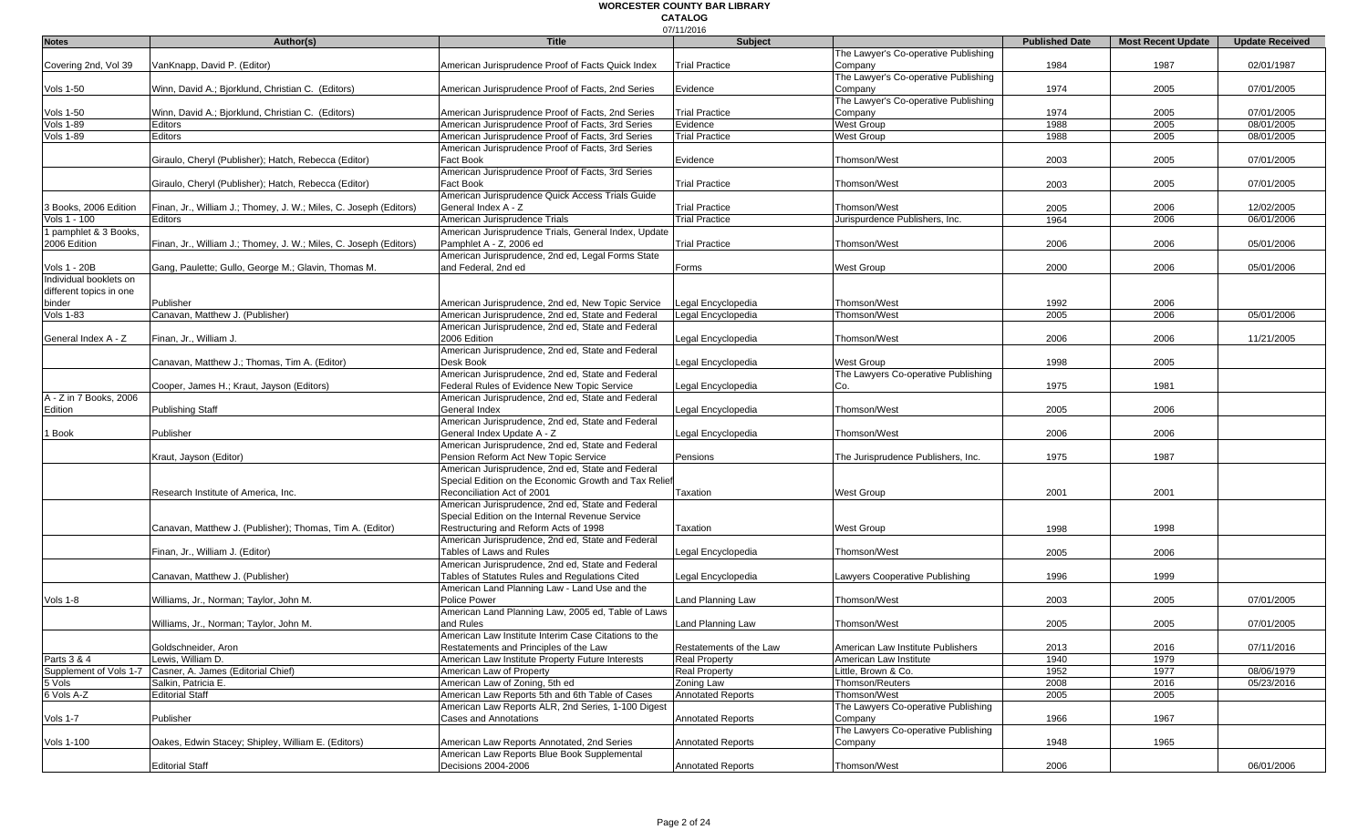# WORCESTER COUNTY BAR LIBRARY

**CATALOG**

07/11/2016

| Notes | Author(s) | Title | Subject | | Published Date | Most Recent Update | Update Received |
|---|---|---|---|---|---|---|---|
| Covering 2nd, Vol 39 | VanKnapp, David P. (Editor) | American Jurisprudence Proof of Facts Quick Index | Trial Practice | The Lawyer's Co-operative Publishing Company | 1984 | 1987 | 02/01/1987 |
| Vols 1-50 | Winn, David A.; Bjorklund, Christian C. (Editors) | American Jurisprudence Proof of Facts, 2nd Series | Evidence | The Lawyer's Co-operative Publishing Company | 1974 | 2005 | 07/01/2005 |
| Vols 1-50 | Winn, David A.; Bjorklund, Christian C. (Editors) | American Jurisprudence Proof of Facts, 2nd Series | Trial Practice | The Lawyer's Co-operative Publishing Company | 1974 | 2005 | 07/01/2005 |
| Vols 1-89 | Editors | American Jurisprudence Proof of Facts, 3rd Series | Evidence | West Group | 1988 | 2005 | 08/01/2005 |
| Vols 1-89 | Editors | American Jurisprudence Proof of Facts, 3rd Series | Trial Practice | West Group | 1988 | 2005 | 08/01/2005 |
| | Giraulo, Cheryl (Publisher); Hatch, Rebecca (Editor) | American Jurisprudence Proof of Facts, 3rd Series Fact Book | Evidence | Thomson/West | 2003 | 2005 | 07/01/2005 |
| | Giraulo, Cheryl (Publisher); Hatch, Rebecca (Editor) | American Jurisprudence Proof of Facts, 3rd Series Fact Book | Trial Practice | Thomson/West | 2003 | 2005 | 07/01/2005 |
| 3 Books, 2006 Edition | Finan, Jr., William J.; Thomey, J. W.; Miles, C. Joseph (Editors) | American Jurisprudence Quick Access Trials Guide General Index A - Z | Trial Practice | Thomson/West | 2005 | 2006 | 12/02/2005 |
| Vols 1 - 100 | Editors | American Jurisprudence Trials | Trial Practice | Jurispurdence Publishers, Inc. | 1964 | 2006 | 06/01/2006 |
| 1 pamphlet & 3 Books, 2006 Edition | Finan, Jr., William J.; Thomey, J. W.; Miles, C. Joseph (Editors) | American Jurisprudence Trials, General Index, Update Pamphlet A - Z, 2006 ed | Trial Practice | Thomson/West | 2006 | 2006 | 05/01/2006 |
| Vols 1 - 20B | Gang, Paulette; Gullo, George M.; Glavin, Thomas M. | American Jurisprudence, 2nd ed, Legal Forms State and Federal, 2nd ed | Forms | West Group | 2000 | 2006 | 05/01/2006 |
| Individual booklets on different topics in one binder | Publisher | American Jurisprudence, 2nd ed, New Topic Service | Legal Encyclopedia | Thomson/West | 1992 | 2006 | |
| Vols 1-83 | Canavan, Matthew J. (Publisher) | American Jurisprudence, 2nd ed, State and Federal | Legal Encyclopedia | Thomson/West | 2005 | 2006 | 05/01/2006 |
| General Index A - Z | Finan, Jr., William J. | American Jurisprudence, 2nd ed, State and Federal 2006 Edition | Legal Encyclopedia | Thomson/West | 2006 | 2006 | 11/21/2005 |
| | Canavan, Matthew J.; Thomas, Tim A. (Editor) | American Jurisprudence, 2nd ed, State and Federal Desk Book | Legal Encyclopedia | West Group | 1998 | 2005 | |
| | Cooper, James H.; Kraut, Jayson (Editors) | American Jurisprudence, 2nd ed, State and Federal Federal Rules of Evidence New Topic Service | Legal Encyclopedia | The Lawyers Co-operative Publishing Co. | 1975 | 1981 | |
| A - Z in 7 Books, 2006 Edition | Publishing Staff | American Jurisprudence, 2nd ed, State and Federal General Index | Legal Encyclopedia | Thomson/West | 2005 | 2006 | |
| 1 Book | Publisher | American Jurisprudence, 2nd ed, State and Federal General Index Update A - Z | Legal Encyclopedia | Thomson/West | 2006 | 2006 | |
| | Kraut, Jayson (Editor) | American Jurisprudence, 2nd ed, State and Federal Pension Reform Act New Topic Service | Pensions | The Jurisprudence Publishers, Inc. | 1975 | 1987 | |
| | Research Institute of America, Inc. | American Jurisprudence, 2nd ed, State and Federal Special Edition on the Economic Growth and Tax Relief Reconciliation Act of 2001 | Taxation | West Group | 2001 | 2001 | |
| | Canavan, Matthew J. (Publisher); Thomas, Tim A. (Editor) | American Jurisprudence, 2nd ed, State and Federal Special Edition on the Internal Revenue Service Restructuring and Reform Acts of 1998 | Taxation | West Group | 1998 | 1998 | |
| | Finan, Jr., William J. (Editor) | American Jurisprudence, 2nd ed, State and Federal Tables of Laws and Rules | Legal Encyclopedia | Thomson/West | 2005 | 2006 | |
| | Canavan, Matthew J. (Publisher) | American Jurisprudence, 2nd ed, State and Federal Tables of Statutes Rules and Regulations Cited | Legal Encyclopedia | Lawyers Cooperative Publishing | 1996 | 1999 | |
| Vols 1-8 | Williams, Jr., Norman; Taylor, John M. | American Land Planning Law - Land Use and the Police Power | Land Planning Law | Thomson/West | 2003 | 2005 | 07/01/2005 |
| | Williams, Jr., Norman; Taylor, John M. | American Land Planning Law, 2005 ed, Table of Laws and Rules | Land Planning Law | Thomson/West | 2005 | 2005 | 07/01/2005 |
| | Goldschneider, Aron | American Law Institute Interim Case Citations to the Restatements and Principles of the Law | Restatements of the Law | American Law Institute Publishers | 2013 | 2016 | 07/11/2016 |
| Parts 3 & 4 | Lewis, William D. | American Law Institute Property Future Interests | Real Property | American Law Institute | 1940 | 1979 | |
| Supplement of Vols 1-7 | Casner, A. James (Editorial Chief) | American Law of Property | Real Property | Little, Brown & Co. | 1952 | 1977 | 08/06/1979 |
| 5 Vols | Salkin, Patricia E. | American Law of Zoning, 5th ed | Zoning Law | Thomson/Reuters | 2008 | 2016 | 05/23/2016 |
| 6 Vols A-Z | Editorial Staff | American Law Reports 5th and 6th Table of Cases | Annotated Reports | Thomson/West | 2005 | 2005 | |
| Vols 1-7 | Publisher | American Law Reports ALR, 2nd Series, 1-100 Digest Cases and Annotations | Annotated Reports | The Lawyers Co-operative Publishing Company | 1966 | 1967 | |
| Vols 1-100 | Oakes, Edwin Stacey; Shipley, William E. (Editors) | American Law Reports Annotated, 2nd Series | Annotated Reports | The Lawyers Co-operative Publishing Company | 1948 | 1965 | |
| | Editorial Staff | American Law Reports Blue Book Supplemental Decisions 2004-2006 | Annotated Reports | Thomson/West | 2006 | | 06/01/2006 |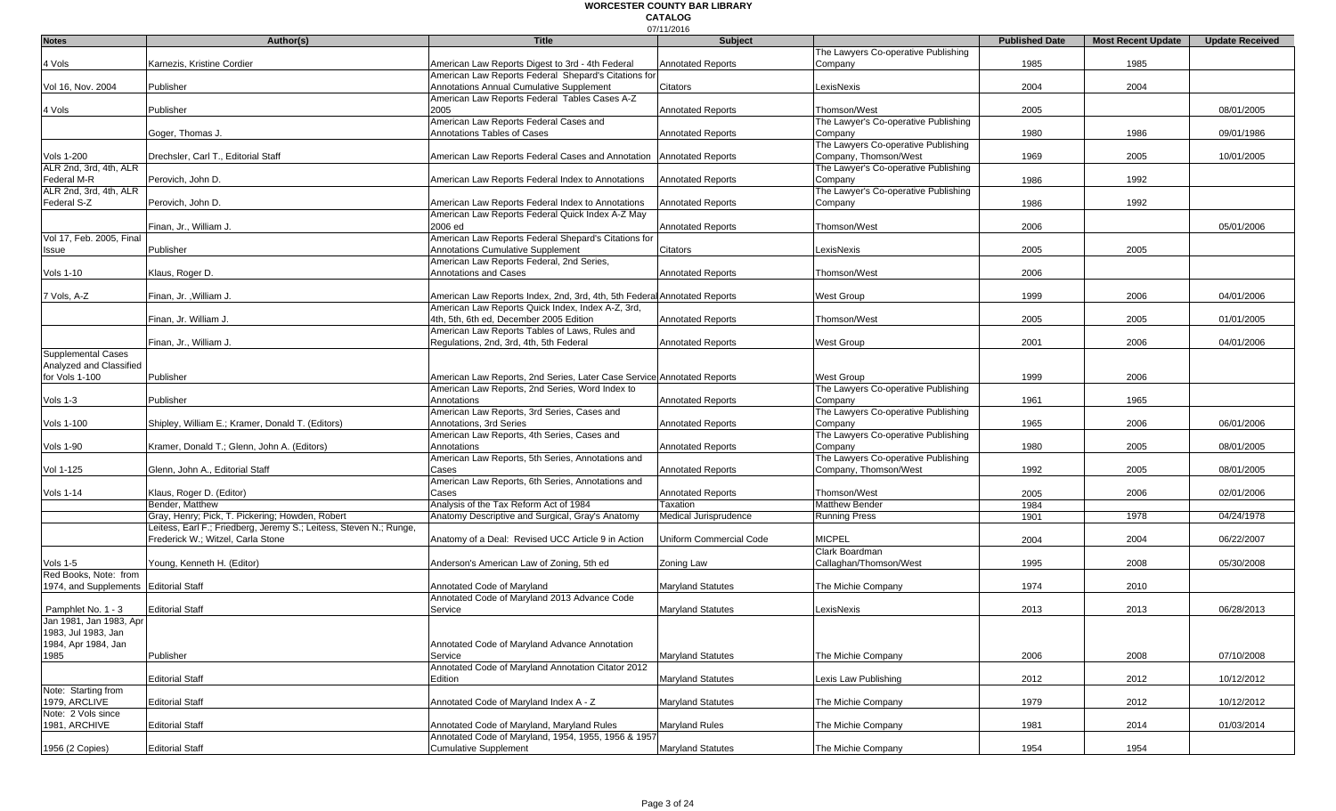# WORCESTER COUNTY BAR LIBRARY

## CATALOG

07/11/2016

| Notes | Author(s) | Title | Subject | | Published Date | Most Recent Update | Update Received |
|---|---|---|---|---|---|---|---|
| 4 Vols | Kamezis, Kristine Cordier | American Law Reports Digest to 3rd - 4th Federal | Annotated Reports | The Lawyers Co-operative Publishing Company | 1985 | 1985 | |
| Vol 16, Nov. 2004 | Publisher | American Law Reports Federal Shepard's Citations for Annotations Annual Cumulative Supplement | Citators | LexisNexis | 2004 | 2004 | |
| 4 Vols | Publisher | American Law Reports Federal Tables Cases A-Z 2005 | Annotated Reports | Thomson/West | 2005 | | 08/01/2005 |
| | Goger, Thomas J. | American Law Reports Federal Cases and Annotations Tables of Cases | Annotated Reports | The Lawyer's Co-operative Publishing Company | 1980 | 1986 | 09/01/1986 |
| Vols 1-200 | Drechsler, Carl T., Editorial Staff | American Law Reports Federal Cases and Annotation | Annotated Reports | The Lawyers Co-operative Publishing Company, Thomson/West | 1969 | 2005 | 10/01/2005 |
| ALR 2nd, 3rd, 4th, ALR Federal M-R | Perovich, John D. | American Law Reports Federal Index to Annotations | Annotated Reports | The Lawyer's Co-operative Publishing Company | 1986 | 1992 | |
| ALR 2nd, 3rd, 4th, ALR Federal S-Z | Perovich, John D. | American Law Reports Federal Index to Annotations | Annotated Reports | The Lawyer's Co-operative Publishing Company | 1986 | 1992 | |
| | Finan, Jr., William J. | American Law Reports Federal Quick Index A-Z May 2006 ed | Annotated Reports | Thomson/West | 2006 | | 05/01/2006 |
| Vol 17, Feb. 2005, Final Issue | Publisher | American Law Reports Federal Shepard's Citations for Annotations Cumulative Supplement | Citators | LexisNexis | 2005 | 2005 | |
| Vols 1-10 | Klaus, Roger D. | American Law Reports Federal, 2nd Series, Annotations and Cases | Annotated Reports | Thomson/West | 2006 | | |
| 7 Vols, A-Z | Finan, Jr. ,William J. | American Law Reports Index, 2nd, 3rd, 4th, 5th Federal | Annotated Reports | West Group | 1999 | 2006 | 04/01/2006 |
| | Finan, Jr. William J. | American Law Reports Quick Index, Index A-Z, 3rd, 4th, 5th, 6th ed, December 2005 Edition | Annotated Reports | Thomson/West | 2005 | 2005 | 01/01/2005 |
| | Finan, Jr., William J. | American Law Reports Tables of Laws, Rules and Regulations, 2nd, 3rd, 4th, 5th Federal | Annotated Reports | West Group | 2001 | 2006 | 04/01/2006 |
| Supplemental Cases Analyzed and Classified for Vols 1-100 | Publisher | American Law Reports, 2nd Series, Later Case Service | Annotated Reports | West Group | 1999 | 2006 | |
| Vols 1-3 | Publisher | American Law Reports, 2nd Series, Word Index to Annotations | Annotated Reports | The Lawyers Co-operative Publishing Company | 1961 | 1965 | |
| Vols 1-100 | Shipley, William E.; Kramer, Donald T. (Editors) | American Law Reports, 3rd Series, Cases and Annotations, 3rd Series | Annotated Reports | The Lawyers Co-operative Publishing Company | 1965 | 2006 | 06/01/2006 |
| Vols 1-90 | Kramer, Donald T.; Glenn, John A. (Editors) | American Law Reports, 4th Series, Cases and Annotations | Annotated Reports | The Lawyers Co-operative Publishing Company | 1980 | 2005 | 08/01/2005 |
| Vol 1-125 | Glenn, John A., Editorial Staff | American Law Reports, 5th Series, Annotations and Cases | Annotated Reports | The Lawyers Co-operative Publishing Company, Thomson/West | 1992 | 2005 | 08/01/2005 |
| Vols 1-14 | Klaus, Roger D. (Editor) | American Law Reports, 6th Series, Annotations and Cases | Annotated Reports | Thomson/West | 2005 | 2006 | 02/01/2006 |
| | Bender, Matthew | Analysis of the Tax Reform Act of 1984 | Taxation | Matthew Bender | 1984 | | |
| | Gray, Henry; Pick, T. Pickering; Howden, Robert | Anatomy Descriptive and Surgical, Gray's Anatomy | Medical Jurisprudence | Running Press | 1901 | 1978 | 04/24/1978 |
| | Leitess, Earl F.; Friedberg, Jeremy S.; Leitess, Steven N.; Runge, Frederick W.; Witzel, Carla Stone | Anatomy of a Deal: Revised UCC Article 9 in Action | Uniform Commercial Code | MICPEL | 2004 | 2004 | 06/22/2007 |
| Vols 1-5 | Young, Kenneth H. (Editor) | Anderson's American Law of Zoning, 5th ed | Zoning Law | Clark Boardman Callaghan/Thomson/West | 1995 | 2008 | 05/30/2008 |
| Red Books, Note: from 1974, and Supplements | Editorial Staff | Annotated Code of Maryland | Maryland Statutes | The Michie Company | 1974 | 2010 | |
| Pamphlet No. 1 - 3 | Editorial Staff | Annotated Code of Maryland 2013 Advance Code Service | Maryland Statutes | LexisNexis | 2013 | 2013 | 06/28/2013 |
| Jan 1981, Jan 1983, Apr 1983, Jul 1983, Jan 1984, Apr 1984, Jan 1985 | Publisher | Annotated Code of Maryland Advance Annotation Service | Maryland Statutes | The Michie Company | 2006 | 2008 | 07/10/2008 |
| | Editorial Staff | Annotated Code of Maryland Annotation Citator 2012 Edition | Maryland Statutes | Lexis Law Publishing | 2012 | 2012 | 10/12/2012 |
| Note: Starting from 1979, ARCLIVE | Editorial Staff | Annotated Code of Maryland Index A - Z | Maryland Statutes | The Michie Company | 1979 | 2012 | 10/12/2012 |
| Note: 2 Vols since 1981, ARCHIVE | Editorial Staff | Annotated Code of Maryland, Maryland Rules | Maryland Rules | The Michie Company | 1981 | 2014 | 01/03/2014 |
| 1956 (2 Copies) | Editorial Staff | Annotated Code of Maryland, 1954, 1955, 1956 & 1957 Cumulative Supplement | Maryland Statutes | The Michie Company | 1954 | 1954 | |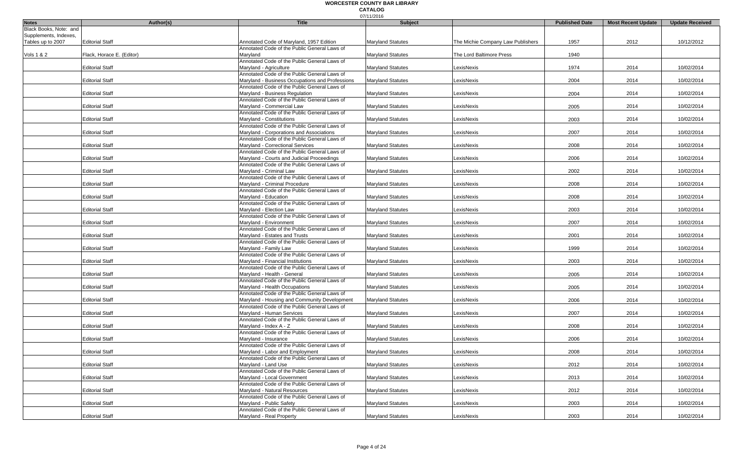# WORCESTER COUNTY BAR LIBRARY

## CATALOG

07/11/2016

| Notes | Author(s) | Title | Subject | | Published Date | Most Recent Update | Update Received |
|---|---|---|---|---|---|---|---|
| Black Books, Note: and Supplements, Indexes, Tables up to 2007 | Editorial Staff | Annotated Code of Maryland, 1957 Edition | Maryland Statutes | The Michie Company Law Publishers | 1957 | 2012 | 10/12/2012 |
| Vols 1 & 2 | Flack, Horace E. (Editor) | Annotated Code of the Public General Laws of Maryland | Maryland Statutes | The Lord Baltimore Press | 1940 | | |
| | Editorial Staff | Annotated Code of the Public General Laws of Maryland - Agriculture | Maryland Statutes | LexisNexis | 1974 | 2014 | 10/02/2014 |
| | Editorial Staff | Annotated Code of the Public General Laws of Maryland - Business Occupations and Professions | Maryland Statutes | LexisNexis | 2004 | 2014 | 10/02/2014 |
| | Editorial Staff | Annotated Code of the Public General Laws of Maryland - Business Regulation | Maryland Statutes | LexisNexis | 2004 | 2014 | 10/02/2014 |
| | Editorial Staff | Annotated Code of the Public General Laws of Maryland - Commercial Law | Maryland Statutes | LexisNexis | 2005 | 2014 | 10/02/2014 |
| | Editorial Staff | Annotated Code of the Public General Laws of Maryland - Constitutions | Maryland Statutes | LexisNexis | 2003 | 2014 | 10/02/2014 |
| | Editorial Staff | Annotated Code of the Public General Laws of Maryland - Corporations and Associations | Maryland Statutes | LexisNexis | 2007 | 2014 | 10/02/2014 |
| | Editorial Staff | Annotated Code of the Public General Laws of Maryland - Correctional Services | Maryland Statutes | LexisNexis | 2008 | 2014 | 10/02/2014 |
| | Editorial Staff | Annotated Code of the Public General Laws of Maryland - Courts and Judicial Proceedings | Maryland Statutes | LexisNexis | 2006 | 2014 | 10/02/2014 |
| | Editorial Staff | Annotated Code of the Public General Laws of Maryland - Criminal Law | Maryland Statutes | LexisNexis | 2002 | 2014 | 10/02/2014 |
| | Editorial Staff | Annotated Code of the Public General Laws of Maryland - Criminal Procedure | Maryland Statutes | LexisNexis | 2008 | 2014 | 10/02/2014 |
| | Editorial Staff | Annotated Code of the Public General Laws of Maryland - Education | Maryland Statutes | LexisNexis | 2008 | 2014 | 10/02/2014 |
| | Editorial Staff | Annotated Code of the Public General Laws of Maryland - Election Law | Maryland Statutes | LexisNexis | 2003 | 2014 | 10/02/2014 |
| | Editorial Staff | Annotated Code of the Public General Laws of Maryland - Environment | Maryland Statutes | LexisNexis | 2007 | 2014 | 10/02/2014 |
| | Editorial Staff | Annotated Code of the Public General Laws of Maryland - Estates and Trusts | Maryland Statutes | LexisNexis | 2001 | 2014 | 10/02/2014 |
| | Editorial Staff | Annotated Code of the Public General Laws of Maryland - Family Law | Maryland Statutes | LexisNexis | 1999 | 2014 | 10/02/2014 |
| | Editorial Staff | Annotated Code of the Public General Laws of Maryland - Financial Institutions | Maryland Statutes | LexisNexis | 2003 | 2014 | 10/02/2014 |
| | Editorial Staff | Annotated Code of the Public General Laws of Maryland - Health - General | Maryland Statutes | LexisNexis | 2005 | 2014 | 10/02/2014 |
| | Editorial Staff | Annotated Code of the Public General Laws of Maryland - Health Occupations | Maryland Statutes | LexisNexis | 2005 | 2014 | 10/02/2014 |
| | Editorial Staff | Annotated Code of the Public General Laws of Maryland - Housing and Community Development | Maryland Statutes | LexisNexis | 2006 | 2014 | 10/02/2014 |
| | Editorial Staff | Annotated Code of the Public General Laws of Maryland - Human Services | Maryland Statutes | LexisNexis | 2007 | 2014 | 10/02/2014 |
| | Editorial Staff | Annotated Code of the Public General Laws of Maryland - Index A - Z | Maryland Statutes | LexisNexis | 2008 | 2014 | 10/02/2014 |
| | Editorial Staff | Annotated Code of the Public General Laws of Maryland - Insurance | Maryland Statutes | LexisNexis | 2006 | 2014 | 10/02/2014 |
| | Editorial Staff | Annotated Code of the Public General Laws of Maryland - Labor and Employment | Maryland Statutes | LexisNexis | 2008 | 2014 | 10/02/2014 |
| | Editorial Staff | Annotated Code of the Public General Laws of Maryland - Land Use | Maryland Statutes | LexisNexis | 2012 | 2014 | 10/02/2014 |
| | Editorial Staff | Annotated Code of the Public General Laws of Maryland - Local Government | Maryland Statutes | LexisNexis | 2013 | 2014 | 10/02/2014 |
| | Editorial Staff | Annotated Code of the Public General Laws of Maryland - Natural Resources | Maryland Statutes | LexisNexis | 2012 | 2014 | 10/02/2014 |
| | Editorial Staff | Annotated Code of the Public General Laws of Maryland - Public Safety | Maryland Statutes | LexisNexis | 2003 | 2014 | 10/02/2014 |
| | Editorial Staff | Annotated Code of the Public General Laws of Maryland - Real Property | Maryland Statutes | LexisNexis | 2003 | 2014 | 10/02/2014 |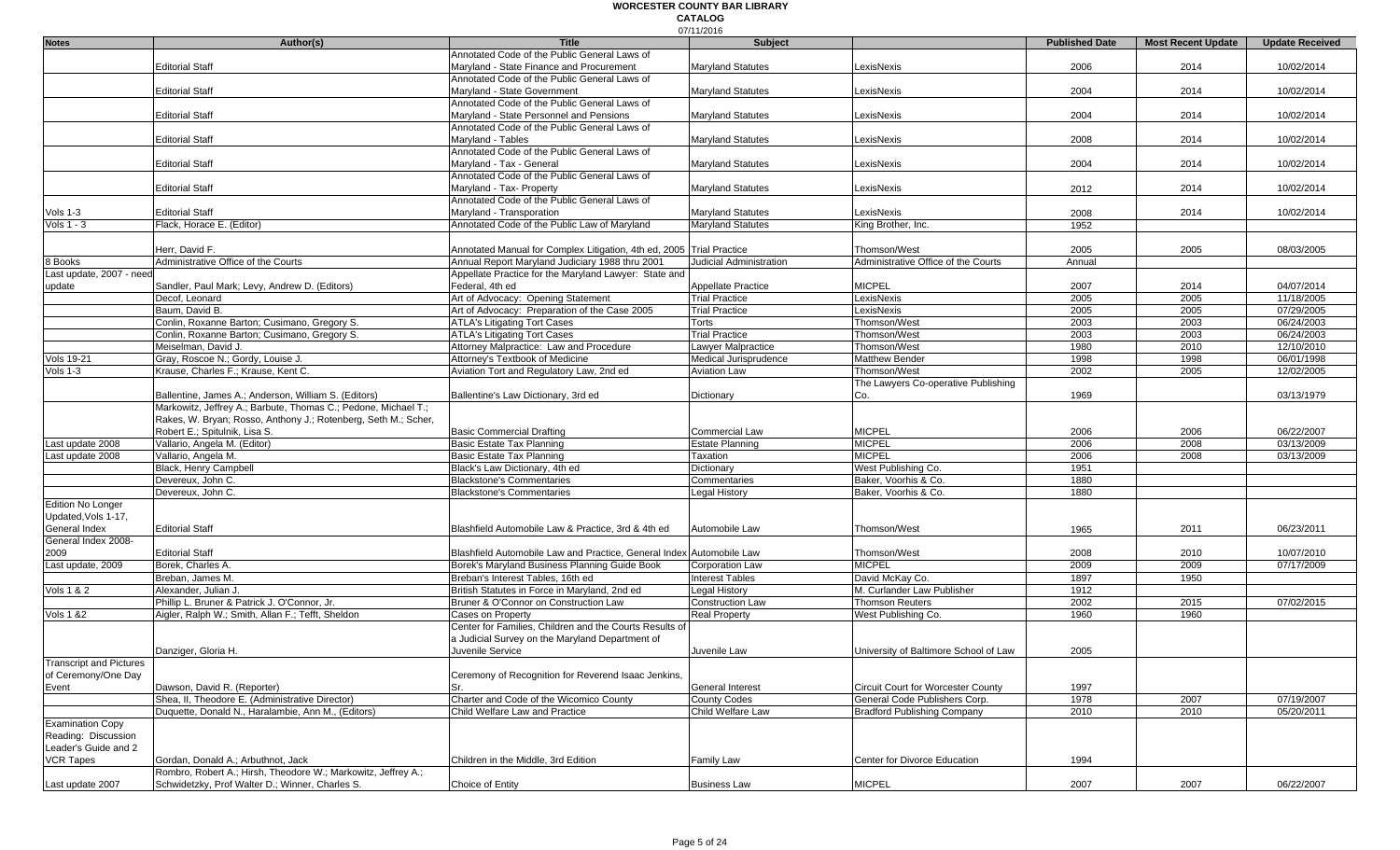**WORCESTER COUNTY BAR LIBRARY**
**CATALOG**
07/11/2016

| Notes | Author(s) | Title | Subject | | Published Date | Most Recent Update | Update Received |
|---|---|---|---|---|---|---|---|
| | Editorial Staff | Annotated Code of the Public General Laws of Maryland - State Finance and Procurement | Maryland Statutes | LexisNexis | 2006 | 2014 | 10/02/2014 |
| | Editorial Staff | Annotated Code of the Public General Laws of Maryland - State Government | Maryland Statutes | LexisNexis | 2004 | 2014 | 10/02/2014 |
| | Editorial Staff | Annotated Code of the Public General Laws of Maryland - State Personnel and Pensions | Maryland Statutes | LexisNexis | 2004 | 2014 | 10/02/2014 |
| | Editorial Staff | Annotated Code of the Public General Laws of Maryland - Tables | Maryland Statutes | LexisNexis | 2008 | 2014 | 10/02/2014 |
| | Editorial Staff | Annotated Code of the Public General Laws of Maryland - Tax - General | Maryland Statutes | LexisNexis | 2004 | 2014 | 10/02/2014 |
| | Editorial Staff | Annotated Code of the Public General Laws of Maryland - Tax- Property | Maryland Statutes | LexisNexis | 2012 | 2014 | 10/02/2014 |
| Vols 1-3 | Editorial Staff | Annotated Code of the Public General Laws of Maryland - Transporation | Maryland Statutes | LexisNexis | 2008 | 2014 | 10/02/2014 |
| Vols 1 - 3 | Flack, Horace E. (Editor) | Annotated Code of the Public Law of Maryland | Maryland Statutes | King Brother, Inc. | 1952 | | |
| | Herr, David F. | Annotated Manual for Complex Litigation, 4th ed, 2005 | Trial Practice | Thomson/West | 2005 | 2005 | 08/03/2005 |
| 8 Books | Administrative Office of the Courts | Annual Report Maryland Judiciary 1988 thru 2001 | Judicial Administration | Administrative Office of the Courts | Annual | | |
| Last update, 2007 - need update | Sandler, Paul Mark; Levy, Andrew D. (Editors) | Appellate Practice for the Maryland Lawyer: State and Federal, 4th ed | Appellate Practice | MICPEL | 2007 | 2014 | 04/07/2014 |
| | Decof, Leonard | Art of Advocacy: Opening Statement | Trial Practice | LexisNexis | 2005 | 2005 | 11/18/2005 |
| | Baum, David B. | Art of Advocacy: Preparation of the Case 2005 | Trial Practice | LexisNexis | 2005 | 2005 | 07/29/2005 |
| | Conlin, Roxanne Barton; Cusimano, Gregory S. | ATLA's Litigating Tort Cases | Torts | Thomson/West | 2003 | 2003 | 06/24/2003 |
| | Conlin, Roxanne Barton; Cusimano, Gregory S. | ATLA's Litigating Tort Cases | Trial Practice | Thomson/West | 2003 | 2003 | 06/24/2003 |
| | Meiselman, David J. | Attorney Malpractice: Law and Procedure | Lawyer Malpractice | Thomson/West | 1980 | 2010 | 12/10/2010 |
| Vols 19-21 | Gray, Roscoe N.; Gordy, Louise J. | Attorney's Textbook of Medicine | Medical Jurisprudence | Matthew Bender | 1998 | 1998 | 06/01/1998 |
| Vols 1-3 | Krause, Charles F.; Krause, Kent C. | Aviation Tort and Regulatory Law, 2nd ed | Aviation Law | Thomson/West | 2002 | 2005 | 12/02/2005 |
| | Ballentine, James A.; Anderson, William S. (Editors) | Ballentine's Law Dictionary, 3rd ed | Dictionary | The Lawyers Co-operative Publishing Co. | 1969 | | 03/13/1979 |
| | Markowitz, Jeffrey A.; Barbute, Thomas C.; Pedone, Michael T.; Rakes, W. Bryan; Rosso, Anthony J.; Rotenberg, Seth M.; Scher, Robert E.; Spitulnik, Lisa S. | Basic Commercial Drafting | Commercial Law | MICPEL | 2006 | 2006 | 06/22/2007 |
| Last update 2008 | Vallario, Angela M. (Editor) | Basic Estate Tax Planning | Estate Planning | MICPEL | 2006 | 2008 | 03/13/2009 |
| Last update 2008 | Vallario, Angela M. | Basic Estate Tax Planning | Taxation | MICPEL | 2006 | 2008 | 03/13/2009 |
| | Black, Henry Campbell | Black's Law Dictionary, 4th ed | Dictionary | West Publishing Co. | 1951 | | |
| | Devereux, John C. | Blackstone's Commentaries | Commentaries | Baker, Voorhis & Co. | 1880 | | |
| | Devereux, John C. | Blackstone's Commentaries | Legal History | Baker, Voorhis & Co. | 1880 | | |
| Edition No Longer Updated,Vols 1-17, General Index | Editorial Staff | Blashfield Automobile Law & Practice, 3rd & 4th ed | Automobile Law | Thomson/West | 1965 | 2011 | 06/23/2011 |
| General Index 2008-2009 | Editorial Staff | Blashfield Automobile Law and Practice, General Index | Automobile Law | Thomson/West | 2008 | 2010 | 10/07/2010 |
| Last update, 2009 | Borek, Charles A. | Borek's Maryland Business Planning Guide Book | Corporation Law | MICPEL | 2009 | 2009 | 07/17/2009 |
| | Breban, James M. | Breban's Interest Tables, 16th ed | Interest Tables | David McKay Co. | 1897 | 1950 | |
| Vols 1 & 2 | Alexander, Julian J. | British Statutes in Force in Maryland, 2nd ed | Legal History | M. Curlander Law Publisher | 1912 | | |
| | Phillip L. Bruner & Patrick J. O'Connor, Jr. | Bruner & O'Connor on Construction Law | Construction Law | Thomson Reuters | 2002 | 2015 | 07/02/2015 |
| Vols 1 &2 | Aigler, Ralph W.; Smith, Allan F.; Tefft, Sheldon | Cases on Property | Real Property | West Publishing Co. | 1960 | 1960 | |
| | Danziger, Gloria H. | Center for Families, Children and the Courts Results of a Judicial Survey on the Maryland Department of Juvenile Service | Juvenile Law | University of Baltimore School of Law | 2005 | | |
| Transcript and Pictures of Ceremony/One Day Event | Dawson, David R. (Reporter) | Ceremony of Recognition for Reverend Isaac Jenkins, Sr. | General Interest | Circuit Court for Worcester County | 1997 | | |
| | Shea, II, Theodore E. (Administrative Director) | Charter and Code of the Wicomico County | County Codes | General Code Publishers Corp. | 1978 | 2007 | 07/19/2007 |
| | Duquette, Donald N., Haralambie, Ann M., (Editors) | Child Welfare Law and Practice | Child Welfare Law | Bradford Publishing Company | 2010 | 2010 | 05/20/2011 |
| Examination Copy Reading: Discussion Leader's Guide and 2 VCR Tapes | Gordan, Donald A.; Arbuthnot, Jack | Children in the Middle, 3rd Edition | Family Law | Center for Divorce Education | 1994 | | |
| Last update 2007 | Rombro, Robert A.; Hirsh, Theodore W.; Markowitz, Jeffrey A.; Schwidetzky, Prof Walter D.; Winner, Charles S. | Choice of Entity | Business Law | MICPEL | 2007 | 2007 | 06/22/2007 |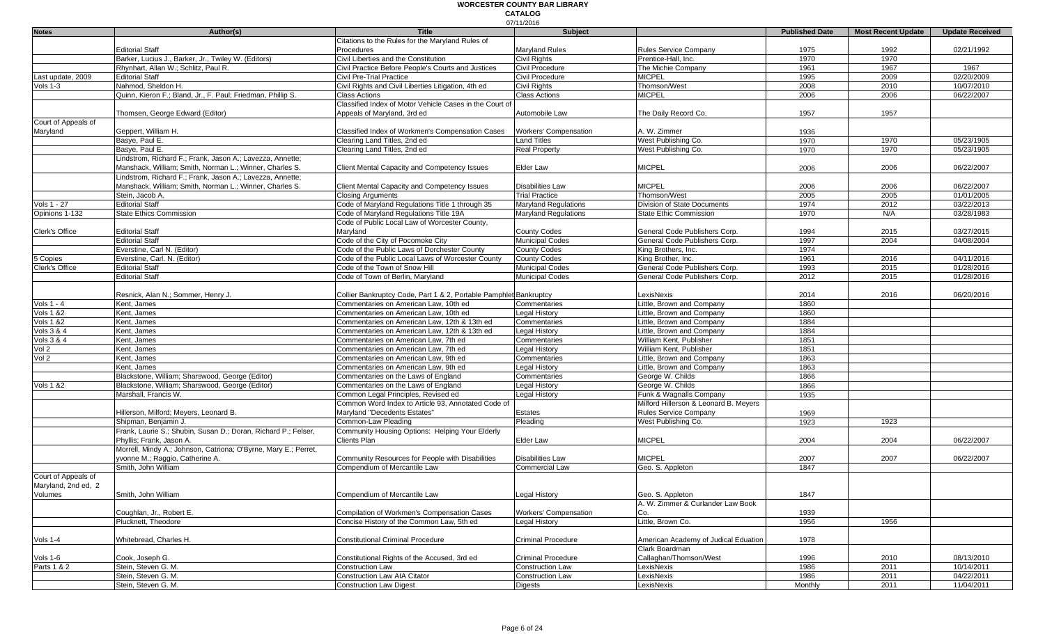# WORCESTER COUNTY BAR LIBRARY

## CATALOG

07/11/2016

| Notes | Author(s) | Title | Subject | | Published Date | Most Recent Update | Update Received |
|---|---|---|---|---|---|---|---|
| | Editorial Staff | Citations to the Rules for the Maryland Rules of Procedures | Maryland Rules | Rules Service Company | 1975 | 1992 | 02/21/1992 |
| | Barker, Lucius J., Barker, Jr., Twiley W. (Editors) | Civil Liberties and the Constitution | Civil Rights | Prentice-Hall, Inc. | 1970 | 1970 | |
| | Rhynhart, Allan W.; Schlitz, Paul R. | Civil Practice Before People's Courts and Justices | Civil Procedure | The Michie Company | 1961 | 1967 | 1967 |
| Last update, 2009 | Editorial Staff | Civil Pre-Trial Practice | Civil Procedure | MICPEL | 1995 | 2009 | 02/20/2009 |
| Vols 1-3 | Nahmod, Sheldon H. | Civil Rights and Civil Liberties Litigation, 4th ed | Civil Rights | Thomson/West | 2008 | 2010 | 10/07/2010 |
| | Quinn, Kieron F.; Bland, Jr., F. Paul; Friedman, Phillip S. | Class Actions | Class Actions | MICPEL | 2006 | 2006 | 06/22/2007 |
| | Thomsen, George Edward (Editor) | Classified Index of Motor Vehicle Cases in the Court of Appeals of Maryland, 3rd ed | Automobile Law | The Daily Record Co. | 1957 | 1957 | |
| Court of Appeals of Maryland | Geppert, William H. | Classified Index of Workmen's Compensation Cases | Workers' Compensation | A. W. Zimmer | 1936 | | |
| | Basye, Paul E. | Clearing Land Titles, 2nd ed | Land Titles | West Publishing Co. | 1970 | 1970 | 05/23/1905 |
| | Basye, Paul E. | Clearing Land Titles, 2nd ed | Real Property | West Publishing Co. | 1970 | 1970 | 05/23/1905 |
| | Lindstrom, Richard F.; Frank, Jason A.; Lavezza, Annette; Manshack, William; Smith, Norman L.; Winner, Charles S. | Client Mental Capacity and Competency Issues | Elder Law | MICPEL | 2006 | 2006 | 06/22/2007 |
| | Lindstrom, Richard F.; Frank, Jason A.; Lavezza, Annette; Manshack, William; Smith, Norman L.; Winner, Charles S. | Client Mental Capacity and Competency Issues | Disabilities Law | MICPEL | 2006 | 2006 | 06/22/2007 |
| | Stein, Jacob A. | Closing Arguments | Trial Practice | Thomson/West | 2005 | 2005 | 01/01/2005 |
| Vols 1 - 27 | Editorial Staff | Code of Maryland Regulations Title 1 through 35 | Maryland Regulations | Division of State Documents | 1974 | 2012 | 03/22/2013 |
| Opinions 1-132 | State Ethics Commission | Code of Maryland Regulations Title 19A | Maryland Regulations | State Ethic Commission | 1970 | N/A | 03/28/1983 |
| Clerk's Office | Editorial Staff | Code of Public Local Law of Worcester County, Maryland | County Codes | General Code Publishers Corp. | 1994 | 2015 | 03/27/2015 |
| | Editorial Staff | Code of the City of Pocomoke City | Municipal Codes | General Code Publishers Corp. | 1997 | 2004 | 04/08/2004 |
| | Everstine, Carl N. (Editor) | Code of the Public Laws of Dorchester County | County Codes | King Brothers, Inc. | 1974 | | |
| 5 Copies | Everstine, Carl. N. (Editor) | Code of the Public Local Laws of Worcester County | County Codes | King Brother, Inc. | 1961 | 2016 | 04/11/2016 |
| Clerk's Office | Editorial Staff | Code of the Town of Snow Hill | Municipal Codes | General Code Publishers Corp. | 1993 | 2015 | 01/28/2016 |
| | Editorial Staff | Code of Town of Berlin, Maryland | Municipal Codes | General Code Publishers Corp. | 2012 | 2015 | 01/28/2016 |
| | Resnick, Alan N.; Sommer, Henry J. | Collier Bankruptcy Code, Part 1 & 2, Portable Pamphlet | Bankruptcy | LexisNexis | 2014 | 2016 | 06/20/2016 |
| Vols 1 - 4 | Kent, James | Commentaries on American Law, 10th ed | Commentaries | Little, Brown and Company | 1860 | | |
| Vols 1 &2 | Kent, James | Commentaries on American Law, 10th ed | Legal History | Little, Brown and Company | 1860 | | |
| Vols 1 &2 | Kent, James | Commentaries on American Law, 12th & 13th ed | Commentaries | Little, Brown and Company | 1884 | | |
| Vols 3 & 4 | Kent, James | Commentaries on American Law, 12th & 13th ed | Legal History | Little, Brown and Company | 1884 | | |
| Vols 3 & 4 | Kent, James | Commentaries on American Law, 7th ed | Commentaries | William Kent, Publisher | 1851 | | |
| Vol 2 | Kent, James | Commentaries on American Law, 7th ed | Legal History | William Kent, Publisher | 1851 | | |
| Vol 2 | Kent, James | Commentaries on American Law, 9th ed | Commentaries | Little, Brown and Company | 1863 | | |
| | Kent, James | Commentaries on American Law, 9th ed | Legal History | Little, Brown and Company | 1863 | | |
| | Blackstone, William; Sharswood, George (Editor) | Commentaries on the Laws of England | Commentaries | George W. Childs | 1866 | | |
| Vols 1 &2 | Blackstone, William; Sharswood, George (Editor) | Commentaries on the Laws of England | Legal History | George W. Childs | 1866 | | |
| | Marshall, Francis W. | Common Legal Principles, Revised ed | Legal History | Funk & Wagnalls Company | 1935 | | |
| | Hillerson, Milford; Meyers, Leonard B. | Common Word Index to Article 93, Annotated Code of Maryland "Decedents Estates" | Estates | Milford Hillerson & Leonard B. Meyers Rules Service Company | 1969 | | |
| | Shipman, Benjamin J. | Common-Law Pleading | Pleading | West Publishing Co. | 1923 | 1923 | |
| | Frank, Laurie S.; Shubin, Susan D.; Doran, Richard P.; Felser, Phyllis; Frank, Jason A. | Community Housing Options: Helping Your Elderly Clients Plan | Elder Law | MICPEL | 2004 | 2004 | 06/22/2007 |
| | Morrell, Mindy A.; Johnson, Catriona; O'Byrne, Mary E.; Perret, yvonne M.; Raggio, Catherine A. | Community Resources for People with Disabilities | Disabilities Law | MICPEL | 2007 | 2007 | 06/22/2007 |
| | Smith, John William | Compendium of Mercantile Law | Commercial Law | Geo. S. Appleton | 1847 | | |
| Court of Appeals of Maryland, 2nd ed, 2 Volumes | Smith, John William | Compendium of Mercantile Law | Legal History | Geo. S. Appleton | 1847 | | |
| | Coughlan, Jr., Robert E. | Compilation of Workmen's Compensation Cases | Workers' Compensation | A. W. Zimmer & Curlander Law Book Co. | 1939 | | |
| | Plucknett, Theodore | Concise History of the Common Law, 5th ed | Legal History | Little, Brown Co. | 1956 | 1956 | |
| Vols 1-4 | Whitebread, Charles H. | Constitutional Criminal Procedure | Criminal Procedure | American Academy of Judical Eduation | 1978 | | |
| Vols 1-6 | Cook, Joseph G. | Constitutional Rights of the Accused, 3rd ed | Criminal Procedure | Clark Boardman Callaghan/Thomson/West | 1996 | 2010 | 08/13/2010 |
| Parts 1 & 2 | Stein, Steven G. M. | Construction Law | Construction Law | LexisNexis | 1986 | 2011 | 10/14/2011 |
| | Stein, Steven G. M. | Construction Law AIA Citator | Construction Law | LexisNexis | 1986 | 2011 | 04/22/2011 |
| | Stein, Steven G. M. | Construction Law Digest | Digests | LexisNexis | Monthly | 2011 | 11/04/2011 |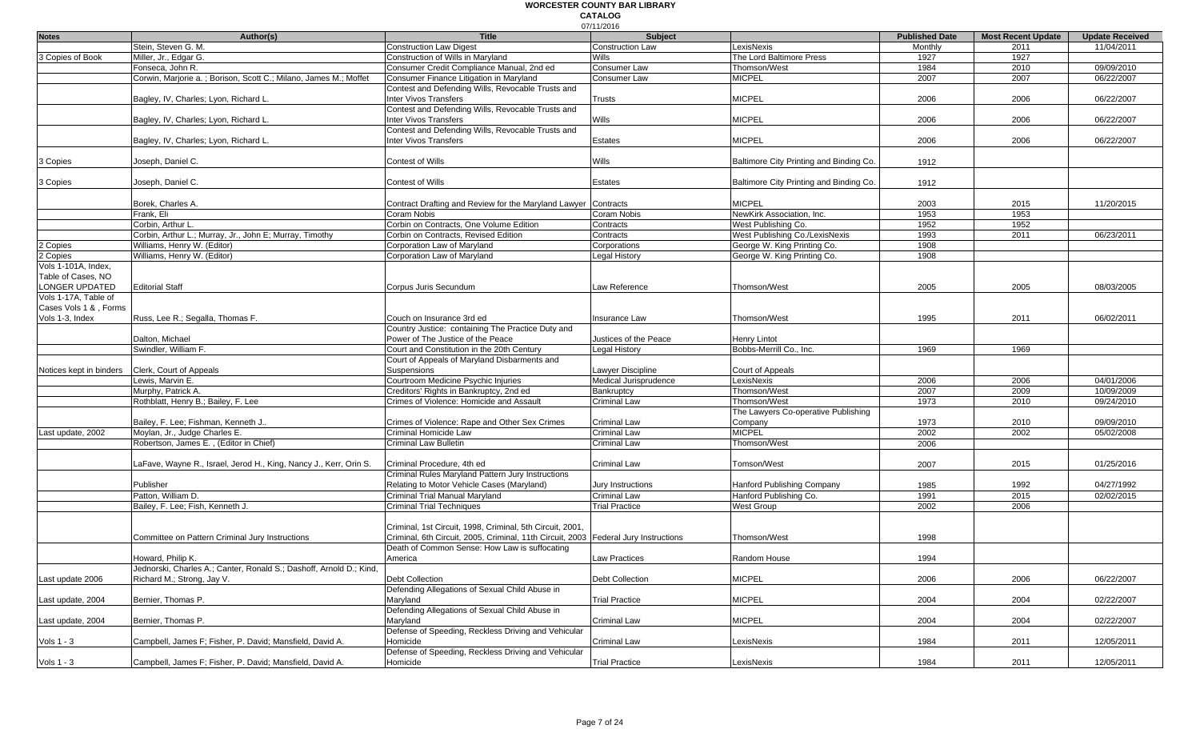# WORCESTER COUNTY BAR LIBRARY

## CATALOG

07/11/2016

| Notes | Author(s) | Title | Subject | | Published Date | Most Recent Update | Update Received |
|---|---|---|---|---|---|---|---|
| | Stein, Steven G. M. | Construction Law Digest | Construction Law | LexisNexis | Monthly | 2011 | 11/04/2011 |
| 3 Copies of Book | Miller, Jr., Edgar G. | Construction of Wills in Maryland | Wills | The Lord Baltimore Press | 1927 | 1927 | |
| | Fonseca, John R. | Consumer Credit Compliance Manual, 2nd ed | Consumer Law | Thomson/West | 1984 | 2010 | 09/09/2010 |
| | Corwin, Marjorie a. ; Borison, Scott C.; Milano, James M.; Moffet | Consumer Finance Litigation in Maryland | Consumer Law | MICPEL | 2007 | 2007 | 06/22/2007 |
| | Bagley, IV, Charles; Lyon, Richard L. | Contest and Defending Wills, Revocable Trusts and Inter Vivos Transfers | Trusts | MICPEL | 2006 | 2006 | 06/22/2007 |
| | Bagley, IV, Charles; Lyon, Richard L. | Contest and Defending Wills, Revocable Trusts and Inter Vivos Transfers | Wills | MICPEL | 2006 | 2006 | 06/22/2007 |
| | Bagley, IV, Charles; Lyon, Richard L. | Contest and Defending Wills, Revocable Trusts and Inter Vivos Transfers | Estates | MICPEL | 2006 | 2006 | 06/22/2007 |
| 3 Copies | Joseph, Daniel C. | Contest of Wills | Wills | Baltimore City Printing and Binding Co. | 1912 | | |
| 3 Copies | Joseph, Daniel C. | Contest of Wills | Estates | Baltimore City Printing and Binding Co. | 1912 | | |
| | Borek, Charles A. | Contract Drafting and Review for the Maryland Lawyer | Contracts | MICPEL | 2003 | 2015 | 11/20/2015 |
| | Frank, Eli | Coram Nobis | Coram Nobis | NewKirk Association, Inc. | 1953 | 1953 | |
| | Corbin, Arthur L. | Corbin on Contracts, One Volume Edition | Contracts | West Publishing Co. | 1952 | 1952 | |
| | Corbin, Arthur L.; Murray, Jr., John E; Murray, Timothy | Corbin on Contracts, Revised Edition | Contracts | West Publishing Co./LexisNexis | 1993 | 2011 | 06/23/2011 |
| 2 Copies | Williams, Henry W. (Editor) | Corporation Law of Maryland | Corporations | George W. King Printing Co. | 1908 | | |
| 2 Copies | Williams, Henry W. (Editor) | Corporation Law of Maryland | Legal History | George W. King Printing Co. | 1908 | | |
| Vols 1-101A, Index, Table of Cases, NO LONGER UPDATED | Editorial Staff | Corpus Juris Secundum | Law Reference | Thomson/West | 2005 | 2005 | 08/03/2005 |
| Vols 1-17A, Table of Cases Vols 1 & , Forms Vols 1-3, Index | Russ, Lee R.; Segalla, Thomas F. | Couch on Insurance 3rd ed | Insurance Law | Thomson/West | 1995 | 2011 | 06/02/2011 |
| | Dalton, Michael | Country Justice: containing The Practice Duty and Power of The Justice of the Peace | Justices of the Peace | Henry Lintot | | | |
| | Swindler, William F. | Court and Constitution in the 20th Century | Legal History | Bobbs-Merrill Co., Inc. | 1969 | 1969 | |
| Notices kept in binders | Clerk, Court of Appeals | Court of Appeals of Maryland Disbarments and Suspensions | Lawyer Discipline | Court of Appeals | | | |
| | Lewis, Marvin E. | Courtroom Medicine Psychic Injuries | Medical Jurisprudence | LexisNexis | 2006 | 2006 | 04/01/2006 |
| | Murphy, Patrick A. | Creditors' Rights in Bankruptcy, 2nd ed | Bankruptcy | Thomson/West | 2007 | 2009 | 10/09/2009 |
| | Rothblatt, Henry B.; Bailey, F. Lee | Crimes of Violence: Homicide and Assault | Criminal Law | Thomson/West | 1973 | 2010 | 09/24/2010 |
| | Bailey, F. Lee; Fishman, Kenneth J.. | Crimes of Violence: Rape and Other Sex Crimes | Criminal Law | The Lawyers Co-operative Publishing Company | 1973 | 2010 | 09/09/2010 |
| Last update, 2002 | Moylan, Jr., Judge Charles E. | Criminal Homicide Law | Criminal Law | MICPEL | 2002 | 2002 | 05/02/2008 |
| | Robertson, James E. , (Editor in Chief) | Criminal Law Bulletin | Criminal Law | Thomson/West | 2006 | | |
| | LaFave, Wayne R., Israel, Jerod H., King, Nancy J., Kerr, Orin S. | Criminal Procedure, 4th ed | Criminal Law | Tomson/West | 2007 | 2015 | 01/25/2016 |
| | Publisher | Criminal Rules Maryland Pattern Jury Instructions Relating to Motor Vehicle Cases (Maryland) | Jury Instructions | Hanford Publishing Company | 1985 | 1992 | 04/27/1992 |
| | Patton, William D. | Criminal Trial Manual Maryland | Criminal Law | Hanford Publishing Co. | 1991 | 2015 | 02/02/2015 |
| | Bailey, F. Lee; Fish, Kenneth J. | Criminal Trial Techniques | Trial Practice | West Group | 2002 | 2006 | |
| | Committee on Pattern Criminal Jury Instructions | Criminal, 1st Circuit, 1998, Criminal, 5th Circuit, 2001, Criminal, 6th Circuit, 2005, Criminal, 11th Circuit, 2003 | Federal Jury Instructions | Thomson/West | 1998 | | |
| | Howard, Philip K. | Death of Common Sense: How Law is suffocating America | Law Practices | Random House | 1994 | | |
| Last update 2006 | Jednorski, Charles A.; Canter, Ronald S.; Dashoff, Arnold D.; Kind, Richard M.; Strong, Jay V. | Debt Collection | Debt Collection | MICPEL | 2006 | 2006 | 06/22/2007 |
| Last update, 2004 | Bernier, Thomas P. | Defending Allegations of Sexual Child Abuse in Maryland | Trial Practice | MICPEL | 2004 | 2004 | 02/22/2007 |
| Last update, 2004 | Bernier, Thomas P. | Defending Allegations of Sexual Child Abuse in Maryland | Criminal Law | MICPEL | 2004 | 2004 | 02/22/2007 |
| Vols 1 - 3 | Campbell, James F; Fisher, P. David; Mansfield, David A. | Defense of Speeding, Reckless Driving and Vehicular Homicide | Criminal Law | LexisNexis | 1984 | 2011 | 12/05/2011 |
| Vols 1 - 3 | Campbell, James F; Fisher, P. David; Mansfield, David A. | Defense of Speeding, Reckless Driving and Vehicular Homicide | Trial Practice | LexisNexis | 1984 | 2011 | 12/05/2011 |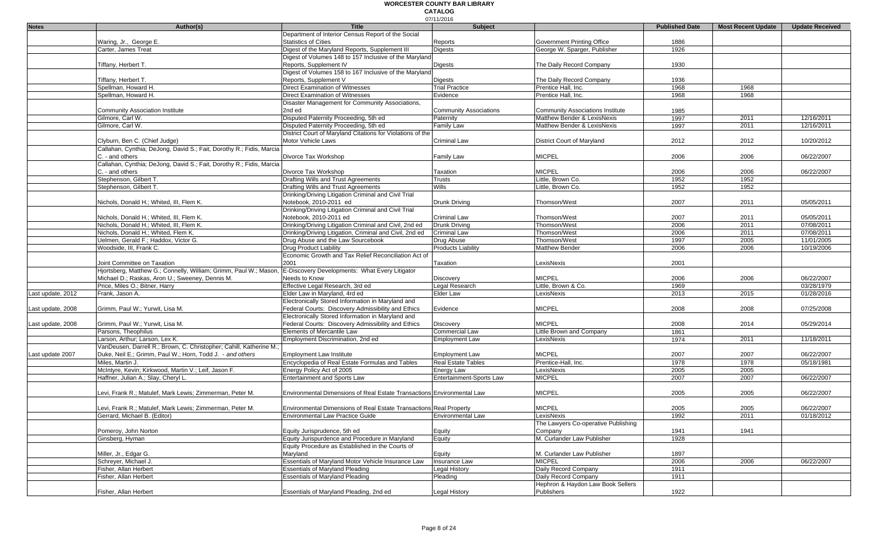# WORCESTER COUNTY BAR LIBRARY

## CATALOG

07/11/2016

| Notes | Author(s) | Title | Subject | | Published Date | Most Recent Update | Update Received |
|---|---|---|---|---|---|---|---|
| | Waring, Jr., George E. | Department of Interior Census Report of the Social Statistics of Cities | Reports | Government Printing Office | 1886 | | |
| | Carter, James Treat | Digest of the Maryland Reports, Supplement III | Digests | George W. Sparger, Publisher | 1926 | | |
| | Tiffany, Herbert T. | Digest of Volumes 148 to 157 Inclusive of the Maryland Reports, Supplement IV | Digests | The Daily Record Company | 1930 | | |
| | Tiffany, Herbert T. | Digest of Volumes 158 to 167 Inclusive of the Maryland Reports, Supplement V | Digests | The Daily Record Company | 1936 | | |
| | Spellman, Howard H. | Direct Examination of Witnesses | Trial Practice | Prentice Hall, Inc. | 1968 | 1968 | |
| | Spellman, Howard H. | Direct Examination of Witnesses | Evidence | Prentice Hall, Inc. | 1968 | 1968 | |
| | Community Association Institute | Disaster Management for Community Associations, 2nd ed | Community Associations | Community Associations Institute | 1985 | | |
| | Gilmore, Carl W. | Disputed Paternity Proceeding, 5th ed | Paternity | Matthew Bender & LexisNexis | 1997 | 2011 | 12/16/2011 |
| | Gilmore, Carl W. | Disputed Paternity Proceeding, 5th ed | Family Law | Matthew Bender & LexisNexis | 1997 | 2011 | 12/16/2011 |
| | Clyburn, Ben C. (Chief Judge) | District Court of Maryland Citations for Violations of the Motor Vehicle Laws | Criminal Law | District Court of Maryland | 2012 | 2012 | 10/20/2012 |
| | Callahan, Cynthia; DeJong, David S.; Fait, Dorothy R.; Fidis, Marcia C. - and others | Divorce Tax Workshop | Family Law | MICPEL | 2006 | 2006 | 06/22/2007 |
| | Callahan, Cynthia; DeJong, David S.; Fait, Dorothy R.; Fidis, Marcia C. - and others | Divorce Tax Workshop | Taxation | MICPEL | 2006 | 2006 | 06/22/2007 |
| | Stephenson, Gilbert T. | Drafting Wills and Trust Agreements | Trusts | Little, Brown Co. | 1952 | 1952 | |
| | Stephenson, Gilbert T. | Drafting Wills and Trust Agreements | Wills | Little, Brown Co. | 1952 | 1952 | |
| | Nichols, Donald H.; Whited, III, Flem K. | Drinking/Driving Litigation Criminal and Civil Trial Notebook, 2010-2011 ed | Drunk Driving | Thomson/West | 2007 | 2011 | 05/05/2011 |
| | Nichols, Donald H.; Whited, III, Flem K. | Drinking/Driving Litigation Criminal and Civil Trial Notebook, 2010-2011 ed | Criminal Law | Thomson/West | 2007 | 2011 | 05/05/2011 |
| | Nichols, Donald H.; Whited, III, Flem K. | Drinking/Driving Litigation Criminal and Civil, 2nd ed | Drunk Driving | Thomson/West | 2006 | 2011 | 07/08/2011 |
| | Nichols, Donald H.; Whited, Flem K. | Drinking/Driving Litigation, Criminal and Civil, 2nd ed | Criminal Law | Thomson/West | 2006 | 2011 | 07/08/2011 |
| | Uelmen, Gerald F.; Haddox, Victor G. | Drug Abuse and the Law Sourcebook | Drug Abuse | Thomson/West | 1997 | 2005 | 11/01/2005 |
| | Woodside, III, Frank C. | Drug Product Liability | Products Liability | Matthew Bender | 2006 | 2006 | 10/19/2006 |
| | Joint Committee on Taxation | Economic Growth and Tax Relief Reconciliation Act of 2001 | Taxation | LexisNexis | 2001 | | |
| | Hjortsberg, Matthew G.; Connelly, William; Grimm, Paul W.; Mason, Michael D.; Raskas, Aron U.; Sweeney, Dennis M. | E-Discovery Developments: What Every Litigator Needs to Know | Discovery | MICPEL | 2006 | 2006 | 06/22/2007 |
| | Price, Miles O.; Bitner, Harry | Effective Legal Research, 3rd ed | Legal Research | Little, Brown & Co. | 1969 | | 03/28/1979 |
| Last update, 2012 | Frank, Jason A. | Elder Law in Maryland, 4rd ed | Elder Law | LexisNexis | 2013 | 2015 | 01/28/2016 |
| Last update, 2008 | Grimm, Paul W.; Yurwit, Lisa M. | Electronically Stored Information in Maryland and Federal Courts: Discovery Admissibility and Ethics | Evidence | MICPEL | 2008 | 2008 | 07/25/2008 |
| Last update, 2008 | Grimm, Paul W.; Yurwit, Lisa M. | Electronically Stored Information in Maryland and Federal Courts: Discovery Admissibility and Ethics | Discovery | MICPEL | 2008 | 2014 | 05/29/2014 |
| | Parsons, Theophilus | Elements of Mercantile Law | Commercial Law | Little Brown and Company | 1861 | | |
| | Larson, Arthur; Larson, Lex K. | Employment Discrimination, 2nd ed | Employment Law | LexisNexis | 1974 | 2011 | 11/18/2011 |
| Last update 2007 | VanDeusen, Darrell R.; Brown, C. Christopher; Cahill, Katherine M.; Duke, Neil E.; Grimm, Paul W.; Horn, Todd J. - *and others* | Employment Law Institute | Employment Law | MICPEL | 2007 | 2007 | 06/22/2007 |
| | Miles, Martin J. | Encyclopedia of Real Estate Formulas and Tables | Real Estate Tables | Prentice-Hall, Inc. | 1978 | 1978 | 05/18/1981 |
| | McIntyre, Kevin; Kirkwood, Martin V.; Leif, Jason F. | Energy Policy Act of 2005 | Energy Law | LexisNexis | 2005 | 2005 | |
| | Haffner, Julian A.; Slay, Cheryl L. | Entertainment and Sports Law | Entertainment-Sports Law | MICPEL | 2007 | 2007 | 06/22/2007 |
| | Levi, Frank R.; Matulef, Mark Lewis; Zimmerman, Peter M. | Environmental Dimensions of Real Estate Transactions | Environmental Law | MICPEL | 2005 | 2005 | 06/22/2007 |
| | Levi, Frank R.; Matulef, Mark Lewis; Zimmerman, Peter M. | Environmental Dimensions of Real Estate Transactions | Real Property | MICPEL | 2005 | 2005 | 06/22/2007 |
| | Gerrard, Michael B. (Editor) | Environmental Law Practice Guide | Environmental Law | LexisNexis | 1992 | 2011 | 01/18/2012 |
| | Pomeroy, John Norton | Equity Jurisprudence, 5th ed | Equity | The Lawyers Co-operative Publishing Company | 1941 | 1941 | |
| | Ginsberg, Hyman | Equity Jurispurdence and Procedure in Maryland | Equity | M. Curlander Law Publisher | 1928 | | |
| | Miller, Jr., Edgar G. | Equity Procedure as Established in the Courts of Maryland | Equity | M. Curlander Law Publisher | 1897 | | |
| | Schreyer, Michael J. | Essentials of Maryland Motor Vehicle Insurance Law | Insurance Law | MICPEL | 2006 | 2006 | 06/22/2007 |
| | Fisher, Allan Herbert | Essentials of Maryland Pleading | Legal History | Daily Record Company | 1911 | | |
| | Fisher, Allan Herbert | Essentials of Maryland Pleading | Pleading | Daily Record Company | 1911 | | |
| | Fisher, Allan Herbert | Essentials of Maryland Pleading, 2nd ed | Legal History | Hephron & Haydon Law Book Sellers Publishers | 1922 | | |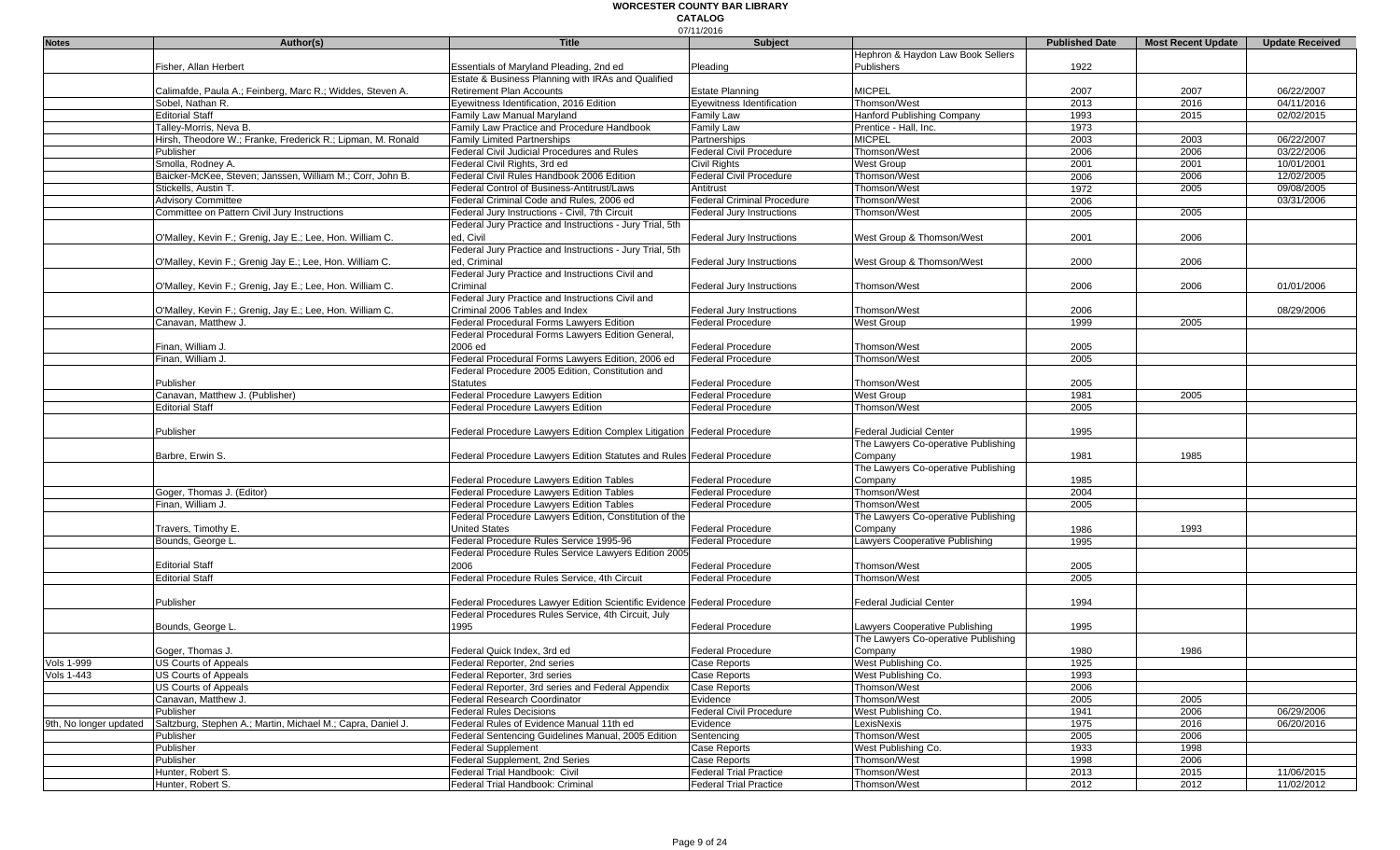# WORCESTER COUNTY BAR LIBRARY
## CATALOG
07/11/2016

| Notes | Author(s) | Title | Subject | | Published Date | Most Recent Update | Update Received |
|---|---|---|---|---|---|---|---|
| | Fisher, Allan Herbert | Essentials of Maryland Pleading, 2nd ed | Pleading | Hephron & Haydon Law Book Sellers Publishers | 1922 | | |
| | Calimafde, Paula A.; Feinberg, Marc R.; Widdes, Steven A. | Estate & Business Planning with IRAs and Qualified Retirement Plan Accounts | Estate Planning | MICPEL | 2007 | 2007 | 06/22/2007 |
| | Sobel, Nathan R. | Eyewitness Identification, 2016 Edition | Eyewitness Identification | Thomson/West | 2013 | 2016 | 04/11/2016 |
| | Editorial Staff | Family Law Manual Maryland | Family Law | Hanford Publishing Company | 1993 | 2015 | 02/02/2015 |
| | Talley-Morris, Neva B. | Family Law Practice and Procedure Handbook | Family Law | Prentice - Hall, Inc. | 1973 | | |
| | Hirsh, Theodore W.; Franke, Frederick R.; Lipman, M. Ronald | Family Limited Partnerships | Partnerships | MICPEL | 2003 | 2003 | 06/22/2007 |
| | Publisher | Federal Civil Judicial Procedures and Rules | Federal Civil Procedure | Thomson/West | 2006 | 2006 | 03/22/2006 |
| | Smolla, Rodney A. | Federal Civil Rights, 3rd ed | Civil Rights | West Group | 2001 | 2001 | 10/01/2001 |
| | Baicker-McKee, Steven; Janssen, William M.; Corr, John B. | Federal Civil Rules Handbook 2006 Edition | Federal Civil Procedure | Thomson/West | 2006 | 2006 | 12/02/2005 |
| | Stickells, Austin T. | Federal Control of Business-Antitrust/Laws | Antitrust | Thomson/West | 1972 | 2005 | 09/08/2005 |
| | Advisory Committee | Federal Criminal Code and Rules, 2006 ed | Federal Criminal Procedure | Thomson/West | 2006 | | 03/31/2006 |
| | Committee on Pattern Civil Jury Instructions | Federal Jury Instructions - Civil, 7th Circuit | Federal Jury Instructions | Thomson/West | 2005 | 2005 | |
| | O'Malley, Kevin F.; Grenig, Jay E.; Lee, Hon. William C. | Federal Jury Practice and Instructions - Jury Trial, 5th ed, Civil | Federal Jury Instructions | West Group & Thomson/West | 2001 | 2006 | |
| | O'Malley, Kevin F.; Grenig Jay E.; Lee, Hon. William C. | Federal Jury Practice and Instructions - Jury Trial, 5th ed, Criminal | Federal Jury Instructions | West Group & Thomson/West | 2000 | 2006 | |
| | O'Malley, Kevin F.; Grenig, Jay E.; Lee, Hon. William C. | Federal Jury Practice and Instructions Civil and Criminal | Federal Jury Instructions | Thomson/West | 2006 | 2006 | 01/01/2006 |
| | O'Malley, Kevin F.; Grenig, Jay E.; Lee, Hon. William C. | Federal Jury Practice and Instructions Civil and Criminal 2006 Tables and Index | Federal Jury Instructions | Thomson/West | 2006 | | 08/29/2006 |
| | Canavan, Matthew J. | Federal Procedural Forms Lawyers Edition | Federal Procedure | West Group | 1999 | 2005 | |
| | Finan, William J. | Federal Procedural Forms Lawyers Edition General, 2006 ed | Federal Procedure | Thomson/West | 2005 | | |
| | Finan, William J. | Federal Procedural Forms Lawyers Edition, 2006 ed | Federal Procedure | Thomson/West | 2005 | | |
| | Publisher | Federal Procedure 2005 Edition, Constitution and Statutes | Federal Procedure | Thomson/West | 2005 | | |
| | Canavan, Matthew J. (Publisher) | Federal Procedure Lawyers Edition | Federal Procedure | West Group | 1981 | 2005 | |
| | Editorial Staff | Federal Procedure Lawyers Edition | Federal Procedure | Thomson/West | 2005 | | |
| | Publisher | Federal Procedure Lawyers Edition Complex Litigation | Federal Procedure | Federal Judicial Center | 1995 | | |
| | Barbre, Erwin S. | Federal Procedure Lawyers Edition Statutes and Rules | Federal Procedure | The Lawyers Co-operative Publishing Company | 1981 | 1985 | |
| | | Federal Procedure Lawyers Edition Tables | Federal Procedure | The Lawyers Co-operative Publishing Company | 1985 | | |
| | Goger, Thomas J. (Editor) | Federal Procedure Lawyers Edition Tables | Federal Procedure | Thomson/West | 2004 | | |
| | Finan, William J. | Federal Procedure Lawyers Edition Tables | Federal Procedure | Thomson/West | 2005 | | |
| | Travers, Timothy E. | Federal Procedure Lawyers Edition, Constitution of the United States | Federal Procedure | The Lawyers Co-operative Publishing Company | 1986 | 1993 | |
| | Bounds, George L. | Federal Procedure Rules Service 1995-96 | Federal Procedure | Lawyers Cooperative Publishing | 1995 | | |
| | Editorial Staff | Federal Procedure Rules Service Lawyers Edition 2005 2006 | Federal Procedure | Thomson/West | 2005 | | |
| | Editorial Staff | Federal Procedure Rules Service, 4th Circuit | Federal Procedure | Thomson/West | 2005 | | |
| | Publisher | Federal Procedures Lawyer Edition Scientific Evidence | Federal Procedure | Federal Judicial Center | 1994 | | |
| | Bounds, George L. | Federal Procedures Rules Service, 4th Circuit, July 1995 | Federal Procedure | Lawyers Cooperative Publishing | 1995 | | |
| | Goger, Thomas J. | Federal Quick Index, 3rd ed | Federal Procedure | The Lawyers Co-operative Publishing Company | 1980 | 1986 | |
| Vols 1-999 | US Courts of Appeals | Federal Reporter, 2nd series | Case Reports | West Publishing Co. | 1925 | | |
| Vols 1-443 | US Courts of Appeals | Federal Reporter, 3rd series | Case Reports | West Publishing Co. | 1993 | | |
| | US Courts of Appeals | Federal Reporter, 3rd series and Federal Appendix | Case Reports | Thomson/West | 2006 | | |
| | Canavan, Matthew J. | Federal Research Coordinator | Evidence | Thomson/West | 2005 | 2005 | |
| | Publisher | Federal Rules Decisions | Federal Civil Procedure | West Publishing Co. | 1941 | 2006 | 06/29/2006 |
| 9th, No longer updated | Saltzburg, Stephen A.; Martin, Michael M.; Capra, Daniel J. | Federal Rules of Evidence Manual 11th ed | Evidence | LexisNexis | 1975 | 2016 | 06/20/2016 |
| | Publisher | Federal Sentencing Guidelines Manual, 2005 Edition | Sentencing | Thomson/West | 2005 | 2006 | |
| | Publisher | Federal Supplement | Case Reports | West Publishing Co. | 1933 | 1998 | |
| | Publisher | Federal Supplement, 2nd Series | Case Reports | Thomson/West | 1998 | 2006 | |
| | Hunter, Robert S. | Federal Trial Handbook: Civil | Federal Trial Practice | Thomson/West | 2013 | 2015 | 11/06/2015 |
| | Hunter, Robert S. | Federal Trial Handbook: Criminal | Federal Trial Practice | Thomson/West | 2012 | 2012 | 11/02/2012 |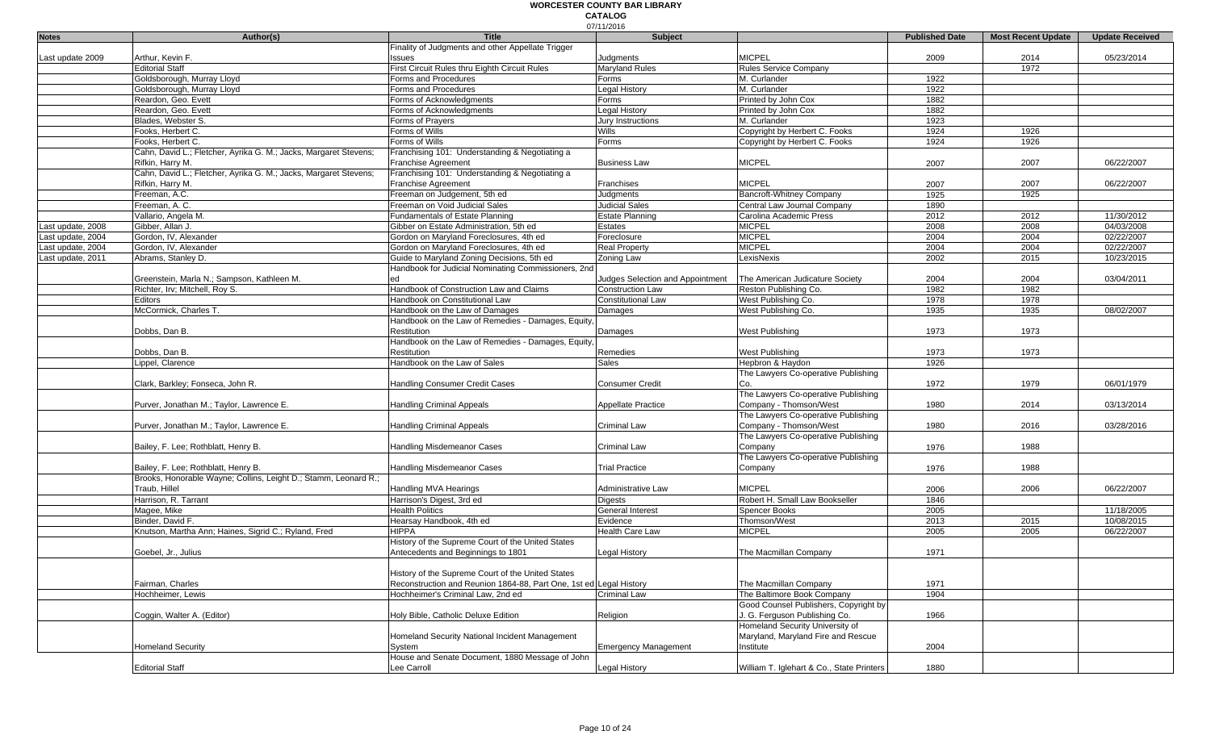# WORCESTER COUNTY BAR LIBRARY
## CATALOG
07/11/2016

| Notes | Author(s) | Title | Subject | | Published Date | Most Recent Update | Update Received |
|---|---|---|---|---|---|---|---|
| Last update 2009 | Arthur, Kevin F. | Finality of Judgments and other Appellate Trigger Issues | Judgments | MICPEL | 2009 | 2014 | 05/23/2014 |
| | Editorial Staff | First Circuit Rules thru Eighth Circuit Rules | Maryland Rules | Rules Service Company | | 1972 | |
| | Goldsborough, Murray Lloyd | Forms and Procedures | Forms | M. Curlander | 1922 | | |
| | Goldsborough, Murray Lloyd | Forms and Procedures | Legal History | M. Curlander | 1922 | | |
| | Reardon, Geo. Evett | Forms of Acknowledgments | Forms | Printed by John Cox | 1882 | | |
| | Reardon, Geo. Evett | Forms of Acknowledgments | Legal History | Printed by John Cox | 1882 | | |
| | Blades, Webster S. | Forms of Prayers | Jury Instructions | M. Curlander | 1923 | | |
| | Fooks, Herbert C. | Forms of Wills | Wills | Copyright by Herbert C. Fooks | 1924 | 1926 | |
| | Fooks, Herbert C. | Forms of Wills | Forms | Copyright by Herbert C. Fooks | 1924 | 1926 | |
| | Cahn, David L.; Fletcher, Ayrika G. M.; Jacks, Margaret Stevens; Rifkin, Harry M. | Franchising 101: Understanding & Negotiating a Franchise Agreement | Business Law | MICPEL | 2007 | 2007 | 06/22/2007 |
| | Cahn, David L.; Fletcher, Ayrika G. M.; Jacks, Margaret Stevens; Rifkin, Harry M. | Franchising 101: Understanding & Negotiating a Franchise Agreement | Franchises | MICPEL | 2007 | 2007 | 06/22/2007 |
| | Freeman, A.C. | Freeman on Judgement, 5th ed | Judgments | Bancroft-Whitney Company | 1925 | 1925 | |
| | Freeman, A. C. | Freeman on Void Judicial Sales | Judicial Sales | Central Law Journal Company | 1890 | | |
| | Vallario, Angela M. | Fundamentals of Estate Planning | Estate Planning | Carolina Academic Press | 2012 | 2012 | 11/30/2012 |
| Last update, 2008 | Gibber, Allan J. | Gibber on Estate Administration, 5th ed | Estates | MICPEL | 2008 | 2008 | 04/03/2008 |
| Last update, 2004 | Gordon, IV, Alexander | Gordon on Maryland Foreclosures, 4th ed | Foreclosure | MICPEL | 2004 | 2004 | 02/22/2007 |
| Last update, 2004 | Gordon, IV, Alexander | Gordon on Maryland Foreclosures, 4th ed | Real Property | MICPEL | 2004 | 2004 | 02/22/2007 |
| Last update, 2011 | Abrams, Stanley D. | Guide to Maryland Zoning Decisions, 5th ed | Zoning Law | LexisNexis | 2002 | 2015 | 10/23/2015 |
| | Greenstein, Marla N.; Sampson, Kathleen M. | Handbook for Judicial Nominating Commissioners, 2nd ed | Judges Selection and Appointment | The American Judicature Society | 2004 | 2004 | 03/04/2011 |
| | Richter, Irv; Mitchell, Roy S. | Handbook of Construction Law and Claims | Construction Law | Reston Publishing Co. | 1982 | 1982 | |
| | Editors | Handbook on Constitutional Law | Constitutional Law | West Publishing Co. | 1978 | 1978 | |
| | McCormick, Charles T. | Handbook on the Law of Damages | Damages | West Publishing Co. | 1935 | 1935 | 08/02/2007 |
| | Dobbs, Dan B. | Handbook on the Law of Remedies - Damages, Equity, Restitution | Damages | West Publishing | 1973 | 1973 | |
| | Dobbs, Dan B. | Handbook on the Law of Remedies - Damages, Equity, Restitution | Remedies | West Publishing | 1973 | 1973 | |
| | Lippel, Clarence | Handbook on the Law of Sales | Sales | Hepbron & Haydon | 1926 | | |
| | Clark, Barkley; Fonseca, John R. | Handling Consumer Credit Cases | Consumer Credit | The Lawyers Co-operative Publishing Co. | 1972 | 1979 | 06/01/1979 |
| | Purver, Jonathan M.; Taylor, Lawrence E. | Handling Criminal Appeals | Appellate Practice | The Lawyers Co-operative Publishing Company - Thomson/West | 1980 | 2014 | 03/13/2014 |
| | Purver, Jonathan M.; Taylor, Lawrence E. | Handling Criminal Appeals | Criminal Law | The Lawyers Co-operative Publishing Company - Thomson/West | 1980 | 2016 | 03/28/2016 |
| | Bailey, F. Lee; Rothblatt, Henry B. | Handling Misdemeanor Cases | Criminal Law | The Lawyers Co-operative Publishing Company | 1976 | 1988 | |
| | Bailey, F. Lee; Rothblatt, Henry B. | Handling Misdemeanor Cases | Trial Practice | The Lawyers Co-operative Publishing Company | 1976 | 1988 | |
| | Brooks, Honorable Wayne; Collins, Leight D.; Stamm, Leonard R.; Traub, Hillel | Handling MVA Hearings | Administrative Law | MICPEL | 2006 | 2006 | 06/22/2007 |
| | Harrison, R. Tarrant | Harrison's Digest, 3rd ed | Digests | Robert H. Small Law Bookseller | 1846 | | |
| | Magee, Mike | Health Politics | General Interest | Spencer Books | 2005 | | 11/18/2005 |
| | Binder, David F. | Hearsay Handbook, 4th ed | Evidence | Thomson/West | 2013 | 2015 | 10/08/2015 |
| | Knutson, Martha Ann; Haines, Sigrid C.; Ryland, Fred | HIPPA | Health Care Law | MICPEL | 2005 | 2005 | 06/22/2007 |
| | Goebel, Jr., Julius | History of the Supreme Court of the United States Antecedents and Beginnings to 1801 | Legal History | The Macmillan Company | 1971 | | |
| | Fairman, Charles | History of the Supreme Court of the United States Reconstruction and Reunion 1864-88, Part One, 1st ed | Legal History | The Macmillan Company | 1971 | | |
| | Hochheimer, Lewis | Hochheimer's Criminal Law, 2nd ed | Criminal Law | The Baltimore Book Company | 1904 | | |
| | Coggin, Walter A. (Editor) | Holy Bible, Catholic Deluxe Edition | Religion | Good Counsel Publishers, Copyright by J. G. Ferguson Publishing Co. | 1966 | | |
| | Homeland Security | Homeland Security National Incident Management System | Emergency Management | Homeland Security University of Maryland, Maryland Fire and Rescue Institute | 2004 | | |
| | Editorial Staff | House and Senate Document, 1880 Message of John Lee Carroll | Legal History | William T. Iglehart & Co., State Printers | 1880 | | |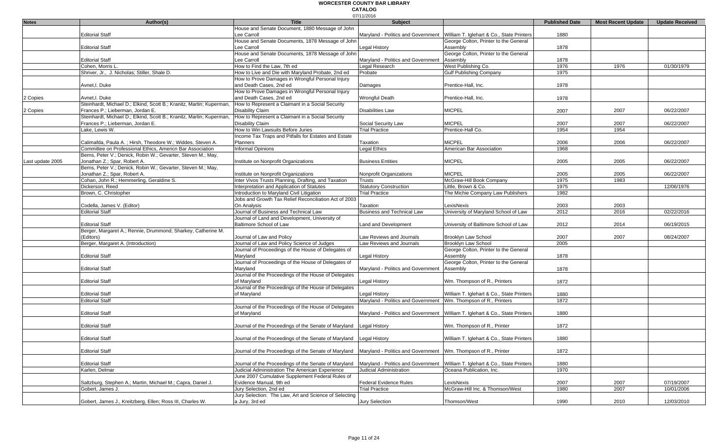# WORCESTER COUNTY BAR LIBRARY

## CATALOG

07/11/2016

| Notes | Author(s) | Title | Subject | | Published Date | Most Recent Update | Update Received |
|---|---|---|---|---|---|---|---|
| | Editorial Staff | House and Senate Document, 1880 Message of John Lee Carroll | Maryland - Politics and Government | William T. Iglehart & Co., State Printers | 1880 | | |
| | Editorial Staff | House and Senate Documents, 1878 Message of John Lee Carroll | Legal History | George Colton, Printer to the General Assembly | 1878 | | |
| | Editorial Staff | House and Senate Documents, 1878 Message of John Lee Carroll | Maryland - Politics and Government | George Colton, Printer to the General Assembly | 1878 | | |
| | Cohen, Morris L. | How to Find the Law, 7th ed | Legal Research | West Publishing Co. | 1976 | 1976 | 01/30/1979 |
| | Shriver, Jr., J. Nicholas; Stiller, Shale D. | How to Live and Die with Maryland Probate, 2nd ed | Probate | Gulf Publishing Company | 1975 | | |
| | Avnet,I. Duke | How to Prove Damages in Wrongful Personal Injury and Death Cases, 2nd ed | Damages | Prentice-Hall, Inc. | 1978 | | |
| 2 Copies | Avnet,I. Duke | How to Prove Damages in Wrongful Personal Injury and Death Cases, 2nd ed | Wrongful Death | Prentice-Hall, Inc. | 1978 | | |
| 2 Copies | Steinhardt, Michael D.; Elkind, Scott B.; Kranitz, Martin; Kuperman, Frances P.; Lieberman, Jordan E. | How to Represent a Claimant in a Social Security Disability Claim | Disabilities Law | MICPEL | 2007 | 2007 | 06/22/2007 |
| | Steinhardt, Michael D.; Elkind, Scott B.; Kranitz, Martin; Kuperman, Frances P.; Lieberman, Jordan E. | How to Represent a Claimant in a Social Security Disability Claim | Social Security Law | MICPEL | 2007 | 2007 | 06/22/2007 |
| | Lake, Lewis W. | How to Win Lawsuits Before Juries | Trial Practice | Prentice-Hall Co. | 1954 | 1954 | |
| | Calimafda, Paula A. ; Hirsh, Theodore W.; Widdes, Steven A. | Income Tax Traps and Pitfalls for Estates and Estate Planners | Taxation | MICPEL | 2006 | 2006 | 06/22/2007 |
| | Committee on Professional Ethics, Americn Bar Association | Informal Opinions | Legal Ethics | American Bar Association | 1968 | | |
| Last update 2005 | Berns, Peter V.; Denick, Robin W.; Gevarter, Steven M.; May, Jonathan Z.; Spar, Robert A. | Institute on Nonprofit Organizations | Business Entities | MICPEL | 2005 | 2005 | 06/22/2007 |
| | Berns, Peter V.; Denick, Robin W.; Gevarter, Steven M.; May, Jonathan Z.; Spar, Robert A. | Institute on Nonprofit Organizations | Nonprofit Organizations | MICPEL | 2005 | 2005 | 06/22/2007 |
| | Cohan, John R.; Hemmerling, Geraldine S. | Inter Vivos Trusts Planning, Drafting, and Taxation | Trusts | McGraw-Hill Book Company | 1975 | 1983 | |
| | Dickerson, Reed | Interpretation and Application of Statutes | Statutory Construction | Little, Brown & Co. | 1975 | | 12/06/1976 |
| | Brown, C. Christopher | Introduction to Maryland Civil Litigation | Trial Practice | The Michie Company Law Publishers | 1982 | | |
| | Codella, James V. (Editor) | Jobs and Growth Tax Relief Reconciliation Act of 2003 On Analysis | Taxation | LexisNexis | 2003 | 2003 | |
| | Editorial Staff | Journal of Business and Technical Law | Business and Technical Law | University of Maryland School of Law | 2012 | 2016 | 02/22/2016 |
| | Editorial Staff | Journal of Land and Development, University of Baltimore School of Law | Land and Development | University of Baltimore School of Law | 2012 | 2014 | 06/19/2015 |
| | Berger, Margaret A.; Rennie, Drummond; Sharkey, Catherine M. (Editors) | Journal of Law and Policy | Law Reviews and Journals | Brooklyn Law School | 2007 | 2007 | 08/24/2007 |
| | Berger, Margaret A. (Introduction) | Journal of Law and Policy Science of Judges | Law Reviews and Journals | Brooklyn Law School | 2005 | | |
| | Editorial Staff | Journal of Proceedings of the House of Delegates of Maryland | Legal History | George Colton, Printer to the General Assembly | 1878 | | |
| | Editorial Staff | Journal of Proceedings of the House of Delegates of Maryland | Maryland - Politics and Government | George Colton, Printer to the General Assembly | 1878 | | |
| | Editorial Staff | Journal of the Proceedings of the House of Delegates of Maryland | Legal History | Wm. Thompson of R., Printers | 1872 | | |
| | Editorial Staff | Journal of the Proceedings of the House of Delegates of Maryland | Legal History | William T. Iglehart & Co., State Printers | 1880 | | |
| | Editorial Staff | | Maryland - Politics and Government | Wm. Thompson of R., Printers | 1872 | | |
| | Editorial Staff | Journal of the Proceedings of the House of Delegates of Maryland | Maryland - Politics and Government | William T. Iglehart & Co., State Printers | 1880 | | |
| | Editorial Staff | Journal of the Proceedings of the Senate of Maryland | Legal History | Wm. Thompson of R., Printer | 1872 | | |
| | Editorial Staff | Journal of the Proceedings of the Senate of Maryland | Legal History | William T. Iglehart & Co., State Printers | 1880 | | |
| | Editorial Staff | Journal of the Proceedings of the Senate of Maryland | Maryland - Politics and Government | Wm. Thompson of R., Printer | 1872 | | |
| | Editorial Staff | Journal of the Proceedings of the Senate of Maryland | Maryland - Politics and Government | William T. Iglehart & Co., State Printers | 1880 | | |
| | Karlen, Delmar | Judicial Administration The American Experience | Judicial Administration | Oceana Publication, Inc. | 1970 | | |
| | Saltzburg, Stephen A.; Martin, Michael M.; Capra, Daniel J. | June 2007 Cumulative Supplement Federal Rules of Evidence Manual, 9th ed | Federal Evidence Rules | LexisNexis | 2007 | 2007 | 07/19/2007 |
| | Gobert, James J. | Jury Selection, 2nd ed | Trial Practice | McGraw-Hill Inc. & Thomson/West | 1980 | 2007 | 10/01/2006 |
| | Gobert, James J., Kreitzberg, Ellen; Ross III, Charles W. | Jury Selection: The Law, Art and Science of Selecting a Jury, 3rd ed | Jury Selection | Thomson/West | 1990 | 2010 | 12/03/2010 |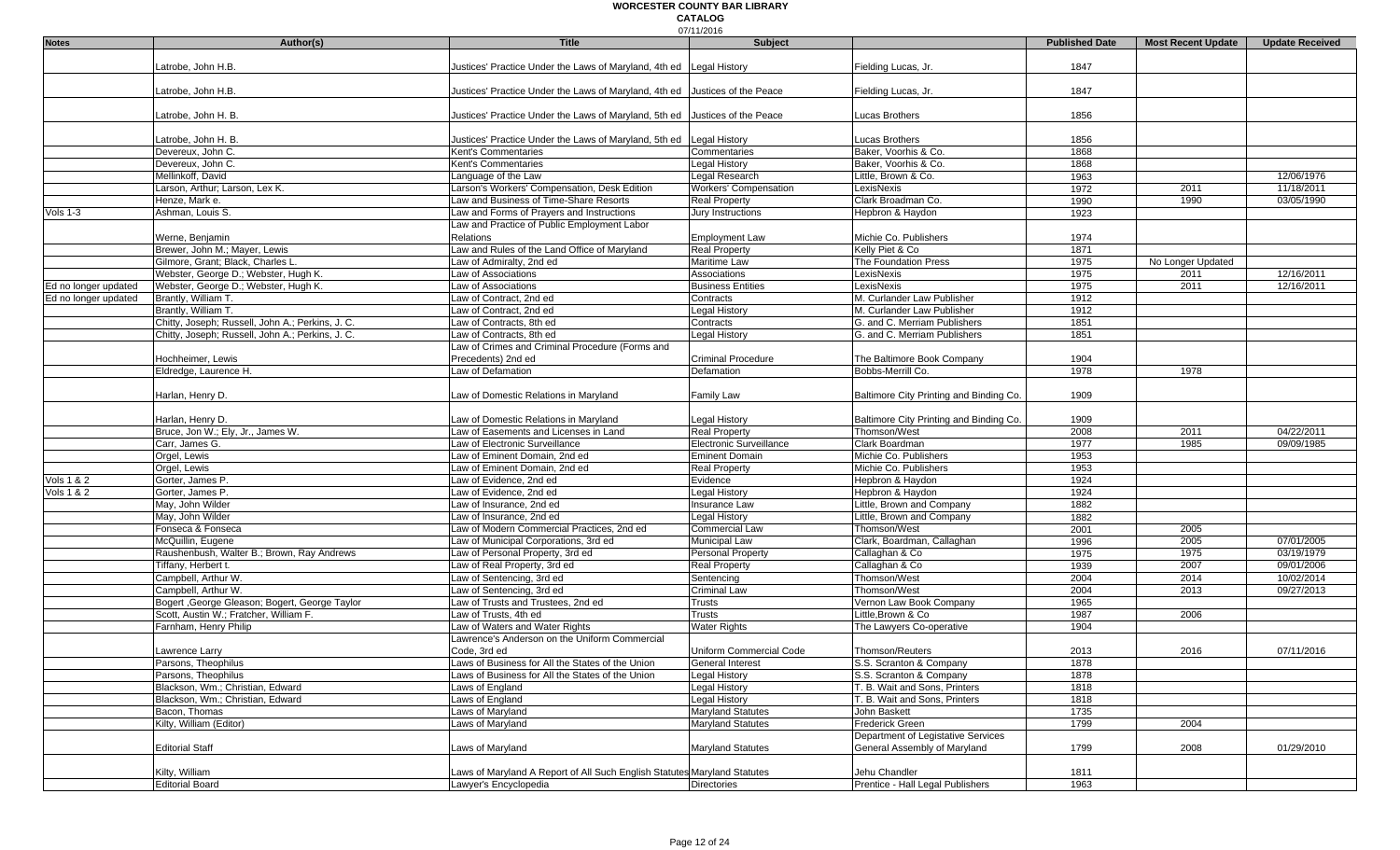# WORCESTER COUNTY BAR LIBRARY

**CATALOG**

07/11/2016

| Notes | Author(s) | Title | Subject | | Published Date | Most Recent Update | Update Received |
|---|---|---|---|---|---|---|---|
| | Latrobe, John H.B. | Justices' Practice Under the Laws of Maryland, 4th ed | Legal History | Fielding Lucas, Jr. | 1847 | | |
| | Latrobe, John H.B. | Justices' Practice Under the Laws of Maryland, 4th ed | Justices of the Peace | Fielding Lucas, Jr. | 1847 | | |
| | Latrobe, John H. B. | Justices' Practice Under the Laws of Maryland, 5th ed | Justices of the Peace | Lucas Brothers | 1856 | | |
| | Latrobe, John H. B. | Justices' Practice Under the Laws of Maryland, 5th ed | Legal History | Lucas Brothers | 1856 | | |
| | Devereux, John C. | Kent's Commentaries | Commentaries | Baker, Voorhis & Co. | 1868 | | |
| | Devereux, John C. | Kent's Commentaries | Legal History | Baker, Voorhis & Co. | 1868 | | |
| | Mellinkoff, David | Language of the Law | Legal Research | Little, Brown & Co. | 1963 | | 12/06/1976 |
| | Larson, Arthur; Larson, Lex K. | Larson's Workers' Compensation, Desk Edition | Workers' Compensation | LexisNexis | 1972 | 2011 | 11/18/2011 |
| | Henze, Mark e. | Law and Business of Time-Share Resorts | Real Property | Clark Broadman Co. | 1990 | 1990 | 03/05/1990 |
| Vols 1-3 | Ashman, Louis S. | Law and Forms of Prayers and Instructions | Jury Instructions | Hepbron & Haydon | 1923 | | |
| | Werne, Benjamin | Law and Practice of Public Employment Labor Relations | Employment Law | Michie Co. Publishers | 1974 | | |
| | Brewer, John M.; Mayer, Lewis | Law and Rules of the Land Office of Maryland | Real Property | Kelly Piet & Co | 1871 | | |
| | Gilmore, Grant; Black, Charles L. | Law of Admiralty, 2nd ed | Maritime Law | The Foundation Press | 1975 | No Longer Updated | |
| | Webster, George D.; Webster, Hugh K. | Law of Associations | Associations | LexisNexis | 1975 | 2011 | 12/16/2011 |
| Ed no longer updated | Webster, George D.; Webster, Hugh K. | Law of Associations | Business Entities | LexisNexis | 1975 | 2011 | 12/16/2011 |
| Ed no longer updated | Brantly, William T. | Law of Contract, 2nd ed | Contracts | M. Curlander Law Publisher | 1912 | | |
| | Brantly, William T. | Law of Contract, 2nd ed | Legal History | M. Curlander Law Publisher | 1912 | | |
| | Chitty, Joseph; Russell, John A.; Perkins, J. C. | Law of Contracts, 8th ed | Contracts | G. and C. Merriam Publishers | 1851 | | |
| | Chitty, Joseph; Russell, John A.; Perkins, J. C. | Law of Contracts, 8th ed | Legal History | G. and C. Merriam Publishers | 1851 | | |
| | Hochheimer, Lewis | Law of Crimes and Criminal Procedure (Forms and Precedents) 2nd ed | Criminal Procedure | The Baltimore Book Company | 1904 | | |
| | Eldredge, Laurence H. | Law of Defamation | Defamation | Bobbs-Merrill Co. | 1978 | 1978 | |
| | Harlan, Henry D. | Law of Domestic Relations in Maryland | Family Law | Baltimore City Printing and Binding Co. | 1909 | | |
| | Harlan, Henry D. | Law of Domestic Relations in Maryland | Legal History | Baltimore City Printing and Binding Co. | 1909 | | |
| | Bruce, Jon W.; Ely, Jr., James W. | Law of Easements and Licenses in Land | Real Property | Thomson/West | 2008 | 2011 | 04/22/2011 |
| | Carr, James G. | Law of Electronic Surveillance | Electronic Surveillance | Clark Boardman | 1977 | 1985 | 09/09/1985 |
| | Orgel, Lewis | Law of Eminent Domain, 2nd ed | Eminent Domain | Michie Co. Publishers | 1953 | | |
| | Orgel, Lewis | Law of Eminent Domain, 2nd ed | Real Property | Michie Co. Publishers | 1953 | | |
| Vols 1 & 2 | Gorter, James P. | Law of Evidence, 2nd ed | Evidence | Hepbron & Haydon | 1924 | | |
| Vols 1 & 2 | Gorter, James P. | Law of Evidence, 2nd ed | Legal History | Hepbron & Haydon | 1924 | | |
| | May, John Wilder | Law of Insurance, 2nd ed | Insurance Law | Little, Brown and Company | 1882 | | |
| | May, John Wilder | Law of Insurance, 2nd ed | Legal History | Little, Brown and Company | 1882 | | |
| | Fonseca & Fonseca | Law of Modern Commercial Practices, 2nd ed | Commercial Law | Thomson/West | 2001 | 2005 | |
| | McQuillin, Eugene | Law of Municipal Corporations, 3rd ed | Municipal Law | Clark, Boardman, Callaghan | 1996 | 2005 | 07/01/2005 |
| | Raushenbush, Walter B.; Brown, Ray Andrews | Law of Personal Property, 3rd ed | Personal Property | Callaghan & Co | 1975 | 1975 | 03/19/1979 |
| | Tiffany, Herbert t. | Law of Real Property, 3rd ed | Real Property | Callaghan & Co | 1939 | 2007 | 09/01/2006 |
| | Campbell, Arthur W. | Law of Sentencing, 3rd ed | Sentencing | Thomson/West | 2004 | 2014 | 10/02/2014 |
| | Campbell, Arthur W. | Law of Sentencing, 3rd ed | Criminal Law | Thomson/West | 2004 | 2013 | 09/27/2013 |
| | Bogert ,George Gleason; Bogert, George Taylor | Law of Trusts and Trustees, 2nd ed | Trusts | Vernon Law Book Company | 1965 | | |
| | Scott, Austin W.; Fratcher, William F. | Law of Trusts, 4th ed | Trusts | Little,Brown & Co | 1987 | 2006 | |
| | Farnham, Henry Philip | Law of Waters and Water Rights | Water Rights | The Lawyers Co-operative | 1904 | | |
| | Lawrence Larry | Lawrence's Anderson on the Uniform Commercial Code, 3rd ed | Uniform Commercial Code | Thomson/Reuters | 2013 | 2016 | 07/11/2016 |
| | Parsons, Theophilus | Laws of Business for All the States of the Union | General Interest | S.S. Scranton & Company | 1878 | | |
| | Parsons, Theophilus | Laws of Business for All the States of the Union | Legal History | S.S. Scranton & Company | 1878 | | |
| | Blackson, Wm.; Christian, Edward | Laws of England | Legal History | T. B. Wait and Sons, Printers | 1818 | | |
| | Blackson, Wm.; Christian, Edward | Laws of England | Legal History | T. B. Wait and Sons, Printers | 1818 | | |
| | Bacon, Thomas | Laws of Maryland | Maryland Statutes | John Baskett | 1735 | | |
| | Kilty, William (Editor) | Laws of Maryland | Maryland Statutes | Frederick Green | 1799 | 2004 | |
| | Editorial Staff | Laws of Maryland | Maryland Statutes | Department of Legistative Services General Assembly of Maryland | 1799 | 2008 | 01/29/2010 |
| | Kilty, William | Laws of Maryland A Report of All Such English Statutes | Maryland Statutes | Jehu Chandler | 1811 | | |
| | Editorial Board | Lawyer's Encyclopedia | Directories | Prentice - Hall Legal Publishers | 1963 | | |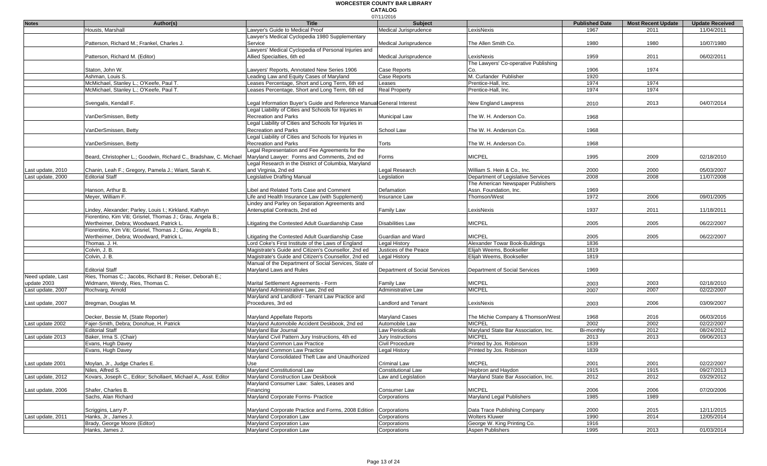# WORCESTER COUNTY BAR LIBRARY

## CATALOG

07/11/2016

| Notes | Author(s) | Title | Subject | | Published Date | Most Recent Update | Update Received |
|---|---|---|---|---|---|---|---|
| | Housts, Marshall | Lawyer's Guide to Medical Proof | Medical Jurisprudence | LexisNexis | 1967 | 2011 | 11/04/2011 |
| | Patterson, Richard M.; Frankel, Charles J. | Lawyer's Medical Cyclopedia 1980 Supplementary Service | Medical Jurisprudence | The Allen Smith Co. | 1980 | 1980 | 10/07/1980 |
| | Patterson, Richard M. (Editor) | Lawyers' Medical Cyclopedia of Personal Injuries and Allied Specialties, 6th ed | Medical Jurisprudence | LexisNexis | 1959 | 2011 | 06/02/2011 |
| | Staton, John W. | Lawyers' Reports, Annotated New Series 1906 | Case Reports | The Lawyers' Co-operative Publishing Co. | 1906 | 1974 | |
| | Ashman, Louis S. | Leading Law and Equity Cases of Maryland | Case Reports | M. Curlander Publisher | 1920 | | |
| | McMichael, Stanley L.; O'Keefe, Paul T. | Leases Percentage, Short and Long Term, 6th ed | Leases | Prentice-Hall, Inc. | 1974 | 1974 | |
| | McMichael, Stanley L.; O'Keefe, Paul T. | Leases Percentage, Short and Long Term, 6th ed | Real Property | Prentice-Hall, Inc. | 1974 | 1974 | |
| | Svengalis, Kendall F. | Legal Information Buyer's Guide and Reference Manual | General Interest | New England Lawpress | 2010 | 2013 | 04/07/2014 |
| | VanDerSmissen, Betty | Legal Liability of Cities and Schools for Injuries in Recreation and Parks | Municipal Law | The W. H. Anderson Co. | 1968 | | |
| | VanDerSmissen, Betty | Legal Liability of Cities and Schools for Injuries in Recreation and Parks | School Law | The W. H. Anderson Co. | 1968 | | |
| | VanDerSmissen, Betty | Legal Liability of Cities and Schools for Injuries in Recreation and Parks | Torts | The W. H. Anderson Co. | 1968 | | |
| | Beard, Christopher L.; Goodwin, Richard C., Bradshaw, C. Michael | Legal Representation and Fee Agreements for the Maryland Lawyer: Forms and Comments, 2nd ed | Forms | MICPEL | 1995 | 2009 | 02/18/2010 |
| Last update, 2010 | Chanin, Leah F.; Gregory, Pamela J.; Wiant, Sarah K. | Legal Research in the District of Columbia, Maryland and Virginia, 2nd ed | Legal Research | William S. Hein & Co., Inc. | 2000 | 2000 | 05/03/2007 |
| Last update, 2000 | Editorial Staff | Legislative Drafting Manual | Legislation | Department of Legislative Services | 2008 | 2008 | 11/07/2008 |
| | Hanson, Arthur B. | Libel and Related Torts Case and Comment | Defamation | The American Newspaper Publishers Assn. Foundation, Inc. | 1969 | | |
| | Meyer, William F. | Life and Health Insurance Law (with Supplement) | Insurance Law | Thomson/West | 1972 | 2006 | 09/01/2005 |
| | Lindey, Alexander; Parley, Louis I.; Kirkland, Kathryn | Lindey and Parley on Separation Agreements and Antenuptial Contracts, 2nd ed | Family Law | LexisNexis | 1937 | 2011 | 11/18/2011 |
| | Fiorentino, Kim Viti; Grisriel, Thomas J.; Grau, Angela B.; Wertheimer, Debra; Woodward, Patrick L. | Litigating the Contested Adult Guardianship Case | Disabilities Law | MICPEL | 2005 | 2005 | 06/22/2007 |
| | Fiorentino, Kim Viti; Grisriel, Thomas J.; Grau, Angela B.; Wertheimer, Debra; Woodward, Patrick L. | Litigating the Contested Adult Guardianship Case | Guardian and Ward | MICPEL | 2005 | 2005 | 06/22/2007 |
| | Thomas. J. H. | Lord Coke's First Institute of the Laws of England | Legal History | Alexander Towar Book-Buildings | 1836 | | |
| | Colvin, J. B. | Magistrate's Guide and Citizen's Counsellor, 2nd ed | Justices of the Peace | Elijah Weems, Bookseller | 1819 | | |
| | Colvin, J. B. | Magistrate's Guide and Citizen's Counsellor, 2nd ed | Legal History | Elijah Weems, Bookseller | 1819 | | |
| | Editorial Staff | Manual of the Department of Social Services, State of Maryland Laws and Rules | Department of Social Services | Department of Social Services | 1969 | | |
| Need update, Last update 2003 | Ries, Thomas C.; Jacobs, Richard B.; Reiser, Deborah E.; Widmann, Wendy, Ries, Thomas C. | Marital Settlement Agreements - Form | Family Law | MICPEL | 2003 | 2003 | 02/18/2010 |
| Last update, 2007 | Rochvarg, Arnold | Maryland Administrative Law, 2nd ed | Administrative Law | MICPEL | 2007 | 2007 | 02/22/2007 |
| Last update, 2007 | Bregman, Douglas M. | Maryland and Landlord - Tenant Law Practice and Procedures, 3rd ed | Landlord and Tenant | LexisNexis | 2003 | 2006 | 03/09/2007 |
| | Decker, Bessie M, (State Reporter) | Maryland Appellate Reports | Maryland Cases | The Michie Company & Thomson/West | 1968 | 2016 | 06/03/2016 |
| Last update 2002 | Fajer-Smith, Debra; Donohue, H. Patrick | Maryland Automobile Accident Deskbook, 2nd ed | Automobile Law | MICPEL | 2002 | 2002 | 02/22/2007 |
| | Editorial Staff | Maryland Bar Journal | Law Periodicals | Maryland State Bar Association, Inc. | Bi-monthly | 2012 | 08/24/2012 |
| Last update 2013 | Baker, Irma S. (Chair) | Maryland Civil Pattern Jury Instructions, 4th ed | Jury Instructions | MICPEL | 2013 | 2013 | 09/06/2013 |
| | Evans, Hugh Davey | Maryland Common Law Practice | Civil Procedure | Printed by Jos. Robinson | 1839 | | |
| | Evans, Hugh Davey | Maryland Common Law Practice | Legal History | Printed by Jos. Robinson | 1839 | | |
| Last update 2001 | Moylan, Jr., Judge Charles E. | Maryland Consolidated Theft Law and Unauthorized Use | Criminal Law | MICPEL | 2001 | 2001 | 02/22/2007 |
| | Niles, Alfred S. | Maryland Constitutional Law | Constitutional Law | Hepbron and Haydon | 1915 | 1915 | 09/27/2013 |
| Last update, 2012 | Kovars, Joseph C., Editor; Schollaert, Michael A., Asst. Editor | Maryland Construction Law Deskbook | Law and Legislation | Maryland State Bar Association, Inc. | 2012 | 2012 | 03/29/2012 |
| Last update, 2006 | Shafer, Charles B. | Maryland Consumer Law: Sales, Leases and Financing | Consumer Law | MICPEL | 2006 | 2006 | 07/20/2006 |
| | Sachs, Alan Richard | Maryland Corporate Forms- Practice | Corporations | Maryland Legal Publishers | 1985 | 1989 | |
| | Scriggins, Larry P. | Maryland Corporate Practice and Forms, 2008 Edition | Corporations | Data Trace Publishing Company | 2000 | 2015 | 12/11/2015 |
| Last update, 2011 | Hanks, Jr., James J. | Maryland Corporation Law | Corporations | Wolters Kluwer | 1990 | 2014 | 12/05/2014 |
| | Brady, George Moore (Editor) | Maryland Corporation Law | Corporations | George W. King Printing Co. | 1916 | | |
| | Hanks, James J. | Maryland Corporation Law | Corporations | Aspen Publishers | 1995 | 2013 | 01/03/2014 |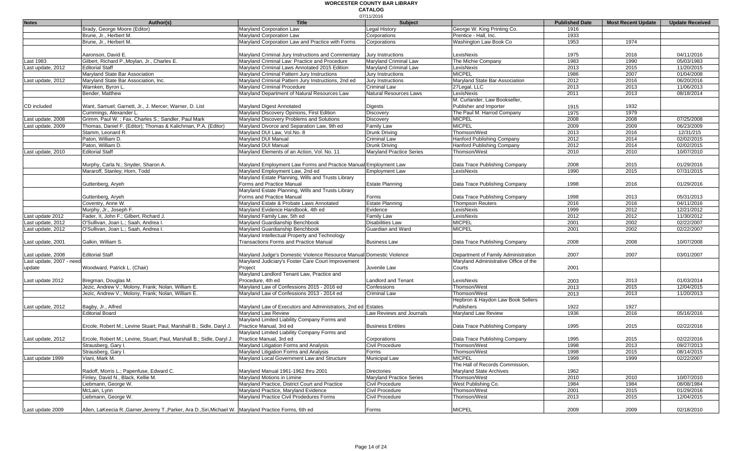# WORCESTER COUNTY BAR LIBRARY

## CATALOG

07/11/2016

| Notes | Author(s) | Title | Subject | | Published Date | Most Recent Update | Update Received |
|---|---|---|---|---|---|---|---|
| | Brady, George Moore (Editor) | Maryland Corporation Law | Legal History | George W. King Printing Co. | 1916 | | |
| | Brune, Jr., Herbert M. | Maryland Corporation Law | Corporations | Prentice - Hall, Inc. | 1933 | | |
| | Brune, Jr., Herbert M. | Maryland Corporation Law and Practice with Forms | Corporations | Washington Law Book Co | 1953 | 1974 | |
| | Aaronson, David E. | Maryland Criminal Jury Instructions and Commentary | Jury Instructions | LexisNexis | 1975 | 2016 | 04/11/2016 |
| Last 1983 | Gilbert, Richard P.,Moylan, Jr., Charles E. | Maryland Criminal Law: Practice and Procedure | Maryland Criminal Law | The Michie Company | 1983 | 1990 | 05/03/1983 |
| Last update, 2012 | Editorial Staff | Maryland Criminal Laws Annotated 2015 Edition | Maryland Criminal Law | LexisNexis | 2013 | 2015 | 11/20/2015 |
| | Maryland State Bar Association | Maryland Criminal Pattern Jury Instructions | Jury Instructions | MICPEL | 1986 | 2007 | 01/04/2008 |
| Last update, 2012 | Maryland State Bar Association, Inc. | Maryland Criminal Pattern Jury Instructions, 2nd ed | Jury Instructions | Maryland State Bar Association | 2012 | 2016 | 06/20/2016 |
| | Warnken, Byron L. | Maryland Criminal Procedure | Criminal Law | 27Legal, LLC | 2013 | 2013 | 11/06/2013 |
| | Bender, Matthew | Maryland Department of Natural Resources Law | Natural Resources Laws | LexisNexis | 2011 | 2013 | 08/18/2014 |
| CD included | Want, Samuel; Garnett, Jr., J. Mercer; Warner, D. List | Maryland Digest Annotated | Digests | M. Curlander, Law Bookseller, Publisher and Importer | 1915 | 1932 | |
| | Cummings, Alexander L. | Maryland Discovery Opinions, First Edition | Discovery | The Paul M. Harrod Company | 1975 | 1979 | |
| Last update, 2008 | Grimm, Paul W. ; Fax, Charles S.; Sandler, Paul Mark | Maryland Discovery Problems and Solutions | Discovery | MICPEL | 2008 | 2008 | 07/25/2008 |
| Last update, 2009 | Thomas, Daniel F. (Editor); Thomas & Kalichman, P.A. (Editor) | Maryland Divorce and Separation Law, 9th ed | Family Law | MICPEL | 2009 | 2009 | 06/23/2009 |
| | Stamm, Leonard R. | Maryland DUI Law, Vol.No. 8 | Drunk Driving | Thomson/West | 2013 | 2016 | 12/31/215 |
| | Paton, William D. | Maryland DUI Manual | Criminal Law | Hanford Publishing Company | 2012 | 2014 | 02/02/2015 |
| | Paton, William D. | Maryland DUI Manual | Drunk Driving | Hanford Publishing Company | 2012 | 2014 | 02/02/2015 |
| Last update, 2010 | Editorial Staff | Maryland Elements of an Action, Vol. No. 11 | Maryland Practice Series | Thomson/West | 2010 | 2010 | 10/07/2010 |
| | Murphy, Carla N.; Snyder, Sharon A. | Maryland Employment Law Forms and Practice Manual | Employment Law | Data Trace Publishing Company | 2008 | 2015 | 01/29/2016 |
| | Mararoff, Stanley; Horn, Todd | Maryland Employment Law, 2nd ed | Employment Law | LexisNexis | 1990 | 2015 | 07/31/2015 |
| | Guttenberg, Aryeh | Maryland Estate Planning, Wills and Trusts Library Forms and Practice Manual | Estate Planning | Data Trace Publishing Company | 1998 | 2016 | 01/29/2016 |
| | Guttenberg, Aryeh | Maryland Estate Planning, Wills and Trusts Library Forms and Practice Manual | Forms | Data Trace Publishing Company | 1998 | 2013 | 05/31/2013 |
| | Coventry, Anne W. | Maryland Estate & Probate Laws Annotated | Estate Planning | Thompson Reuters | 2016 | 2016 | 04/11/2016 |
| | Murphy, Jr., Joseph F. | Maryland Evidence Handbook, 4th ed | Evidence | LexisNexis | 1999 | 2012 | 12/21/2012 |
| Last update 2012 | Fader, II, John F.; Gilbert, Richard J. | Maryland Family Law, 5th ed | Family Law | LexisNexis | 2012 | 2012 | 11/30/2012 |
| Last update, 2012 | O'Sullivan, Joan L.; Saah, Andrea I. | Maryland Guardianship Benchbook | Disabilities Law | MICPEL | 2001 | 2002 | 02/22/2007 |
| Last update, 2012 | O'Sullivan, Joan L.; Saah, Andrea I. | Maryland Guardianship Benchbook | Guardian and Ward | MICPEL | 2001 | 2002 | 02/22/2007 |
| Last update, 2001 | Galkin, William S. | Maryland Intellectual Property and Technology Transactions Forms and Practice Manual | Business Law | Data Trace Publishing Company | 2008 | 2008 | 10/07/2008 |
| Last update, 2008 | Editorial Staff | Maryland Judge's Domestic Violence Resource Manual | Domestic Violence | Department of Family Administration | 2007 | 2007 | 03/01/2007 |
| Last update, 2007 - need update | Woodward, Patrick L. (Chair) | Maryland Judiciary's Foster Care Court Improvement Project | Juvenile Law | Maryland Administrative Office of the Courts | 2001 | | |
| Last update 2012 | Bregman, Douglas M. | Maryland Landlord Tenant Law, Practice and Procedure, 4th ed | Landlord and Tenant | LexisNexis | 2003 | 2013 | 01/03/2014 |
| | Jezic, Andrew V.; Molony, Frank; Nolan, William E. | Maryland Law of Confessions 2015 - 2016 ed | Confessions | Thomson/West | 2013 | 2015 | 12/04/2015 |
| | Jezic, Andrew V.; Molony, Frank; Nolan, William E. | Maryland Law of Confessions 2013 - 2014 ed | Criminal Law | Thomson/West | 2013 | 2013 | 11/20/2013 |
| Last update, 2012 | Bagby, Jr., Alfred | Maryland Law of Executors and Administrators, 2nd ed | Estates | Hepbron & Haydon Law Book Sellers Publishers | 1922 | 1927 | |
| | Editorial Board | Maryland Law Review | Law Reviews and Journals | Maryland Law Review | 1936 | 2016 | 05/16/2016 |
| | Ercole, Robert M.; Levine Stuart; Paul, Marshall B.; Sidle, Daryl J. | Maryland Limited Liability Company Forms and Practice Manual, 3rd ed | Business Entities | Data Trace Publishing Company | 1995 | 2015 | 02/22/2016 |
| Last update, 2012 | Ercole, Robert M.; Levine Stuart; Paul, Marshall B.; Sidle, Daryl J. | Maryland Limited Liability Company Forms and Practice Manual, 3rd ed | Corporations | Data Trace Publishing Company | 1995 | 2015 | 02/22/2016 |
| | Strausberg, Gary I. | Maryland Litigation Forms and Analysis | Civil Procedure | Thomson/West | 1998 | 2013 | 09/27/2013 |
| | Strausberg, Gary I. | Maryland Litigation Forms and Analysis | Forms | Thomson/West | 1998 | 2015 | 08/14/2015 |
| Last update 1999 | Viani, Mark M. | Maryland Local Government Law and Structure | Municipal Law | MICPEL | 1999 | 1999 | 02/22/2007 |
| | Radoff, Morris L.; Papenfuse, Edward C. | Maryland Manual 1961-1962 thru 2001 | Directories | The Hall of Records Commission, Maryland State Archives | 1962 | | |
| | Finley, David N., Black, Kellie M. | Maryland Motions in Limine | Maryland Practice Series | Thomson/West | 2010 | 2010 | 10/07/2010 |
| | Liebmann, George W. | Maryland Practice, District Court and Practice | Civil Procedure | West Publishing Co. | 1984 | 1984 | 08/08/1984 |
| | McLain, Lynn | Maryland Practice, Maryland Evidence | Civil Procedure | Thomson/West | 2001 | 2015 | 01/29/2016 |
| | Liebmann, George W. | Maryland Practice Civil Prodedures Forms | Civil Procedure | Thomson/West | 2013 | 2015 | 12/04/2015 |
| Last update 2009 | Allen, LaKeecia R.,Garner,Jeremy T.,Parker, Ara D.,Siri,Michael W. | Maryland Practice Forms, 6th ed | Forms | MICPEL | 2009 | 2009 | 02/18/2010 |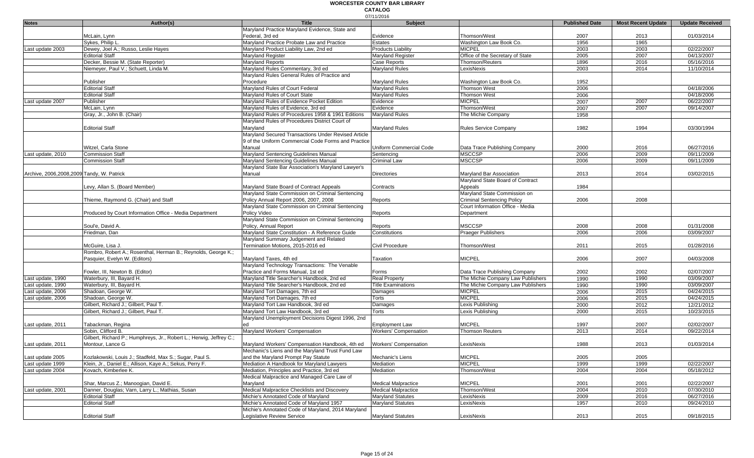# WORCESTER COUNTY BAR LIBRARY

## CATALOG

07/11/2016

| Notes | Author(s) | Title | Subject | | Published Date | Most Recent Update | Update Received |
|---|---|---|---|---|---|---|---|
| | McLain, Lynn | Maryland Practice Maryland Evidence, State and Federal, 3rd ed | Evidence | Thomson/West | 2007 | 2013 | 01/03/2014 |
| | Sykes, Philip L. | Maryland Practice Probate Law and Practice | Estates | Washington Law Book Co. | 1956 | 1965 | |
| Last update 2003 | Dewey, Joel A.; Russo, Leslie Hayes | Maryland Product Liability Law, 2nd ed | Products Liability | MICPEL | 2003 | 2003 | 02/22/2007 |
| | Editorial Staff | Maryland Register | Maryland Register | Office of the Secretary of State | 2005 | 2007 | 04/13/2007 |
| | Decker, Bessie M. (State Reporter) | Maryland Reports | Case Reports | Thomson/Reuters | 1896 | 2016 | 05/16/2016 |
| | Niemeyer, Paul V.; Schuett, Linda M. | Maryland Rules Commentary, 3rd ed | Maryland Rules | LexisNexis | 2003 | 2014 | 11/10/2014 |
| | Publisher | Maryland Rules General Rules of Practice and Procedure | Maryland Rules | Washington Law Book Co. | 1952 | | |
| | Editorial Staff | Maryland Rules of Court Federal | Maryland Rules | Thomson West | 2006 | | 04/18/2006 |
| | Editorial Staff | Maryland Rules of Court State | Maryland Rules | Thomson West | 2006 | | 04/18/2006 |
| Last update 2007 | Publisher | Maryland Rules of Evidence Pocket Edition | Evidence | MICPEL | 2007 | 2007 | 06/22/2007 |
| | McLain, Lynn | Maryland Rules of Evidence, 3rd ed | Evidence | Thomson/West | 2007 | 2007 | 09/14/2007 |
| | Gray, Jr., John B. (Chair) | Maryland Rules of Procedures 1958 & 1961 Editions | Maryland Rules | The Michie Company | 1958 | | |
| | Editorial Staff | Maryland Rules of Procedures District Court of Maryland | Maryland Rules | Rules Service Company | 1982 | 1994 | 03/30/1994 |
| | Witzel, Carla Stone | Maryland Secured Transactions Under Revised Article 9 of the Uniform Commercial Code Forms and Practice Manual | Uniform Commercial Code | Data Trace Publishing Company | 2000 | 2016 | 06/27/2016 |
| Last update, 2010 | Commission Staff | Maryland Sentencing Guidelines Manual | Sentencing | MSCCSP | 2006 | 2009 | 09/11/2009 |
| | Commission Staff | Maryland Sentencing Guidelines Manual | Criminal Law | MSCCSP | 2006 | 2009 | 09/11/2009 |
| Archive, 2006,2008,2009 | Tandy, W. Patrick | Maryland State Bar Association's Maryland Lawyer's Manual | Directories | Maryland Bar Association | 2013 | 2014 | 03/02/2015 |
| | Levy, Allan S. (Board Member) | Maryland State Board of Contract Appeals | Contracts | Maryland State Board of Contract Appeals | 1984 | | |
| | Thieme, Raymond G. (Chair) and Staff | Maryland State Commission on Criminal Sentencing Policy Annual Report 2006, 2007, 2008 | Reports | Maryland State Commission on Criminal Sentencing Policy | 2006 | 2008 | |
| | Produced by Court Information Office - Media Department | Maryland State Commission on Criminal Sentencing Policy Video | Reports | Court Information Office - Media Department | | | |
| | Soul'e, David A. | Maryland State Commission on Criminal Sentencing Policy, Annual Report | Reports | MSCCSP | 2008 | 2008 | 01/31/2008 |
| | Friedman, Dan | Maryland State Constitution - A Reference Guide | Constitutions | Praeger Publishers | 2006 | 2006 | 03/09/2007 |
| | McGuire, Lisa J. | Maryland Summary Judgement and Related Termination Motions, 2015-2016 ed | Civil Procedure | Thomson/West | 2011 | 2015 | 01/28/2016 |
| | Rombro, Robert A.; Rosenthal, Herman B.; Reynolds, George K.; Pasquier, Evelyn W. (Editors) | Maryland Taxes, 4th ed | Taxation | MICPEL | 2006 | 2007 | 04/03/2008 |
| | Fowler, III, Newton B. (Editor) | Maryland Technology Transactions: The Venable Practice and Forms Manual, 1st ed | Forms | Data Trace Publishing Company | 2002 | 2002 | 02/07/2007 |
| Last update, 1990 | Waterbury, III, Bayard H. | Maryland Title Searcher's Handbook, 2nd ed | Real Property | The Michie Company Law Publishers | 1990 | 1990 | 03/09/2007 |
| Last update, 1990 | Waterbury, III, Bayard H. | Maryland Title Searcher's Handbook, 2nd ed | Title Examinations | The Michie Company Law Publishers | 1990 | 1990 | 03/09/2007 |
| Last update, 2006 | Shadoan, George W. | Maryland Tort Damages, 7th ed | Damages | MICPEL | 2006 | 2015 | 04/24/2015 |
| Last update, 2006 | Shadoan, George W. | Maryland Tort Damages, 7th ed | Torts | MICPEL | 2006 | 2015 | 04/24/2015 |
| | Gilbert, Richard J.; Gilbert, Paul T. | Maryland Tort Law Handbook, 3rd ed | Damages | Lexis Publishing | 2000 | 2012 | 12/21/2012 |
| | Gilbert, Richard J.; Gilbert, Paul T. | Maryland Tort Law Handbook, 3rd ed | Torts | Lexis Publishing | 2000 | 2015 | 10/23/2015 |
| Last update, 2011 | Tabackman, Regina | Maryland Unemployment Decisions Digest 1996, 2nd ed | Employment Law | MICPEL | 1997 | 2007 | 02/02/2007 |
| | Sobin, Clifford B. | Maryland Workers' Compensation | Workers' Compensation | Thomson Reuters | 2013 | 2014 | 09/22/2014 |
| Last update, 2011 | Gilbert, Richard P.; Humphreys, Jr., Robert L.; Herwig, Jeffrey C.; Montour, Lance G | Maryland Workers' Compensation Handbook, 4th ed | Workers' Compensation | LexisNexis | 1988 | 2013 | 01/03/2014 |
| Last update 2005 | Kozlakowski, Louis J.; Stadfeld, Max S.; Sugar, Paul S. | Mechanic's Liens and the Maryland Trust Fund Law and the Maryland Prompt Pay Statute | Mechanic's Liens | MICPEL | 2005 | 2005 | |
| Last update 1999 | Klein, Jr., Daniel E.; Allison, Kaye A.; Sekus, Perry F. | Mediation A Handbook for Maryland Lawyers | Mediation | MICPEL | 1999 | 1999 | 02/22/2007 |
| Last update 2004 | Kovach, Kimberlee K. | Mediation, Principles and Practice, 3rd ed | Mediation | Thomson/West | 2004 | 2004 | 05/18/2012 |
| | Shar, Marcus Z.; Manoogian, David E. | Medical Malpractice and Managed Care Law of Maryland | Medical Malpractice | MICPEL | 2001 | 2001 | 02/22/2007 |
| Last update, 2001 | Danner, Douglas; Varn, Larry L.; Mathias, Susan | Medical Malpractice Checklists and Discovery | Medical Malpractice | Thomson/West | 2004 | 2010 | 07/30/2010 |
| | Editorial Staff | Michie's Annotated Code of Maryland | Maryland Statutes | LexisNexis | 2009 | 2016 | 06/27/2016 |
| | Editorial Staff | Michie's Annotated Code of Maryland 1957 | Maryland Statutes | LexisNexis | 1957 | 2010 | 09/24/2010 |
| | Editorial Staff | Michie's Annotated Code of Maryland, 2014 Maryland Legislative Review Service | Maryland Statutes | LexisNexis | 2013 | 2015 | 09/18/2015 |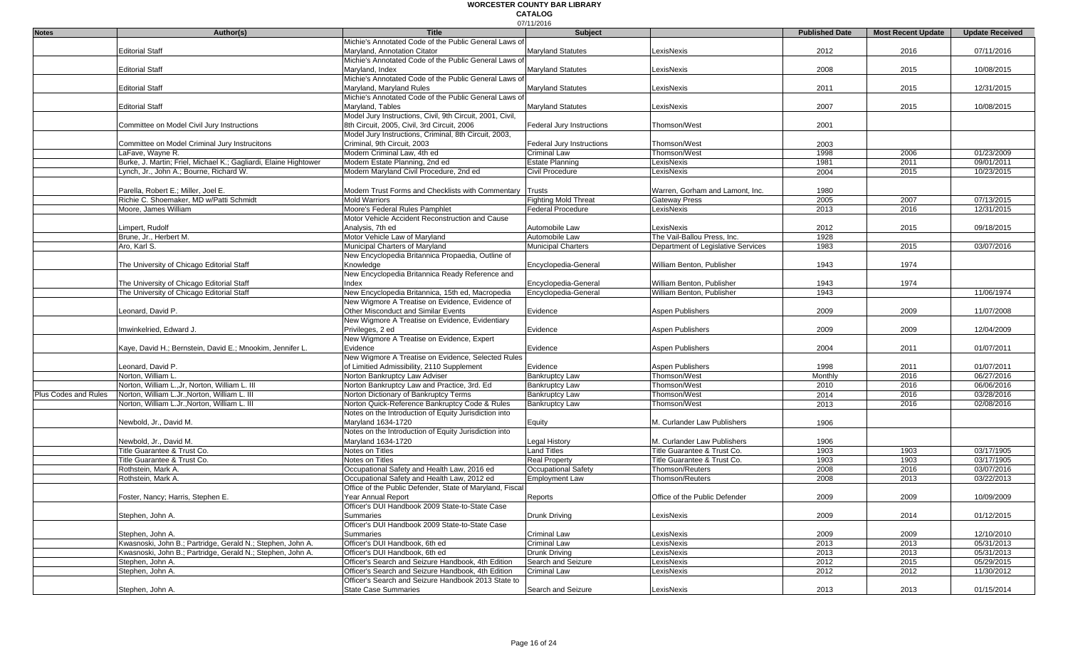# WORCESTER COUNTY BAR LIBRARY

**CATALOG**

07/11/2016

| Notes | Author(s) | Title | Subject | | Published Date | Most Recent Update | Update Received |
|---|---|---|---|---|---|---|---|
| | Editorial Staff | Michie's Annotated Code of the Public General Laws of Maryland, Annotation Citator | Maryland Statutes | LexisNexis | 2012 | 2016 | 07/11/2016 |
| | Editorial Staff | Michie's Annotated Code of the Public General Laws of Maryland, Index | Maryland Statutes | LexisNexis | 2008 | 2015 | 10/08/2015 |
| | Editorial Staff | Michie's Annotated Code of the Public General Laws of Maryland, Maryland Rules | Maryland Statutes | LexisNexis | 2011 | 2015 | 12/31/2015 |
| | Editorial Staff | Michie's Annotated Code of the Public General Laws of Maryland, Tables | Maryland Statutes | LexisNexis | 2007 | 2015 | 10/08/2015 |
| | Committee on Model Civil Jury Instructions | Model Jury Instructions, Civil, 9th Circuit, 2001, Civil, 8th Circuit, 2005, Civil, 3rd Circuit, 2006 | Federal Jury Instructions | Thomson/West | 2001 | | |
| | Committee on Model Criminal Jury Instrucitons | Model Jury Instructions, Criminal, 8th Circuit, 2003, Criminal, 9th Circuit, 2003 | Federal Jury Instructions | Thomson/West | 2003 | | |
| | LaFave, Wayne R. | Modern Criminal Law, 4th ed | Criminal Law | Thomson/West | 1998 | 2006 | 01/23/2009 |
| | Burke, J. Martin; Friel, Michael K.; Gagliardi, Elaine Hightower | Modern Estate Planning, 2nd ed | Estate Planning | LexisNexis | 1981 | 2011 | 09/01/2011 |
| | Lynch, Jr., John A.; Bourne, Richard W. | Modern Maryland Civil Procedure, 2nd ed | Civil Procedure | LexisNexis | 2004 | 2015 | 10/23/2015 |
| | Parella, Robert E.; Miller, Joel E. | Modern Trust Forms and Checklists with Commentary | Trusts | Warren, Gorham and Lamont, Inc. | 1980 | | |
| | Richie C. Shoemaker, MD w/Patti Schmidt | Mold Warriors | Fighting Mold Threat | Gateway Press | 2005 | 2007 | 07/13/2015 |
| | Moore, James William | Moore's Federal Rules Pamphlet | Federal Procedure | LexisNexis | 2013 | 2016 | 12/31/2015 |
| | Limpert, Rudolf | Motor Vehicle Accident Reconstruction and Cause Analysis, 7th ed | Automobile Law | LexisNexis | 2012 | 2015 | 09/18/2015 |
| | Brune, Jr., Herbert M. | Motor Vehicle Law of Maryland | Automobile Law | The Vail-Ballou Press, Inc. | 1928 | | |
| | Aro, Karl S. | Municipal Charters of Maryland | Municipal Charters | Department of Legislative Services | 1983 | 2015 | 03/07/2016 |
| | The University of Chicago Editorial Staff | New Encyclopedia Britannica Propaedia, Outline of Knowledge | Encyclopedia-General | William Benton, Publisher | 1943 | 1974 | |
| | The University of Chicago Editorial Staff | New Encyclopedia Britannica Ready Reference and Index | Encyclopedia-General | William Benton, Publisher | 1943 | 1974 | |
| | The University of Chicago Editorial Staff | New Encyclopedia Britannica, 15th ed, Macropedia | Encyclopedia-General | William Benton, Publisher | 1943 | | 11/06/1974 |
| | Leonard, David P. | New Wigmore A Treatise on Evidence, Evidence of Other Misconduct and Similar Events | Evidence | Aspen Publishers | 2009 | 2009 | 11/07/2008 |
| | Imwinkelried, Edward J. | New Wigmore A Treatise on Evidence, Evidentiary Privileges, 2 ed | Evidence | Aspen Publishers | 2009 | 2009 | 12/04/2009 |
| | Kaye, David H.; Bernstein, David E.; Mnookim, Jennifer L. | New Wigmore A Treatise on Evidence, Expert Evidence | Evidence | Aspen Publishers | 2004 | 2011 | 01/07/2011 |
| | Leonard, David P. | New Wigmore A Treatise on Evidence, Selected Rules of Limitied Admissibility, 2110 Supplement | Evidence | Aspen Publishers | 1998 | 2011 | 01/07/2011 |
| | Norton, William L. | Norton Bankruptcy Law Adviser | Bankruptcy Law | Thomson/West | Monthly | 2016 | 06/27/2016 |
| | Norton, William L.,Jr, Norton, William L. III | Norton Bankruptcy Law and Practice, 3rd. Ed | Bankruptcy Law | Thomson/West | 2010 | 2016 | 06/06/2016 |
| Plus Codes and Rules | Norton, William L.Jr.,Norton, William L. III | Norton Dictionary of Bankruptcy Terms | Bankruptcy Law | Thomson/West | 2014 | 2016 | 03/28/2016 |
| | Norton, William L.Jr.,Norton, William L. III | Norton Quick-Reference Bankruptcy Code & Rules | Bankruptcy Law | Thomson/West | 2013 | 2016 | 02/08/2016 |
| | Newbold, Jr., David M. | Notes on the Introduction of Equity Jurisdiction into Maryland 1634-1720 | Equity | M. Curlander Law Publishers | 1906 | | |
| | Newbold, Jr., David M. | Notes on the Introduction of Equity Jurisdiction into Maryland 1634-1720 | Legal History | M. Curlander Law Publishers | 1906 | | |
| | Title Guarantee & Trust Co. | Notes on Titles | Land Titles | Title Guarantee & Trust Co. | 1903 | 1903 | 03/17/1905 |
| | Title Guarantee & Trust Co. | Notes on Titles | Real Property | Title Guarantee & Trust Co. | 1903 | 1903 | 03/17/1905 |
| | Rothstein, Mark A. | Occupational Safety and Health Law, 2016 ed | Occupational Safety | Thomson/Reuters | 2008 | 2016 | 03/07/2016 |
| | Rothstein, Mark A. | Occupational Safety and Health Law, 2012 ed | Employment Law | Thomson/Reuters | 2008 | 2013 | 03/22/2013 |
| | Foster, Nancy; Harris, Stephen E. | Office of the Public Defender, State of Maryland, Fiscal Year Annual Report | Reports | Office of the Public Defender | 2009 | 2009 | 10/09/2009 |
| | Stephen, John A. | Officer's DUI Handbook 2009 State-to-State Case Summaries | Drunk Driving | LexisNexis | 2009 | 2014 | 01/12/2015 |
| | Stephen, John A. | Officer's DUI Handbook 2009 State-to-State Case Summaries | Criminal Law | LexisNexis | 2009 | 2009 | 12/10/2010 |
| | Kwasnoski, John B.; Partridge, Gerald N.; Stephen, John A. | Officer's DUI Handbook, 6th ed | Criminal Law | LexisNexis | 2013 | 2013 | 05/31/2013 |
| | Kwasnoski, John B.; Partridge, Gerald N.; Stephen, John A. | Officer's DUI Handbook, 6th ed | Drunk Driving | LexisNexis | 2013 | 2013 | 05/31/2013 |
| | Stephen, John A. | Officer's Search and Seizure Handbook, 4th Edition | Search and Seizure | LexisNexis | 2012 | 2015 | 05/29/2015 |
| | Stephen, John A. | Officer's Search and Seizure Handbook, 4th Edition | Criminal Law | LexisNexis | 2012 | 2012 | 11/30/2012 |
| | Stephen, John A. | Officer's Search and Seizure Handbook 2013 State to State Case Summaries | Search and Seizure | LexisNexis | 2013 | 2013 | 01/15/2014 |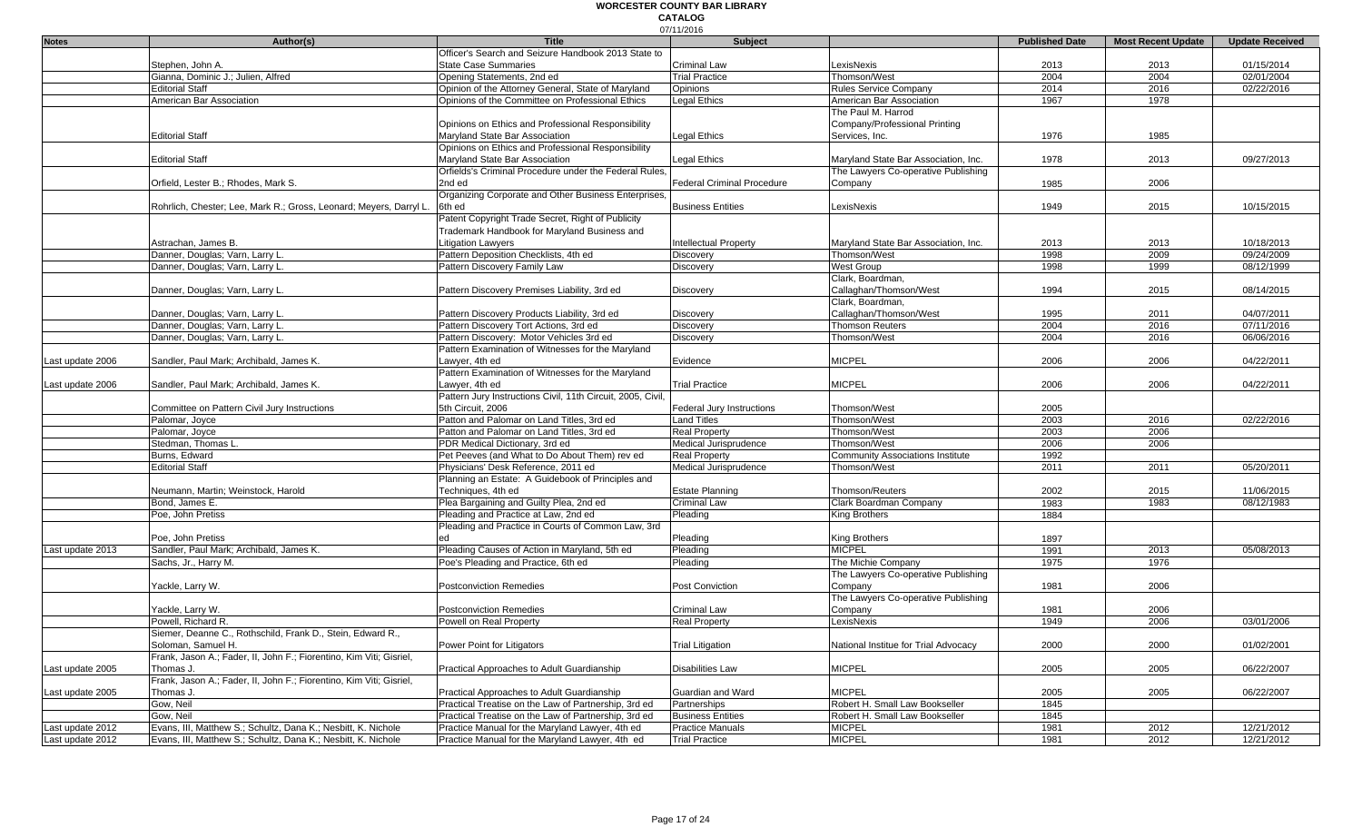# WORCESTER COUNTY BAR LIBRARY

## CATALOG

07/11/2016

| Notes | Author(s) | Title | Subject | | Published Date | Most Recent Update | Update Received |
|---|---|---|---|---|---|---|---|
| | Stephen, John A. | Officer's Search and Seizure Handbook 2013 State to State Case Summaries | Criminal Law | LexisNexis | 2013 | 2013 | 01/15/2014 |
| | Gianna, Dominic J.; Julien, Alfred | Opening Statements, 2nd ed | Trial Practice | Thomson/West | 2004 | 2004 | 02/01/2004 |
| | Editorial Staff | Opinion of the Attorney General, State of Maryland | Opinions | Rules Service Company | 2014 | 2016 | 02/22/2016 |
| | American Bar Association | Opinions of the Committee on Professional Ethics | Legal Ethics | American Bar Association | 1967 | 1978 | |
| | Editorial Staff | Opinions on Ethics and Professional Responsibility Maryland State Bar Association | Legal Ethics | The Paul M. Harrod Company/Professional Printing Services, Inc. | 1976 | 1985 | |
| | Editorial Staff | Opinions on Ethics and Professional Responsibility Maryland State Bar Association | Legal Ethics | Maryland State Bar Association, Inc. | 1978 | 2013 | 09/27/2013 |
| | Orfield, Lester B.; Rhodes, Mark S. | Orfields's Criminal Procedure under the Federal Rules, 2nd ed | Federal Criminal Procedure | The Lawyers Co-operative Publishing Company | 1985 | 2006 | |
| | Rohrlich, Chester; Lee, Mark R.; Gross, Leonard; Meyers, Darryl L. | Organizing Corporate and Other Business Enterprises, 6th ed | Business Entities | LexisNexis | 1949 | 2015 | 10/15/2015 |
| | Astrachan, James B. | Patent Copyright Trade Secret, Right of Publicity Trademark Handbook for Maryland Business and Litigation Lawyers | Intellectual Property | Maryland State Bar Association, Inc. | 2013 | 2013 | 10/18/2013 |
| | Danner, Douglas; Varn, Larry L. | Pattern Deposition Checklists, 4th ed | Discovery | Thomson/West | 1998 | 2009 | 09/24/2009 |
| | Danner, Douglas; Varn, Larry L. | Pattern Discovery Family Law | Discovery | West Group | 1998 | 1999 | 08/12/1999 |
| | Danner, Douglas; Varn, Larry L. | Pattern Discovery Premises Liability, 3rd ed | Discovery | Clark, Boardman, Callaghan/Thomson/West | 1994 | 2015 | 08/14/2015 |
| | Danner, Douglas; Varn, Larry L. | Pattern Discovery Products Liability, 3rd ed | Discovery | Clark, Boardman, Callaghan/Thomson/West | 1995 | 2011 | 04/07/2011 |
| | Danner, Douglas; Varn, Larry L. | Pattern Discovery Tort Actions, 3rd ed | Discovery | Thomson Reuters | 2004 | 2016 | 07/11/2016 |
| | Danner, Douglas; Varn, Larry L. | Pattern Discovery: Motor Vehicles 3rd ed | Discovery | Thomson/West | 2004 | 2016 | 06/06/2016 |
| Last update 2006 | Sandler, Paul Mark; Archibald, James K. | Pattern Examination of Witnesses for the Maryland Lawyer, 4th ed | Evidence | MICPEL | 2006 | 2006 | 04/22/2011 |
| Last update 2006 | Sandler, Paul Mark; Archibald, James K. | Pattern Examination of Witnesses for the Maryland Lawyer, 4th ed | Trial Practice | MICPEL | 2006 | 2006 | 04/22/2011 |
| | Committee on Pattern Civil Jury Instructions | Pattern Jury Instructions Civil, 11th Circuit, 2005, Civil, 5th Circuit, 2006 | Federal Jury Instructions | Thomson/West | 2005 | | |
| | Palomar, Joyce | Patton and Palomar on Land Titles, 3rd ed | Land Titles | Thomson/West | 2003 | 2016 | 02/22/2016 |
| | Palomar, Joyce | Patton and Palomar on Land Titles, 3rd ed | Real Property | Thomson/West | 2003 | 2006 | |
| | Stedman, Thomas L. | PDR Medical Dictionary, 3rd ed | Medical Jurisprudence | Thomson/West | 2006 | 2006 | |
| | Burns, Edward | Pet Peeves (and What to Do About Them) rev ed | Real Property | Community Associations Institute | 1992 | | |
| | Editorial Staff | Physicians' Desk Reference, 2011 ed | Medical Jurisprudence | Thomson/West | 2011 | 2011 | 05/20/2011 |
| | Neumann, Martin; Weinstock, Harold | Planning an Estate: A Guidebook of Principles and Techniques, 4th ed | Estate Planning | Thomson/Reuters | 2002 | 2015 | 11/06/2015 |
| | Bond, James E. | Plea Bargaining and Guilty Plea, 2nd ed | Criminal Law | Clark Boardman Company | 1983 | 1983 | 08/12/1983 |
| | Poe, John Pretiss | Pleading and Practice at Law, 2nd ed | Pleading | King Brothers | 1884 | | |
| | Poe, John Pretiss | Pleading and Practice in Courts of Common Law, 3rd ed | Pleading | King Brothers | 1897 | | |
| Last update 2013 | Sandler, Paul Mark; Archibald, James K. | Pleading Causes of Action in Maryland, 5th ed | Pleading | MICPEL | 1991 | 2013 | 05/08/2013 |
| | Sachs, Jr., Harry M. | Poe's Pleading and Practice, 6th ed | Pleading | The Michie Company | 1975 | 1976 | |
| | Yackle, Larry W. | Postconviction Remedies | Post Conviction | The Lawyers Co-operative Publishing Company | 1981 | 2006 | |
| | Yackle, Larry W. | Postconviction Remedies | Criminal Law | The Lawyers Co-operative Publishing Company | 1981 | 2006 | |
| | Powell, Richard R. | Powell on Real Property | Real Property | LexisNexis | 1949 | 2006 | 03/01/2006 |
| | Siemer, Deanne C., Rothschild, Frank D., Stein, Edward R., Soloman, Samuel H. | Power Point for Litigators | Trial Litigation | National Institue for Trial Advocacy | 2000 | 2000 | 01/02/2001 |
| Last update 2005 | Frank, Jason A.; Fader, II, John F.; Fiorentino, Kim Viti; Gisriel, Thomas J. | Practical Approaches to Adult Guardianship | Disabilities Law | MICPEL | 2005 | 2005 | 06/22/2007 |
| Last update 2005 | Frank, Jason A.; Fader, II, John F.; Fiorentino, Kim Viti; Gisriel, Thomas J. | Practical Approaches to Adult Guardianship | Guardian and Ward | MICPEL | 2005 | 2005 | 06/22/2007 |
| | Gow, Neil | Practical Treatise on the Law of Partnership, 3rd ed | Partnerships | Robert H. Small Law Bookseller | 1845 | | |
| | Gow, Neil | Practical Treatise on the Law of Partnership, 3rd ed | Business Entities | Robert H. Small Law Bookseller | 1845 | | |
| Last update 2012 | Evans, III, Matthew S.; Schultz, Dana K.; Nesbitt, K. Nichole | Practice Manual for the Maryland Lawyer, 4th ed | Practice Manuals | MICPEL | 1981 | 2012 | 12/21/2012 |
| Last update 2012 | Evans, III, Matthew S.; Schultz, Dana K.; Nesbitt, K. Nichole | Practice Manual for the Maryland Lawyer, 4th ed | Trial Practice | MICPEL | 1981 | 2012 | 12/21/2012 |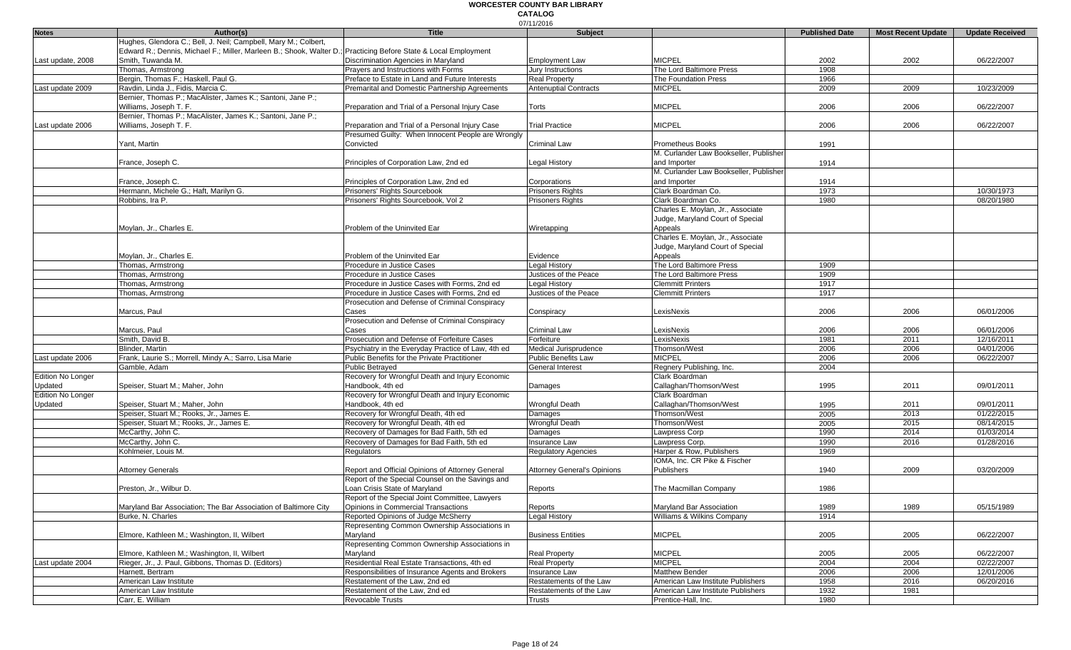# WORCESTER COUNTY BAR LIBRARY

## CATALOG

07/11/2016

| Notes | Author(s) | Title | Subject | | Published Date | Most Recent Update | Update Received |
|---|---|---|---|---|---|---|---|
| Last update, 2008 | Hughes, Glendora C.; Bell, J. Neil; Campbell, Mary M.; Colbert, Edward R.; Dennis, Michael F.; Miller, Marleen B.; Shook, Walter D.; Smith, Tuwanda M. | Practicing Before State & Local Employment Discrimination Agencies in Maryland | Employment Law | MICPEL | 2002 | 2002 | 06/22/2007 |
| | Thomas, Armstrong | Prayers and Instructions with Forms | Jury Instructions | The Lord Baltimore Press | 1908 | | |
| | Bergin, Thomas F.; Haskell, Paul G. | Preface to Estate in Land and Future Interests | Real Property | The Foundation Press | 1966 | | |
| Last update 2009 | Ravdin, Linda J., Fidis, Marcia C. | Premarital and Domestic Partnership Agreements | Antenuptial Contracts | MICPEL | 2009 | 2009 | 10/23/2009 |
| | Bernier, Thomas P.; MacAlister, James K.; Santoni, Jane P.; Williams, Joseph T. F. | Preparation and Trial of a Personal Injury Case | Torts | MICPEL | 2006 | 2006 | 06/22/2007 |
| Last update 2006 | Bernier, Thomas P.; MacAlister, James K.; Santoni, Jane P.; Williams, Joseph T. F. | Preparation and Trial of a Personal Injury Case | Trial Practice | MICPEL | 2006 | 2006 | 06/22/2007 |
| | Yant, Martin | Presumed Guilty: When Innocent People are Wrongly Convicted | Criminal Law | Prometheus Books | 1991 | | |
| | France, Joseph C. | Principles of Corporation Law, 2nd ed | Legal History | M. Curlander Law Bookseller, Publisher and Importer | 1914 | | |
| | France, Joseph C. | Principles of Corporation Law, 2nd ed | Corporations | M. Curlander Law Bookseller, Publisher and Importer | 1914 | | |
| | Hermann, Michele G.; Haft, Marilyn G. | Prisoners' Rights Sourcebook | Prisoners Rights | Clark Boardman Co. | 1973 | | 10/30/1973 |
| | Robbins, Ira P. | Prisoners' Rights Sourcebook, Vol 2 | Prisoners Rights | Clark Boardman Co. | 1980 | | 08/20/1980 |
| | Moylan, Jr., Charles E. | Problem of the Uninvited Ear | Wiretapping | Charles E. Moylan, Jr., Associate Judge, Maryland Court of Special Appeals | | | |
| | Moylan, Jr., Charles E. | Problem of the Uninvited Ear | Evidence | Charles E. Moylan, Jr., Associate Judge, Maryland Court of Special Appeals | | | |
| | Thomas, Armstrong | Procedure in Justice Cases | Legal History | The Lord Baltimore Press | 1909 | | |
| | Thomas, Armstrong | Procedure in Justice Cases | Justices of the Peace | The Lord Baltimore Press | 1909 | | |
| | Thomas, Armstrong | Procedure in Justice Cases with Forms, 2nd ed | Legal History | Clemmitt Printers | 1917 | | |
| | Thomas, Armstrong | Procedure in Justice Cases with Forms, 2nd ed | Justices of the Peace | Clemmitt Printers | 1917 | | |
| | Marcus, Paul | Prosecution and Defense of Criminal Conspiracy Cases | Conspiracy | LexisNexis | 2006 | 2006 | 06/01/2006 |
| | Marcus, Paul | Prosecution and Defense of Criminal Conspiracy Cases | Criminal Law | LexisNexis | 2006 | 2006 | 06/01/2006 |
| | Smith, David B. | Prosecution and Defense of Forfeiture Cases | Forfeiture | LexisNexis | 1981 | 2011 | 12/16/2011 |
| | Blinder, Martin | Psychiatry in the Everyday Practice of Law, 4th ed | Medical Jurisprudence | Thomson/West | 2006 | 2006 | 04/01/2006 |
| Last update 2006 | Frank, Laurie S.; Morrell, Mindy A.; Sarro, Lisa Marie | Public Benefits for the Private Practitioner | Public Benefits Law | MICPEL | 2006 | 2006 | 06/22/2007 |
| | Gamble, Adam | Public Betrayed | General Interest | Regnery Publishing, Inc. | 2004 | | |
| Edition No Longer Updated | Speiser, Stuart M.; Maher, John | Recovery for Wrongful Death and Injury Economic Handbook, 4th ed | Damages | Clark Boardman Callaghan/Thomson/West | 1995 | 2011 | 09/01/2011 |
| Edition No Longer Updated | Speiser, Stuart M.; Maher, John | Recovery for Wrongful Death and Injury Economic Handbook, 4th ed | Wrongful Death | Clark Boardman Callaghan/Thomson/West | 1995 | 2011 | 09/01/2011 |
| | Speiser, Stuart M.; Rooks, Jr., James E. | Recovery for Wrongful Death, 4th ed | Damages | Thomson/West | 2005 | 2013 | 01/22/2015 |
| | Speiser, Stuart M.; Rooks, Jr., James E. | Recovery for Wrongful Death, 4th ed | Wrongful Death | Thomson/West | 2005 | 2015 | 08/14/2015 |
| | McCarthy, John C. | Recovery of Damages for Bad Faith, 5th ed | Damages | Lawpress Corp | 1990 | 2014 | 01/03/2014 |
| | McCarthy, John C. | Recovery of Damages for Bad Faith, 5th ed | Insurance Law | Lawpress Corp. | 1990 | 2016 | 01/28/2016 |
| | Kohlmeier, Louis M. | Regulators | Regulatory Agencies | Harper & Row, Publishers | 1969 | | |
| | Attorney Generals | Report and Official Opinions of Attorney General | Attorney General's Opinions | IOMA, Inc. CR Pike & Fischer Publishers | 1940 | 2009 | 03/20/2009 |
| | Preston, Jr., Wilbur D. | Report of the Special Counsel on the Savings and Loan Crisis State of Maryland | Reports | The Macmillan Company | 1986 | | |
| | Maryland Bar Association; The Bar Association of Baltimore City | Report of the Special Joint Committee, Lawyers Opinions in Commercial Transactions | Reports | Maryland Bar Association | 1989 | 1989 | 05/15/1989 |
| | Burke, N. Charles | Reported Opinions of Judge McSherry | Legal History | Williams & Wilkins Company | 1914 | | |
| | Elmore, Kathleen M.; Washington, II, Wilbert | Representing Common Ownership Associations in Maryland | Business Entities | MICPEL | 2005 | 2005 | 06/22/2007 |
| | Elmore, Kathleen M.; Washington, II, Wilbert | Representing Common Ownership Associations in Maryland | Real Property | MICPEL | 2005 | 2005 | 06/22/2007 |
| Last update 2004 | Rieger, Jr., J. Paul, Gibbons, Thomas D. (Editors) | Residential Real Estate Transactions, 4th ed | Real Property | MICPEL | 2004 | 2004 | 02/22/2007 |
| | Harnett, Bertram | Responsibilities of Insurance Agents and Brokers | Insurance Law | Matthew Bender | 2006 | 2006 | 12/01/2006 |
| | American Law Institute | Restatement of the Law, 2nd ed | Restatements of the Law | American Law Institute Publishers | 1958 | 2016 | 06/20/2016 |
| | American Law Institute | Restatement of the Law, 2nd ed | Restatements of the Law | American Law Institute Publishers | 1932 | 1981 | |
| | Carr, E. William | Revocable Trusts | Trusts | Prentice-Hall, Inc. | 1980 | | |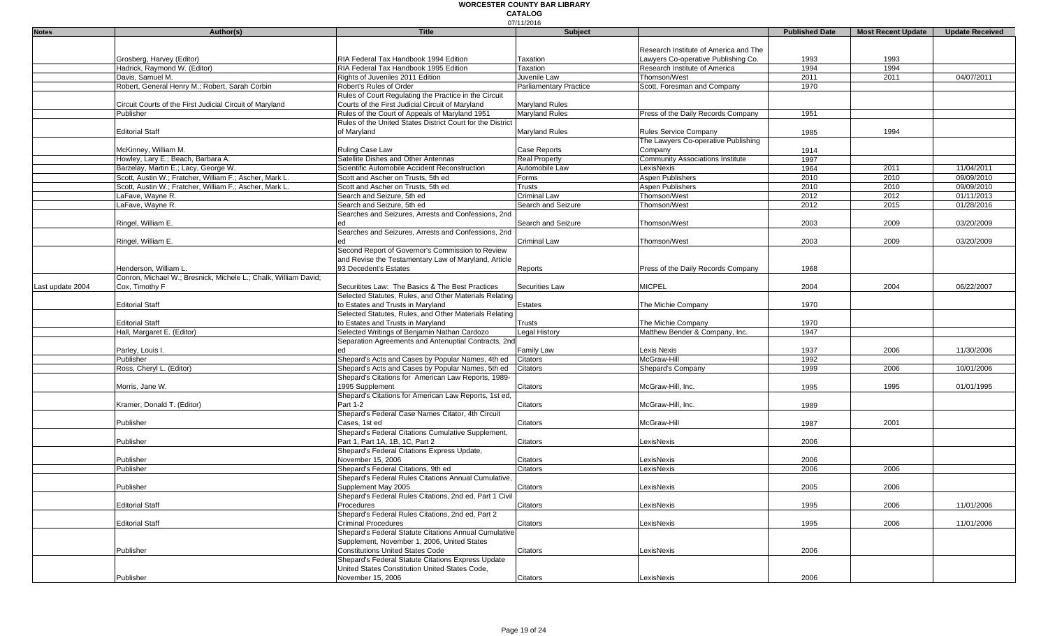# WORCESTER COUNTY BAR LIBRARY

**CATALOG**

07/11/2016

| Notes | Author(s) | Title | Subject | | Published Date | Most Recent Update | Update Received |
|---|---|---|---|---|---|---|---|
| | Grosberg, Harvey (Editor) | RIA Federal Tax Handbook 1994 Edition | Taxation | Research Institute of America and The Lawyers Co-operative Publishing Co. | 1993 | 1993 | |
| | Hadrick, Raymond W. (Editor) | RIA Federal Tax Handbook 1995 Edition | Taxation | Research Institute of America | 1994 | 1994 | |
| | Davis, Samuel M. | Rights of Juveniles 2011 Edition | Juvenile Law | Thomson/West | 2011 | 2011 | 04/07/2011 |
| | Robert, General Henry M.; Robert, Sarah Corbin | Robert's Rules of Order | Parliamentary Practice | Scott, Foresman and Company | 1970 | | |
| | Circuit Courts of the First Judicial Circuit of Maryland | Rules of Court Regulating the Practice in the Circuit Courts of the First Judicial Circuit of Maryland | Maryland Rules | | | | |
| | Publisher | Rules of the Court of Appeals of Maryland 1951 | Maryland Rules | Press of the Daily Records Company | 1951 | | |
| | Editorial Staff | Rules of the United States District Court for the District of Maryland | Maryland Rules | Rules Service Company | 1985 | 1994 | |
| | McKinney, William M. | Ruling Case Law | Case Reports | The Lawyers Co-operative Publishing Company | 1914 | | |
| | Howley, Lary E.; Beach, Barbara A. | Satellite Dishes and Other Antennas | Real Property | Community Associations Institute | 1997 | | |
| | Barzelay, Martin E.; Lacy, George W. | Scientific Automobile Accident Reconstruction | Automobile Law | LexisNexis | 1964 | 2011 | 11/04/2011 |
| | Scott, Austin W.; Fratcher, William F.; Ascher, Mark L. | Scott and Ascher on Trusts, 5th ed | Forms | Aspen Publishers | 2010 | 2010 | 09/09/2010 |
| | Scott, Austin W.; Fratcher, William F.; Ascher, Mark L. | Scott and Ascher on Trusts, 5th ed | Trusts | Aspen Publishers | 2010 | 2010 | 09/09/2010 |
| | LaFave, Wayne R. | Search and Seizure, 5th ed | Criminal Law | Thomson/West | 2012 | 2012 | 01/11/2013 |
| | LaFave, Wayne R. | Search and Seizure, 5th ed | Search and Seizure | Thomson/West | 2012 | 2015 | 01/28/2016 |
| | Ringel, William E. | Searches and Seizures, Arrests and Confessions, 2nd ed | Search and Seizure | Thomson/West | 2003 | 2009 | 03/20/2009 |
| | Ringel, William E. | Searches and Seizures, Arrests and Confessions, 2nd ed | Criminal Law | Thomson/West | 2003 | 2009 | 03/20/2009 |
| | Henderson, William L. | Second Report of Governor's Commission to Review and Revise the Testamentary Law of Maryland, Article 93 Decedent's Estates | Reports | Press of the Daily Records Company | 1968 | | |
| Last update 2004 | Conron, Michael W.; Bresnick, Michele L.; Chalk, William David; Cox, Timothy F | Securitites Law: The Basics & The Best Practices | Securities Law | MICPEL | 2004 | 2004 | 06/22/2007 |
| | Editorial Staff | Selected Statutes, Rules, and Other Materials Relating to Estates and Trusts in Maryland | Estates | The Michie Company | 1970 | | |
| | Editorial Staff | Selected Statutes, Rules, and Other Materials Relating to Estates and Trusts in Maryland | Trusts | The Michie Company | 1970 | | |
| | Hall, Margaret E. (Editor) | Selected Writings of Benjamin Nathan Cardozo | Legal History | Matthew Bender & Company, Inc. | 1947 | | |
| | Parley, Louis I. | Separation Agreements and Antenuptial Contracts, 2nd ed | Family Law | Lexis Nexis | 1937 | 2006 | 11/30/2006 |
| | Publisher | Shepard's Acts and Cases by Popular Names, 4th ed | Citators | McGraw-Hill | 1992 | | |
| | Ross, Cheryl L. (Editor) | Shepard's Acts and Cases by Popular Names, 5th ed | Citators | Shepard's Company | 1999 | 2006 | 10/01/2006 |
| | Morris, Jane W. | Shepard's Citations for American Law Reports, 1989-1995 Supplement | Citators | McGraw-Hill, Inc. | 1995 | 1995 | 01/01/1995 |
| | Kramer, Donald T. (Editor) | Shepard's Citations for American Law Reports, 1st ed, Part 1-2 | Citators | McGraw-Hill, Inc. | 1989 | | |
| | Publisher | Shepard's Federal Case Names Citator, 4th Circuit Cases, 1st ed | Citators | McGraw-Hill | 1987 | 2001 | |
| | Publisher | Shepard's Federal Citations Cumulative Supplement, Part 1, Part 1A, 1B, 1C, Part 2 | Citators | LexisNexis | 2006 | | |
| | Publisher | Shepard's Federal Citations Express Update, November 15, 2006 | Citators | LexisNexis | 2006 | | |
| | Publisher | Shepard's Federal Citations, 9th ed | Citators | LexisNexis | 2006 | 2006 | |
| | Publisher | Shepard's Federal Rules Citations Annual Cumulative, Supplement May 2005 | Citators | LexisNexis | 2005 | 2006 | |
| | Editorial Staff | Shepard's Federal Rules Citations, 2nd ed, Part 1 Civil Procedures | Citators | LexisNexis | 1995 | 2006 | 11/01/2006 |
| | Editorial Staff | Shepard's Federal Rules Citations, 2nd ed, Part 2 Criminal Procedures | Citators | LexisNexis | 1995 | 2006 | 11/01/2006 |
| | Publisher | Shepard's Federal Statute Citations Annual Cumulative Supplement, November 1, 2006, United States Constitutions United States Code | Citators | LexisNexis | 2006 | | |
| | Publisher | Shepard's Federal Statute Citations Express Update United States Constitution United States Code, November 15, 2006 | Citators | LexisNexis | 2006 | | |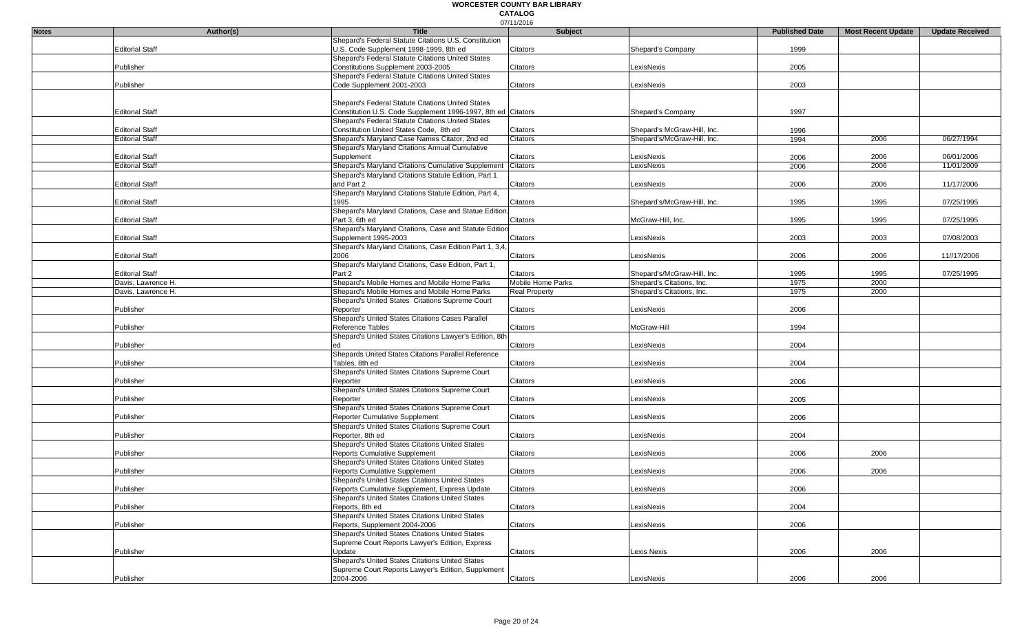# WORCESTER COUNTY BAR LIBRARY

**CATALOG**

07/11/2016

| Notes | Author(s) | Title | Subject | | Published Date | Most Recent Update | Update Received |
|---|---|---|---|---|---|---|---|
| | Editorial Staff | Shepard's Federal Statute Citations U.S. Constitution U.S. Code Supplement 1998-1999, 8th ed | Citators | Shepard's Company | 1999 | | |
| | Publisher | Shepard's Federal Statute Citations United States Constitutions Supplement 2003-2005 | Citators | LexisNexis | 2005 | | |
| | Publisher | Shepard's Federal Statute Citations United States Code Supplement 2001-2003 | Citators | LexisNexis | 2003 | | |
| | Editorial Staff | Shepard's Federal Statute Citations United States Constitution U.S. Code Supplement 1996-1997, 8th ed | Citators | Shepard's Company | 1997 | | |
| | Editorial Staff | Shepard's Federal Statute Citations United States Constitution United States Code, 8th ed | Citators | Shepard's McGraw-Hill, Inc. | 1996 | | |
| | Editorial Staff | Shepard's Maryland Case Names Citator, 2nd ed | Citators | Shepard's/McGraw-Hill, Inc. | 1994 | 2006 | 06/27/1994 |
| | Editorial Staff | Shepard's Maryland Citations Annual Cumulative Supplement | Citators | LexisNexis | 2006 | 2006 | 06/01/2006 |
| | Editorial Staff | Shepard's Maryland Citations Cumulative Supplement | Citators | LexisNexis | 2006 | 2006 | 11/01/2009 |
| | Editorial Staff | Shepard's Maryland Citations Statute Edition, Part 1 and Part 2 | Citators | LexisNexis | 2006 | 2006 | 11/17/2006 |
| | Editorial Staff | Shepard's Maryland Citations Statute Edition, Part 4, 1995 | Citators | Shepard's/McGraw-Hill, Inc. | 1995 | 1995 | 07/25/1995 |
| | Editorial Staff | Shepard's Maryland Citations, Case and Statue Edition, Part 3, 6th ed | Citators | McGraw-Hill, Inc. | 1995 | 1995 | 07/25/1995 |
| | Editorial Staff | Shepard's Maryland Citations, Case and Statute Edition Supplement 1995-2003 | Citators | LexisNexis | 2003 | 2003 | 07/08/2003 |
| | Editorial Staff | Shepard's Maryland Citations, Case Edition Part 1, 3,4, 2006 | Citators | LexisNexis | 2006 | 2006 | 11//17/2006 |
| | Editorial Staff | Shepard's Maryland Citations, Case Edition, Part 1, Part 2 | Citators | Shepard's/McGraw-Hill, Inc. | 1995 | 1995 | 07/25/1995 |
| | Davis, Lawrence H. | Shepard's Mobile Homes and Mobile Home Parks | Mobile Home Parks | Shepard's Citations, Inc. | 1975 | 2000 | |
| | Davis, Lawrence H. | Shepard's Mobile Homes and Mobile Home Parks | Real Property | Shepard's Citations, Inc. | 1975 | 2000 | |
| | Publisher | Shepard's United States Citations Supreme Court Reporter | Citators | LexisNexis | 2006 | | |
| | Publisher | Shepard's United States Citations Cases Parallel Reference Tables | Citators | McGraw-Hill | 1994 | | |
| | Publisher | Shepard's United States Citations Lawyer's Edition, 8th ed | Citators | LexisNexis | 2004 | | |
| | Publisher | Shepards United States Citations Parallel Reference Tables, 8th ed | Citators | LexisNexis | 2004 | | |
| | Publisher | Shepard's United States Citations Supreme Court Reporter | Citators | LexisNexis | 2006 | | |
| | Publisher | Shepard's United States Citations Supreme Court Reporter | Citators | LexisNexis | 2005 | | |
| | Publisher | Shepard's United States Citations Supreme Court Reporter Cumulative Supplement | Citators | LexisNexis | 2006 | | |
| | Publisher | Shepard's United States Citations Supreme Court Reporter, 8th ed | Citators | LexisNexis | 2004 | | |
| | Publisher | Shepard's United States Citations United States Reports Cumulative Supplement | Citators | LexisNexis | 2006 | 2006 | |
| | Publisher | Shepard's United States Citations United States Reports Cumulative Supplement | Citators | LexisNexis | 2006 | 2006 | |
| | Publisher | Shepard's United States Citations United States Reports Cumulative Supplement, Express Update | Citators | LexisNexis | 2006 | | |
| | Publisher | Shepard's United States Citations United States Reports, 8th ed | Citators | LexisNexis | 2004 | | |
| | Publisher | Shepard's United States Citations United States Reports, Supplement 2004-2006 | Citators | LexisNexis | 2006 | | |
| | Publisher | Shepard's United States Citations United States Supreme Court Reports Lawyer's Edition, Express Update | Citators | Lexis Nexis | 2006 | 2006 | |
| | Publisher | Shepard's United States Citations United States Supreme Court Reports Lawyer's Edition, Supplement 2004-2006 | Citators | LexisNexis | 2006 | 2006 | |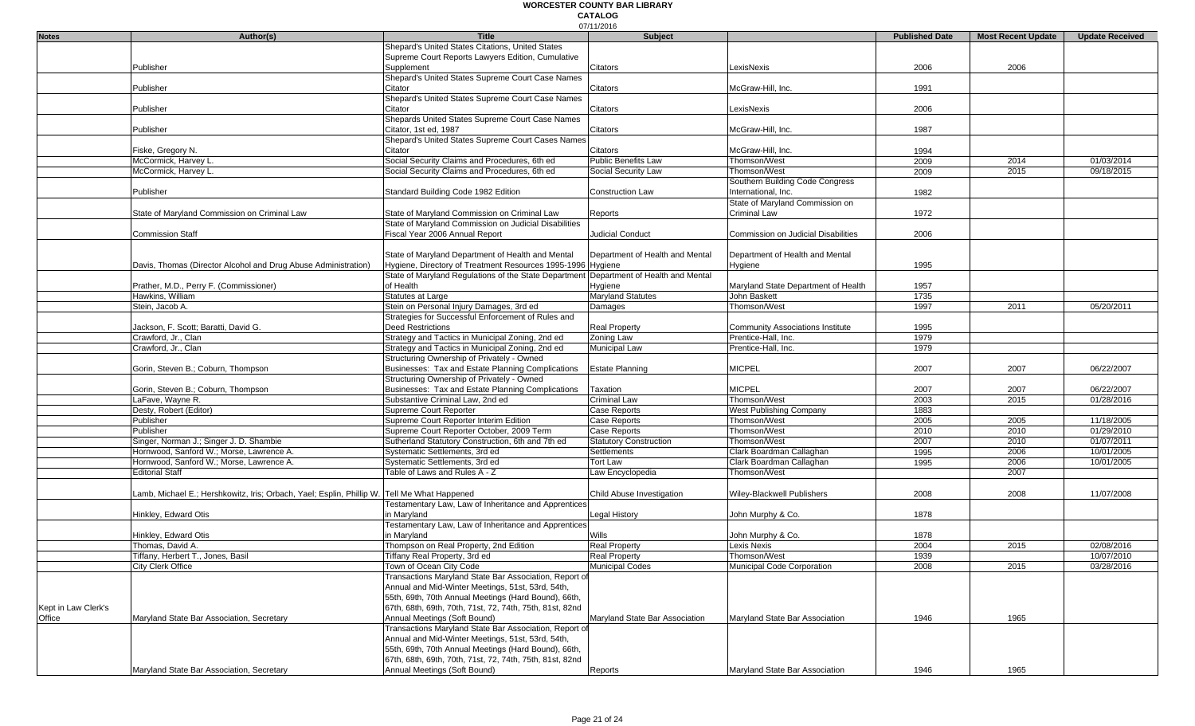# WORCESTER COUNTY BAR LIBRARY

**CATALOG**

07/11/2016

| Notes | Author(s) | Title | Subject | | Published Date | Most Recent Update | Update Received |
|---|---|---|---|---|---|---|---|
| | Publisher | Shepard's United States Citations, United States Supreme Court Reports Lawyers Edition, Cumulative Supplement | Citators | LexisNexis | 2006 | 2006 | |
| | Publisher | Shepard's United States Supreme Court Case Names Citator | Citators | McGraw-Hill, Inc. | 1991 | | |
| | Publisher | Shepard's United States Supreme Court Case Names Citator | Citators | LexisNexis | 2006 | | |
| | Publisher | Shepards United States Supreme Court Case Names Citator, 1st ed, 1987 | Citators | McGraw-Hill, Inc. | 1987 | | |
| | Fiske, Gregory N. | Shepard's United States Supreme Court Cases Names Citator | Citators | McGraw-Hill, Inc. | 1994 | | |
| | McCormick, Harvey L. | Social Security Claims and Procedures, 6th ed | Public Benefits Law | Thomson/West | 2009 | 2014 | 01/03/2014 |
| | McCormick, Harvey L. | Social Security Claims and Procedures, 6th ed | Social Security Law | Thomson/West | 2009 | 2015 | 09/18/2015 |
| | Publisher | Standard Building Code 1982 Edition | Construction Law | Southern Building Code Congress International, Inc. | 1982 | | |
| | State of Maryland Commission on Criminal Law | State of Maryland Commission on Criminal Law | Reports | State of Maryland Commission on Criminal Law | 1972 | | |
| | Commission Staff | State of Maryland Commission on Judicial Disabilities Fiscal Year 2006 Annual Report | Judicial Conduct | Commission on Judicial Disabilities | 2006 | | |
| | Davis, Thomas (Director Alcohol and Drug Abuse Administration) | State of Maryland Department of Health and Mental Hygiene, Directory of Treatment Resources 1995-1996 | Hygiene | Department of Health and Mental Hygiene | 1995 | | |
| | Prather, M.D., Perry F. (Commissioner) | State of Maryland Regulations of the State Department of Health | Department of Health and Mental Hygiene | Maryland State Department of Health | 1957 | | |
| | Hawkins, William | Statutes at Large | Maryland Statutes | John Baskett | 1735 | | |
| | Stein, Jacob A. | Stein on Personal Injury Damages, 3rd ed | Damages | Thomson/West | 1997 | 2011 | 05/20/2011 |
| | Jackson, F. Scott; Baratti, David G. | Strategies for Successful Enforcement of Rules and Deed Restrictions | Real Property | Community Associations Institute | 1995 | | |
| | Crawford, Jr., Clan | Strategy and Tactics in Municipal Zoning, 2nd ed | Zoning Law | Prentice-Hall, Inc. | 1979 | | |
| | Crawford, Jr., Clan | Strategy and Tactics in Municipal Zoning, 2nd ed | Municipal Law | Prentice-Hall, Inc. | 1979 | | |
| | Gorin, Steven B.; Coburn, Thompson | Structuring Ownership of Privately - Owned Businesses: Tax and Estate Planning Complications | Estate Planning | MICPEL | 2007 | 2007 | 06/22/2007 |
| | Gorin, Steven B.; Coburn, Thompson | Structuring Ownership of Privately - Owned Businesses: Tax and Estate Planning Complications | Taxation | MICPEL | 2007 | 2007 | 06/22/2007 |
| | LaFave, Wayne R. | Substantive Criminal Law, 2nd ed | Criminal Law | Thomson/West | 2003 | 2015 | 01/28/2016 |
| | Desty, Robert (Editor) | Supreme Court Reporter | Case Reports | West Publishing Company | 1883 | | |
| | Publisher | Supreme Court Reporter Interim Edition | Case Reports | Thomson/West | 2005 | 2005 | 11/18/2005 |
| | Publisher | Supreme Court Reporter October, 2009 Term | Case Reports | Thomson/West | 2010 | 2010 | 01/29/2010 |
| | Singer, Norman J.; Singer J. D. Shambie | Sutherland Statutory Construction, 6th and 7th ed | Statutory Construction | Thomson/West | 2007 | 2010 | 01/07/2011 |
| | Hornwood, Sanford W.; Morse, Lawrence A. | Systematic Settlements, 3rd ed | Settlements | Clark Boardman Callaghan | 1995 | 2006 | 10/01/2005 |
| | Hornwood, Sanford W.; Morse, Lawrence A. | Systematic Settlements, 3rd ed | Tort Law | Clark Boardman Callaghan | 1995 | 2006 | 10/01/2005 |
| | Editorial Staff | Table of Laws and Rules A - Z | Law Encyclopedia | Thomson/West | | 2007 | |
| | Lamb, Michael E.; Hershkowitz, Iris; Orbach, Yael; Esplin, Phillip W. | Tell Me What Happened | Child Abuse Investigation | Wiley-Blackwell Publishers | 2008 | 2008 | 11/07/2008 |
| | Hinkley, Edward Otis | Testamentary Law, Law of Inheritance and Apprentices in Maryland | Legal History | John Murphy & Co. | 1878 | | |
| | Hinkley, Edward Otis | Testamentary Law, Law of Inheritance and Apprentices in Maryland | Wills | John Murphy & Co. | 1878 | | |
| | Thomas, David A. | Thompson on Real Property, 2nd Edition | Real Property | Lexis Nexis | 2004 | 2015 | 02/08/2016 |
| | Tiffany, Herbert T., Jones, Basil | Tiffany Real Property, 3rd ed | Real Property | Thomson/West | 1939 | | 10/07/2010 |
| | City Clerk Office | Town of Ocean City Code | Municipal Codes | Municipal Code Corporation | 2008 | 2015 | 03/28/2016 |
| Kept in Law Clerk's Office | Maryland State Bar Association, Secretary | Transactions Maryland State Bar Association, Report of Annual and Mid-Winter Meetings, 51st, 53rd, 54th, 55th, 69th, 70th Annual Meetings (Hard Bound), 66th, 67th, 68th, 69th, 70th, 71st, 72, 74th, 75th, 81st, 82nd Annual Meetings (Soft Bound) | Maryland State Bar Association | Maryland State Bar Association | 1946 | 1965 | |
| | Maryland State Bar Association, Secretary | Transactions Maryland State Bar Association, Report of Annual and Mid-Winter Meetings, 51st, 53rd, 54th, 55th, 69th, 70th Annual Meetings (Hard Bound), 66th, 67th, 68th, 69th, 70th, 71st, 72, 74th, 75th, 81st, 82nd Annual Meetings (Soft Bound) | Reports | Maryland State Bar Association | 1946 | 1965 | |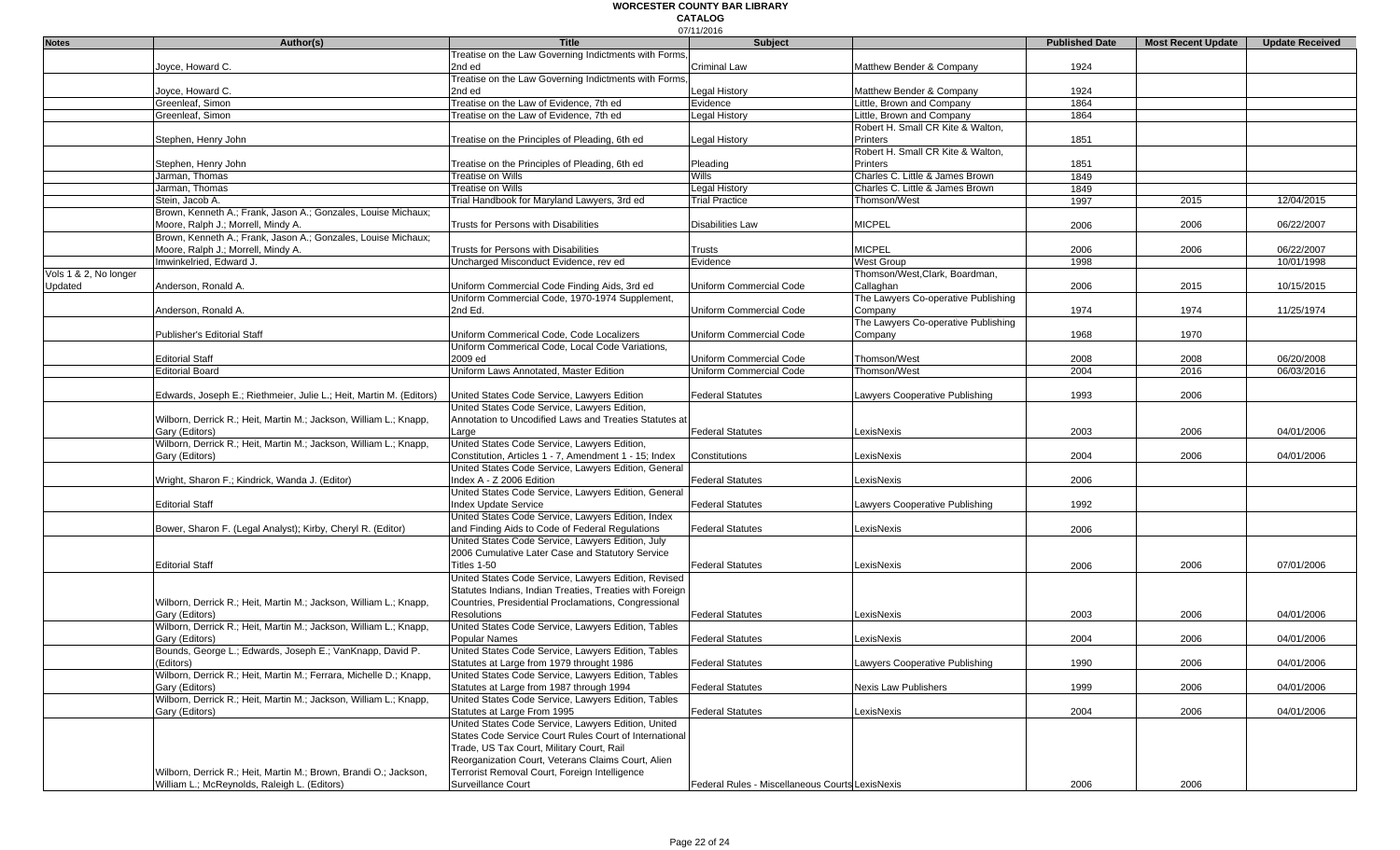# WORCESTER COUNTY BAR LIBRARY

**CATALOG**

07/11/2016

| Notes | Author(s) | Title | Subject | | Published Date | Most Recent Update | Update Received |
|---|---|---|---|---|---|---|---|
| | Joyce, Howard C. | Treatise on the Law Governing Indictments with Forms, 2nd ed | Criminal Law | Matthew Bender & Company | 1924 | | |
| | Joyce, Howard C. | Treatise on the Law Governing Indictments with Forms, 2nd ed | Legal History | Matthew Bender & Company | 1924 | | |
| | Greenleaf, Simon | Treatise on the Law of Evidence, 7th ed | Evidence | Little, Brown and Company | 1864 | | |
| | Greenleaf, Simon | Treatise on the Law of Evidence, 7th ed | Legal History | Little, Brown and Company | 1864 | | |
| | Stephen, Henry John | Treatise on the Principles of Pleading, 6th ed | Legal History | Robert H. Small CR Kite & Walton, Printers | 1851 | | |
| | Stephen, Henry John | Treatise on the Principles of Pleading, 6th ed | Pleading | Robert H. Small CR Kite & Walton, Printers | 1851 | | |
| | Jarman, Thomas | Treatise on Wills | Wills | Charles C. Little & James Brown | 1849 | | |
| | Jarman, Thomas | Treatise on Wills | Legal History | Charles C. Little & James Brown | 1849 | | |
| | Stein, Jacob A. | Trial Handbook for Maryland Lawyers, 3rd ed | Trial Practice | Thomson/West | 1997 | 2015 | 12/04/2015 |
| | Brown, Kenneth A.; Frank, Jason A.; Gonzales, Louise Michaux; Moore, Ralph J.; Morrell, Mindy A. | Trusts for Persons with Disabilities | Disabilities Law | MICPEL | 2006 | 2006 | 06/22/2007 |
| | Brown, Kenneth A.; Frank, Jason A.; Gonzales, Louise Michaux; Moore, Ralph J.; Morrell, Mindy A. | Trusts for Persons with Disabilities | Trusts | MICPEL | 2006 | 2006 | 06/22/2007 |
| | Imwinkelried, Edward J. | Uncharged Misconduct Evidence, rev ed | Evidence | West Group | 1998 | | 10/01/1998 |
| Vols 1 & 2, No longer Updated | Anderson, Ronald A. | Uniform Commercial Code Finding Aids, 3rd ed | Uniform Commercial Code | Thomson/West,Clark, Boardman, Callaghan | 2006 | 2015 | 10/15/2015 |
| | Anderson, Ronald A. | Uniform Commercial Code, 1970-1974 Supplement, 2nd Ed. | Uniform Commercial Code | The Lawyers Co-operative Publishing Company | 1974 | 1974 | 11/25/1974 |
| | Publisher's Editorial Staff | Uniform Commerical Code, Code Localizers | Uniform Commercial Code | The Lawyers Co-operative Publishing Company | 1968 | 1970 | |
| | Editorial Staff | Uniform Commerical Code, Local Code Variations, 2009 ed | Uniform Commercial Code | Thomson/West | 2008 | 2008 | 06/20/2008 |
| | Editorial Board | Uniform Laws Annotated, Master Edition | Uniform Commercial Code | Thomson/West | 2004 | 2016 | 06/03/2016 |
| | Edwards, Joseph E.; Riethmeier, Julie L.; Heit, Martin M. (Editors) | United States Code Service, Lawyers Edition | Federal Statutes | Lawyers Cooperative Publishing | 1993 | 2006 | |
| | Wilborn, Derrick R.; Heit, Martin M.; Jackson, William L.; Knapp, Gary (Editors) | United States Code Service, Lawyers Edition, Annotation to Uncodified Laws and Treaties Statutes at Large | Federal Statutes | LexisNexis | 2003 | 2006 | 04/01/2006 |
| | Wilborn, Derrick R.; Heit, Martin M.; Jackson, William L.; Knapp, Gary (Editors) | United States Code Service, Lawyers Edition, Constitution, Articles 1 - 7, Amendment 1 - 15; Index | Constitutions | LexisNexis | 2004 | 2006 | 04/01/2006 |
| | Wright, Sharon F.; Kindrick, Wanda J. (Editor) | United States Code Service, Lawyers Edition, General Index A - Z 2006 Edition | Federal Statutes | LexisNexis | 2006 | | |
| | Editorial Staff | United States Code Service, Lawyers Edition, General Index Update Service | Federal Statutes | Lawyers Cooperative Publishing | 1992 | | |
| | Bower, Sharon F. (Legal Analyst); Kirby, Cheryl R. (Editor) | United States Code Service, Lawyers Edition, Index and Finding Aids to Code of Federal Regulations | Federal Statutes | LexisNexis | 2006 | | |
| | Editorial Staff | United States Code Service, Lawyers Edition, July 2006 Cumulative Later Case and Statutory Service Titles 1-50 | Federal Statutes | LexisNexis | 2006 | 2006 | 07/01/2006 |
| | Wilborn, Derrick R.; Heit, Martin M.; Jackson, William L.; Knapp, Gary (Editors) | United States Code Service, Lawyers Edition, Revised Statutes Indians, Indian Treaties, Treaties with Foreign Countries, Presidential Proclamations, Congressional Resolutions | Federal Statutes | LexisNexis | 2003 | 2006 | 04/01/2006 |
| | Wilborn, Derrick R.; Heit, Martin M.; Jackson, William L.; Knapp, Gary (Editors) | United States Code Service, Lawyers Edition, Tables Popular Names | Federal Statutes | LexisNexis | 2004 | 2006 | 04/01/2006 |
| | Bounds, George L.; Edwards, Joseph E.; VanKnapp, David P. (Editors) | United States Code Service, Lawyers Edition, Tables Statutes at Large from 1979 throught 1986 | Federal Statutes | Lawyers Cooperative Publishing | 1990 | 2006 | 04/01/2006 |
| | Wilborn, Derrick R.; Heit, Martin M.; Ferrara, Michelle D.; Knapp, Gary (Editors) | United States Code Service, Lawyers Edition, Tables Statutes at Large from 1987 through 1994 | Federal Statutes | Nexis Law Publishers | 1999 | 2006 | 04/01/2006 |
| | Wilborn, Derrick R.; Heit, Martin M.; Jackson, William L.; Knapp, Gary (Editors) | United States Code Service, Lawyers Edition, Tables Statutes at Large From 1995 | Federal Statutes | LexisNexis | 2004 | 2006 | 04/01/2006 |
| | Wilborn, Derrick R.; Heit, Martin M.; Brown, Brandi O.; Jackson, William L.; McReynolds, Raleigh L. (Editors) | United States Code Service, Lawyers Edition, United States Code Service Court Rules Court of International Trade, US Tax Court, Military Court, Rail Reorganization Court, Veterans Claims Court, Alien Terrorist Removal Court, Foreign Intelligence Surveillance Court | Federal Rules - Miscellaneous Courts | LexisNexis | 2006 | 2006 | |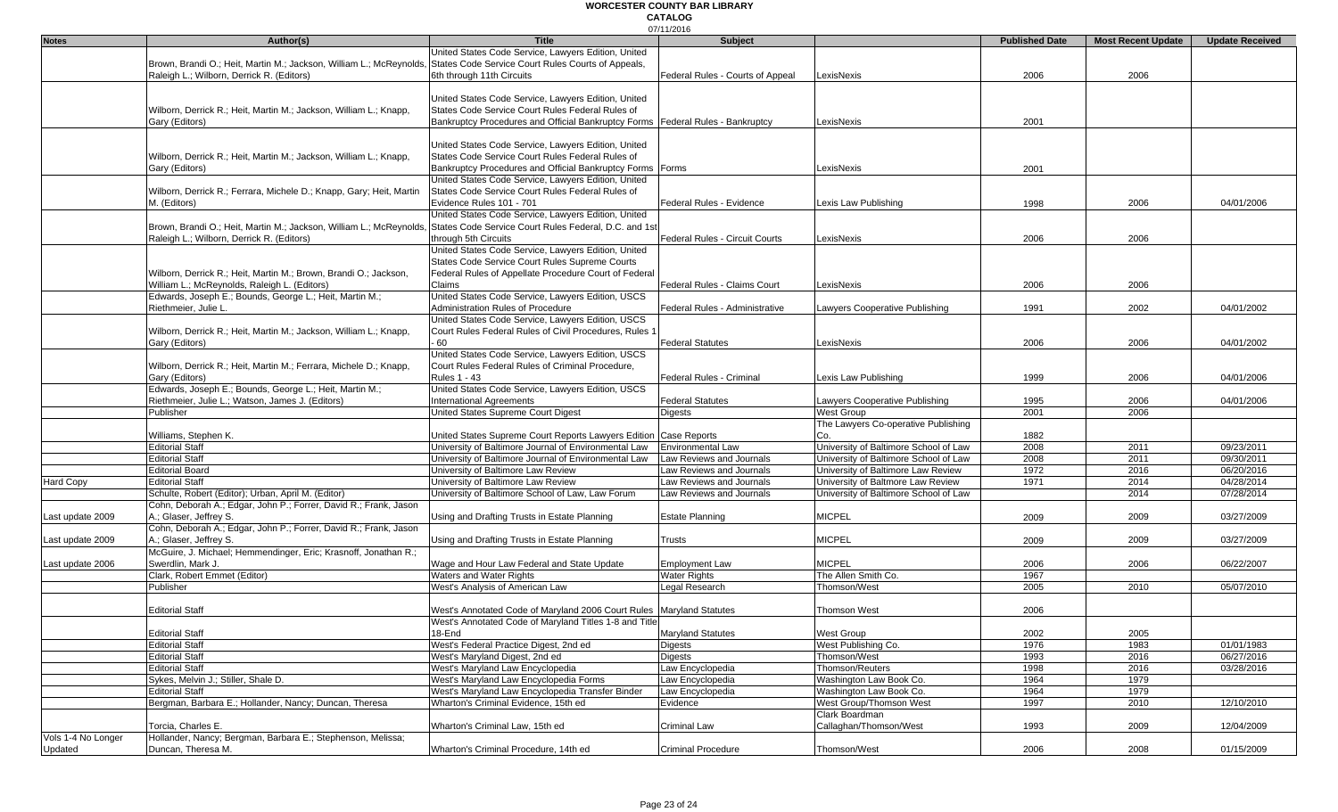# WORCESTER COUNTY BAR LIBRARY

**CATALOG**

07/11/2016

| Notes | Author(s) | Title | Subject | | Published Date | Most Recent Update | Update Received |
|---|---|---|---|---|---|---|---|
| | Brown, Brandi O.; Heit, Martin M.; Jackson, William L.; McReynolds, Raleigh L.; Wilborn, Derrick R. (Editors) | United States Code Service, Lawyers Edition, United States Code Service Court Rules Courts of Appeals, 6th through 11th Circuits | Federal Rules - Courts of Appeal | LexisNexis | 2006 | 2006 | |
| | Wilborn, Derrick R.; Heit, Martin M.; Jackson, William L.; Knapp, Gary (Editors) | United States Code Service, Lawyers Edition, United States Code Service Court Rules Federal Rules of Bankruptcy Procedures and Official Bankruptcy Forms | Federal Rules - Bankruptcy | LexisNexis | 2001 | | |
| | Wilborn, Derrick R.; Heit, Martin M.; Jackson, William L.; Knapp, Gary (Editors) | United States Code Service, Lawyers Edition, United States Code Service Court Rules Federal Rules of Bankruptcy Procedures and Official Bankruptcy Forms | Forms | LexisNexis | 2001 | | |
| | Wilborn, Derrick R.; Ferrara, Michele D.; Knapp, Gary; Heit, Martin M. (Editors) | United States Code Service, Lawyers Edition, United States Code Service Court Rules Federal Rules of Evidence Rules 101 - 701 | Federal Rules - Evidence | Lexis Law Publishing | 1998 | 2006 | 04/01/2006 |
| | Brown, Brandi O.; Heit, Martin M.; Jackson, William L.; McReynolds, Raleigh L.; Wilborn, Derrick R. (Editors) | United States Code Service, Lawyers Edition, United States Code Service Court Rules Federal, D.C. and 1st through 5th Circuits | Federal Rules - Circuit Courts | LexisNexis | 2006 | 2006 | |
| | Wilborn, Derrick R.; Heit, Martin M.; Brown, Brandi O.; Jackson, William L.; McReynolds, Raleigh L. (Editors) | United States Code Service, Lawyers Edition, United States Code Service Court Rules Supreme Courts Federal Rules of Appellate Procedure Court of Federal Claims | Federal Rules - Claims Court | LexisNexis | 2006 | 2006 | |
| | Edwards, Joseph E.; Bounds, George L.; Heit, Martin M.; Riethmeier, Julie L. | United States Code Service, Lawyers Edition, USCS Administration Rules of Procedure | Federal Rules - Administrative | Lawyers Cooperative Publishing | 1991 | 2002 | 04/01/2002 |
| | Wilborn, Derrick R.; Heit, Martin M.; Jackson, William L.; Knapp, Gary (Editors) | United States Code Service, Lawyers Edition, USCS Court Rules Federal Rules of Civil Procedures, Rules 1 - 60 | Federal Statutes | LexisNexis | 2006 | 2006 | 04/01/2002 |
| | Wilborn, Derrick R.; Heit, Martin M.; Ferrara, Michele D.; Knapp, Gary (Editors) | United States Code Service, Lawyers Edition, USCS Court Rules Federal Rules of Criminal Procedure, Rules 1 - 43 | Federal Rules - Criminal | Lexis Law Publishing | 1999 | 2006 | 04/01/2006 |
| | Edwards, Joseph E.; Bounds, George L.; Heit, Martin M.; Riethmeier, Julie L.; Watson, James J. (Editors) | United States Code Service, Lawyers Edition, USCS International Agreements | Federal Statutes | Lawyers Cooperative Publishing | 1995 | 2006 | 04/01/2006 |
| | Publisher | United States Supreme Court Digest | Digests | West Group | 2001 | 2006 | |
| | Williams, Stephen K. | United States Supreme Court Reports Lawyers Edition | Case Reports | The Lawyers Co-operative Publishing Co. | 1882 | | |
| | Editorial Staff | University of Baltimore Journal of Environmental Law | Environmental Law | University of Baltimore School of Law | 2008 | 2011 | 09/23/2011 |
| | Editorial Staff | University of Baltimore Journal of Environmental Law | Law Reviews and Journals | University of Baltimore School of Law | 2008 | 2011 | 09/30/2011 |
| | Editorial Board | University of Baltimore Law Review | Law Reviews and Journals | University of Baltimore Law Review | 1972 | 2016 | 06/20/2016 |
| Hard Copy | Editorial Staff | University of Baltimore Law Review | Law Reviews and Journals | University of Baltmore Law Review | 1971 | 2014 | 04/28/2014 |
| | Schulte, Robert (Editor); Urban, April M. (Editor) | University of Baltimore School of Law, Law Forum | Law Reviews and Journals | University of Baltimore School of Law | | 2014 | 07/28/2014 |
| Last update 2009 | Cohn, Deborah A.; Edgar, John P.; Forrer, David R.; Frank, Jason A.; Glaser, Jeffrey S. | Using and Drafting Trusts in Estate Planning | Estate Planning | MICPEL | 2009 | 2009 | 03/27/2009 |
| Last update 2009 | Cohn, Deborah A.; Edgar, John P.; Forrer, David R.; Frank, Jason A.; Glaser, Jeffrey S. | Using and Drafting Trusts in Estate Planning | Trusts | MICPEL | 2009 | 2009 | 03/27/2009 |
| Last update 2006 | McGuire, J. Michael; Hemmendinger, Eric; Krasnoff, Jonathan R.; Swerdlin, Mark J. | Wage and Hour Law Federal and State Update | Employment Law | MICPEL | 2006 | 2006 | 06/22/2007 |
| | Clark, Robert Emmet (Editor) | Waters and Water Rights | Water Rights | The Allen Smith Co. | 1967 | | |
| | Publisher | West's Analysis of American Law | Legal Research | Thomson/West | 2005 | 2010 | 05/07/2010 |
| | Editorial Staff | West's Annotated Code of Maryland 2006 Court Rules | Maryland Statutes | Thomson West | 2006 | | |
| | Editorial Staff | West's Annotated Code of Maryland Titles 1-8 and Title 18-End | Maryland Statutes | West Group | 2002 | 2005 | |
| | Editorial Staff | West's Federal Practice Digest, 2nd ed | Digests | West Publishing Co. | 1976 | 1983 | 01/01/1983 |
| | Editorial Staff | West's Maryland Digest, 2nd ed | Digests | Thomson/West | 1993 | 2016 | 06/27/2016 |
| | Editorial Staff | West's Maryland Law Encyclopedia | Law Encyclopedia | Thomson/Reuters | 1998 | 2016 | 03/28/2016 |
| | Sykes, Melvin J.; Stiller, Shale D. | West's Maryland Law Encyclopedia Forms | Law Encyclopedia | Washington Law Book Co. | 1964 | 1979 | |
| | Editorial Staff | West's Maryland Law Encyclopedia Transfer Binder | Law Encyclopedia | Washington Law Book Co. | 1964 | 1979 | |
| | Bergman, Barbara E.; Hollander, Nancy; Duncan, Theresa | Wharton's Criminal Evidence, 15th ed | Evidence | West Group/Thomson West | 1997 | 2010 | 12/10/2010 |
| | Torcia, Charles E. | Wharton's Criminal Law, 15th ed | Criminal Law | Clark Boardman Callaghan/Thomson/West | 1993 | 2009 | 12/04/2009 |
| Vols 1-4 No Longer Updated | Hollander, Nancy; Bergman, Barbara E.; Stephenson, Melissa; Duncan, Theresa M. | Wharton's Criminal Procedure, 14th ed | Criminal Procedure | Thomson/West | 2006 | 2008 | 01/15/2009 |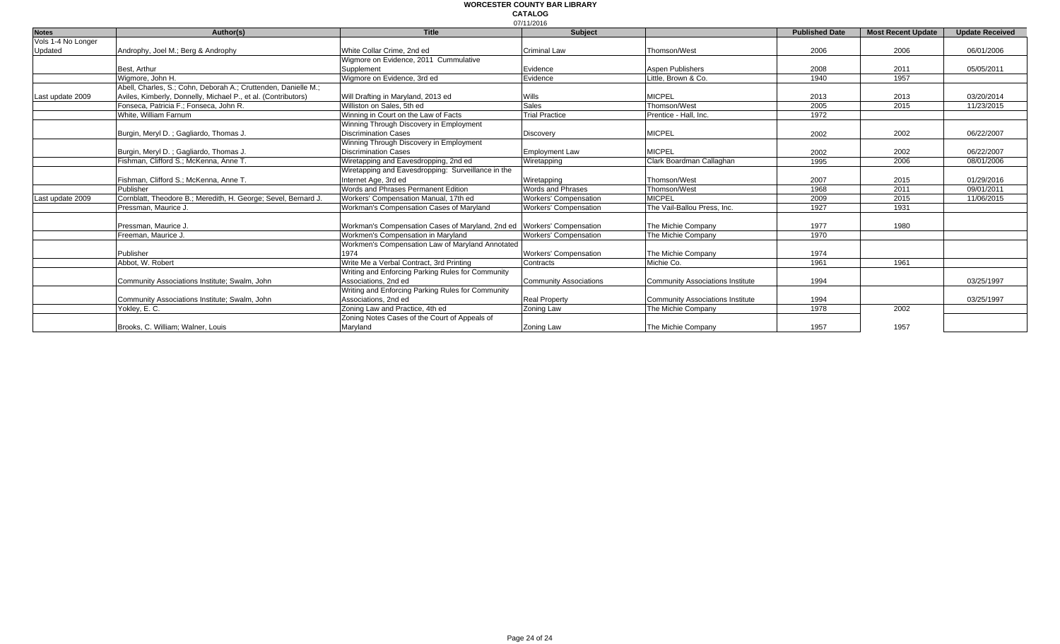# WORCESTER COUNTY BAR LIBRARY

**CATALOG**

07/11/2016

| Notes | Author(s) | Title | Subject | | Published Date | Most Recent Update | Update Received |
|---|---|---|---|---|---|---|---|
| Vols 1-4 No Longer Updated | Androphy, Joel M.; Berg & Androphy | White Collar Crime, 2nd ed | Criminal Law | Thomson/West | 2006 | 2006 | 06/01/2006 |
| | Best, Arthur | Wigmore on Evidence, 2011 Cummulative Supplement | Evidence | Aspen Publishers | 2008 | 2011 | 05/05/2011 |
| | Wigmore, John H. | Wigmore on Evidence, 3rd ed | Evidence | Little, Brown & Co. | 1940 | 1957 | |
| Last update 2009 | Abell, Charles, S.; Cohn, Deborah A.; Cruttenden, Danielle M.; Aviles, Kimberly, Donnelly, Michael P., et al. (Contributors) | Will Drafting in Maryland, 2013 ed | Wills | MICPEL | 2013 | 2013 | 03/20/2014 |
| | Fonseca, Patricia F.; Fonseca, John R. | Williston on Sales, 5th ed | Sales | Thomson/West | 2005 | 2015 | 11/23/2015 |
| | White, William Farnum | Winning in Court on the Law of Facts | Trial Practice | Prentice - Hall, Inc. | 1972 | | |
| | Burgin, Meryl D. ; Gagliardo, Thomas J. | Winning Through Discovery in Employment Discrimination Cases | Discovery | MICPEL | 2002 | 2002 | 06/22/2007 |
| | Burgin, Meryl D. ; Gagliardo, Thomas J. | Winning Through Discovery in Employment Discrimination Cases | Employment Law | MICPEL | 2002 | 2002 | 06/22/2007 |
| | Fishman, Clifford S.; McKenna, Anne T. | Wiretapping and Eavesdropping, 2nd ed | Wiretapping | Clark Boardman Callaghan | 1995 | 2006 | 08/01/2006 |
| | Fishman, Clifford S.; McKenna, Anne T. | Wiretapping and Eavesdropping: Surveillance in the Internet Age, 3rd ed | Wiretapping | Thomson/West | 2007 | 2015 | 01/29/2016 |
| | Publisher | Words and Phrases Permanent Edition | Words and Phrases | Thomson/West | 1968 | 2011 | 09/01/2011 |
| Last update 2009 | Cornblatt, Theodore B.; Meredith, H. George; Sevel, Bernard J. | Workers' Compensation Manual, 17th ed | Workers' Compensation | MICPEL | 2009 | 2015 | 11/06/2015 |
| | Pressman, Maurice J. | Workman's Compensation Cases of Maryland | Workers' Compensation | The Vail-Ballou Press, Inc. | 1927 | 1931 | |
| | Pressman, Maurice J. | Workman's Compensation Cases of Maryland, 2nd ed | Workers' Compensation | The Michie Company | 1977 | 1980 | |
| | Freeman, Maurice J. | Workmen's Compensation in Maryland | Workers' Compensation | The Michie Company | 1970 | | |
| | Publisher | Workmen's Compensation Law of Maryland Annotated 1974 | Workers' Compensation | The Michie Company | 1974 | | |
| | Abbot, W. Robert | Write Me a Verbal Contract, 3rd Printing | Contracts | Michie Co. | 1961 | 1961 | |
| | Community Associations Institute; Swalm, John | Writing and Enforcing Parking Rules for Community Associations, 2nd ed | Community Associations | Community Associations Institute | 1994 | | 03/25/1997 |
| | Community Associations Institute; Swalm, John | Writing and Enforcing Parking Rules for Community Associations, 2nd ed | Real Property | Community Associations Institute | 1994 | | 03/25/1997 |
| | Yokley, E. C. | Zoning Law and Practice, 4th ed | Zoning Law | The Michie Company | 1978 | 2002 | |
| | Brooks, C. William; Walner, Louis | Zoning Notes Cases of the Court of Appeals of Maryland | Zoning Law | The Michie Company | 1957 | 1957 | |